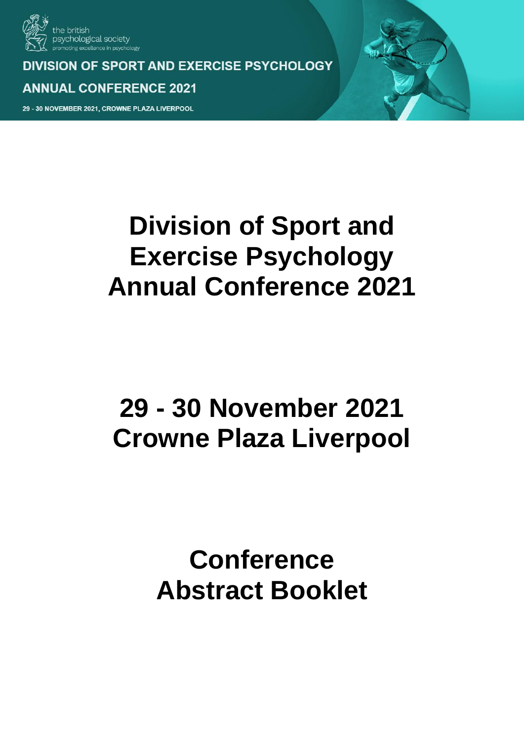the british psychological society
promoting excellence in psychology

DIVISION OF SPORT AND EXERCISE PSYCHOLOGY

ANNUAL CONFERENCE 2021

29 - 30 NOVEMBER 2021, CROWNE PLAZA LIVERPOOL

# Division of Sport and Exercise Psychology Annual Conference 2021

# 29 - 30 November 2021 Crowne Plaza Liverpool

# Conference Abstract Booklet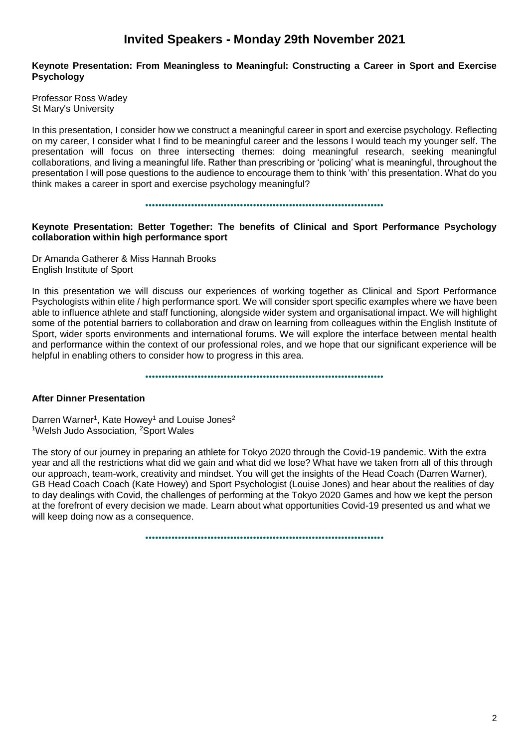# Invited Speakers - Monday 29th November 2021

**Keynote Presentation: From Meaningless to Meaningful: Constructing a Career in Sport and Exercise Psychology**

Professor Ross Wadey
St Mary's University

In this presentation, I consider how we construct a meaningful career in sport and exercise psychology. Reflecting on my career, I consider what I find to be meaningful career and the lessons I would teach my younger self. The presentation will focus on three intersecting themes: doing meaningful research, seeking meaningful collaborations, and living a meaningful life. Rather than prescribing or 'policing' what is meaningful, throughout the presentation I will pose questions to the audience to encourage them to think 'with' this presentation. What do you think makes a career in sport and exercise psychology meaningful?

**Keynote Presentation: Better Together: The benefits of Clinical and Sport Performance Psychology collaboration within high performance sport**

Dr Amanda Gatherer & Miss Hannah Brooks
English Institute of Sport

In this presentation we will discuss our experiences of working together as Clinical and Sport Performance Psychologists within elite / high performance sport. We will consider sport specific examples where we have been able to influence athlete and staff functioning, alongside wider system and organisational impact. We will highlight some of the potential barriers to collaboration and draw on learning from colleagues within the English Institute of Sport, wider sports environments and international forums. We will explore the interface between mental health and performance within the context of our professional roles, and we hope that our significant experience will be helpful in enabling others to consider how to progress in this area.

**After Dinner Presentation**

Darren Warner[1], Kate Howey[1] and Louise Jones[2]
[1]Welsh Judo Association, [2]Sport Wales

The story of our journey in preparing an athlete for Tokyo 2020 through the Covid-19 pandemic. With the extra year and all the restrictions what did we gain and what did we lose? What have we taken from all of this through our approach, team-work, creativity and mindset. You will get the insights of the Head Coach (Darren Warner), GB Head Coach Coach (Kate Howey) and Sport Psychologist (Louise Jones) and hear about the realities of day to day dealings with Covid, the challenges of performing at the Tokyo 2020 Games and how we kept the person at the forefront of every decision we made. Learn about what opportunities Covid-19 presented us and what we will keep doing now as a consequence.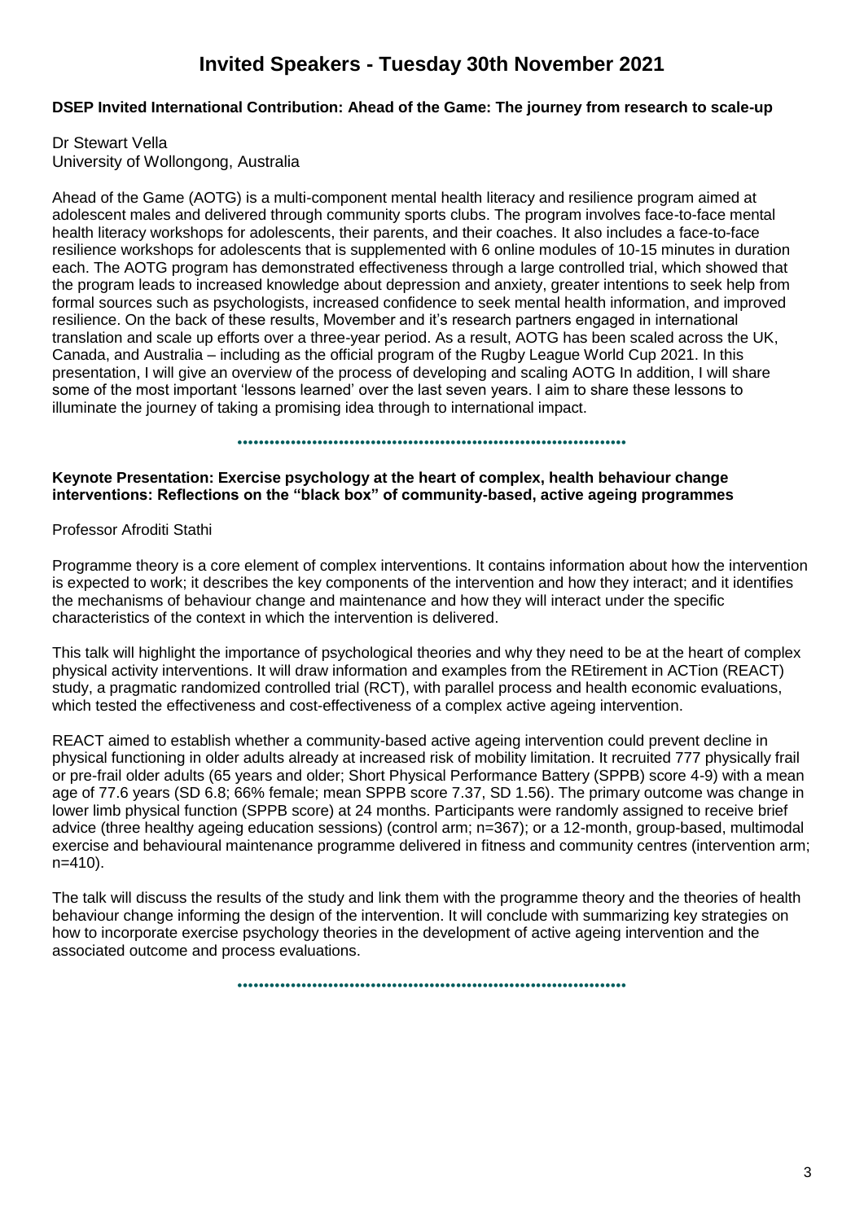# Invited Speakers - Tuesday 30th November 2021

**DSEP Invited International Contribution: Ahead of the Game: The journey from research to scale-up**

Dr Stewart Vella
University of Wollongong, Australia

Ahead of the Game (AOTG) is a multi-component mental health literacy and resilience program aimed at adolescent males and delivered through community sports clubs. The program involves face-to-face mental health literacy workshops for adolescents, their parents, and their coaches. It also includes a face-to-face resilience workshops for adolescents that is supplemented with 6 online modules of 10-15 minutes in duration each. The AOTG program has demonstrated effectiveness through a large controlled trial, which showed that the program leads to increased knowledge about depression and anxiety, greater intentions to seek help from formal sources such as psychologists, increased confidence to seek mental health information, and improved resilience. On the back of these results, Movember and it's research partners engaged in international translation and scale up efforts over a three-year period. As a result, AOTG has been scaled across the UK, Canada, and Australia – including as the official program of the Rugby League World Cup 2021. In this presentation, I will give an overview of the process of developing and scaling AOTG In addition, I will share some of the most important 'lessons learned' over the last seven years. I aim to share these lessons to illuminate the journey of taking a promising idea through to international impact.

---

**Keynote Presentation: Exercise psychology at the heart of complex, health behaviour change interventions: Reflections on the "black box" of community-based, active ageing programmes**

Professor Afroditi Stathi

Programme theory is a core element of complex interventions. It contains information about how the intervention is expected to work; it describes the key components of the intervention and how they interact; and it identifies the mechanisms of behaviour change and maintenance and how they will interact under the specific characteristics of the context in which the intervention is delivered.

This talk will highlight the importance of psychological theories and why they need to be at the heart of complex physical activity interventions. It will draw information and examples from the REtirement in ACTion (REACT) study, a pragmatic randomized controlled trial (RCT), with parallel process and health economic evaluations, which tested the effectiveness and cost-effectiveness of a complex active ageing intervention.

REACT aimed to establish whether a community-based active ageing intervention could prevent decline in physical functioning in older adults already at increased risk of mobility limitation. It recruited 777 physically frail or pre-frail older adults (65 years and older; Short Physical Performance Battery (SPPB) score 4-9) with a mean age of 77.6 years (SD 6.8; 66% female; mean SPPB score 7.37, SD 1.56). The primary outcome was change in lower limb physical function (SPPB score) at 24 months. Participants were randomly assigned to receive brief advice (three healthy ageing education sessions) (control arm; n=367); or a 12-month, group-based, multimodal exercise and behavioural maintenance programme delivered in fitness and community centres (intervention arm; n=410).

The talk will discuss the results of the study and link them with the programme theory and the theories of health behaviour change informing the design of the intervention. It will conclude with summarizing key strategies on how to incorporate exercise psychology theories in the development of active ageing intervention and the associated outcome and process evaluations.

---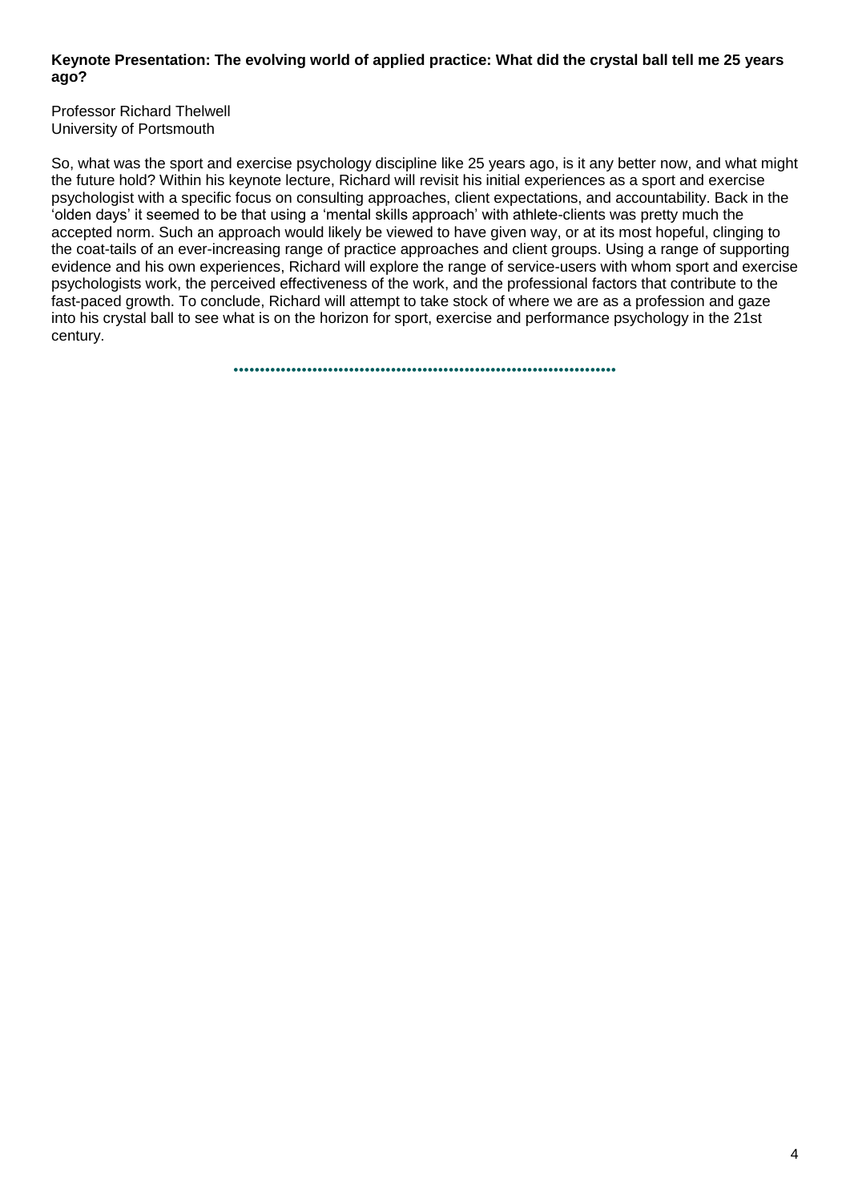**Keynote Presentation: The evolving world of applied practice: What did the crystal ball tell me 25 years ago?**

Professor Richard Thelwell
University of Portsmouth

So, what was the sport and exercise psychology discipline like 25 years ago, is it any better now, and what might the future hold? Within his keynote lecture, Richard will revisit his initial experiences as a sport and exercise psychologist with a specific focus on consulting approaches, client expectations, and accountability. Back in the 'olden days' it seemed to be that using a 'mental skills approach' with athlete-clients was pretty much the accepted norm. Such an approach would likely be viewed to have given way, or at its most hopeful, clinging to the coat-tails of an ever-increasing range of practice approaches and client groups. Using a range of supporting evidence and his own experiences, Richard will explore the range of service-users with whom sport and exercise psychologists work, the perceived effectiveness of the work, and the professional factors that contribute to the fast-paced growth. To conclude, Richard will attempt to take stock of where we are as a profession and gaze into his crystal ball to see what is on the horizon for sport, exercise and performance psychology in the 21st century.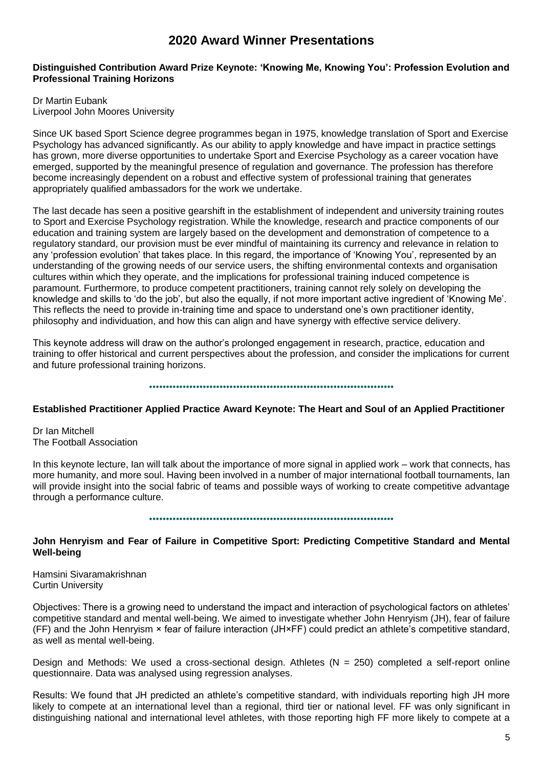# 2020 Award Winner Presentations

**Distinguished Contribution Award Prize Keynote: 'Knowing Me, Knowing You': Profession Evolution and Professional Training Horizons**

Dr Martin Eubank
Liverpool John Moores University

Since UK based Sport Science degree programmes began in 1975, knowledge translation of Sport and Exercise Psychology has advanced significantly. As our ability to apply knowledge and have impact in practice settings has grown, more diverse opportunities to undertake Sport and Exercise Psychology as a career vocation have emerged, supported by the meaningful presence of regulation and governance. The profession has therefore become increasingly dependent on a robust and effective system of professional training that generates appropriately qualified ambassadors for the work we undertake.

The last decade has seen a positive gearshift in the establishment of independent and university training routes to Sport and Exercise Psychology registration. While the knowledge, research and practice components of our education and training system are largely based on the development and demonstration of competence to a regulatory standard, our provision must be ever mindful of maintaining its currency and relevance in relation to any 'profession evolution' that takes place. In this regard, the importance of 'Knowing You', represented by an understanding of the growing needs of our service users, the shifting environmental contexts and organisation cultures within which they operate, and the implications for professional training induced competence is paramount. Furthermore, to produce competent practitioners, training cannot rely solely on developing the knowledge and skills to 'do the job', but also the equally, if not more important active ingredient of 'Knowing Me'. This reflects the need to provide in-training time and space to understand one's own practitioner identity, philosophy and individuation, and how this can align and have synergy with effective service delivery.

This keynote address will draw on the author's prolonged engagement in research, practice, education and training to offer historical and current perspectives about the profession, and consider the implications for current and future professional training horizons.

---

**Established Practitioner Applied Practice Award Keynote: The Heart and Soul of an Applied Practitioner**

Dr Ian Mitchell
The Football Association

In this keynote lecture, Ian will talk about the importance of more signal in applied work – work that connects, has more humanity, and more soul. Having been involved in a number of major international football tournaments, Ian will provide insight into the social fabric of teams and possible ways of working to create competitive advantage through a performance culture.

---

**John Henryism and Fear of Failure in Competitive Sport: Predicting Competitive Standard and Mental Well-being**

Hamsini Sivaramakrishnan
Curtin University

Objectives: There is a growing need to understand the impact and interaction of psychological factors on athletes' competitive standard and mental well-being. We aimed to investigate whether John Henryism (JH), fear of failure (FF) and the John Henryism × fear of failure interaction (JH×FF) could predict an athlete's competitive standard, as well as mental well-being.

Design and Methods: We used a cross-sectional design. Athletes ($N = 250$) completed a self-report online questionnaire. Data was analysed using regression analyses.

Results: We found that JH predicted an athlete's competitive standard, with individuals reporting high JH more likely to compete at an international level than a regional, third tier or national level. FF was only significant in distinguishing national and international level athletes, with those reporting high FF more likely to compete at a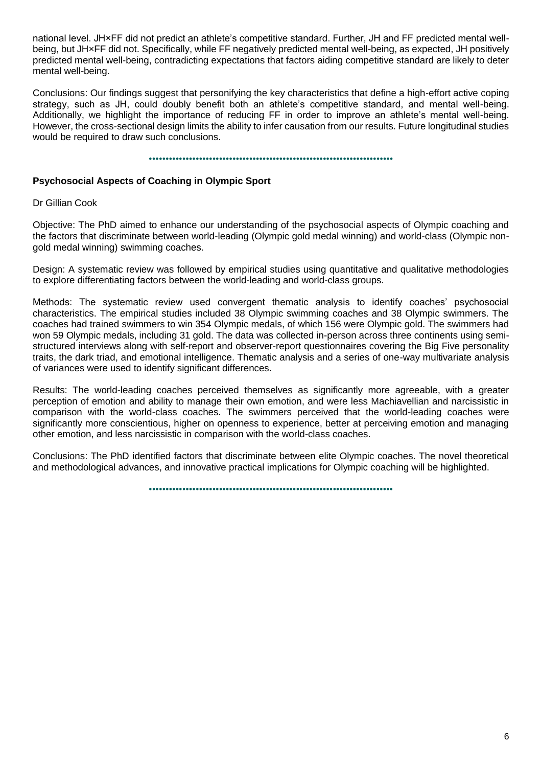national level. JH×FF did not predict an athlete's competitive standard. Further, JH and FF predicted mental well-being, but JH×FF did not. Specifically, while FF negatively predicted mental well-being, as expected, JH positively predicted mental well-being, contradicting expectations that factors aiding competitive standard are likely to deter mental well-being.

Conclusions: Our findings suggest that personifying the key characteristics that define a high-effort active coping strategy, such as JH, could doubly benefit both an athlete's competitive standard, and mental well-being. Additionally, we highlight the importance of reducing FF in order to improve an athlete's mental well-being. However, the cross-sectional design limits the ability to infer causation from our results. Future longitudinal studies would be required to draw such conclusions.

---

**Psychosocial Aspects of Coaching in Olympic Sport**

Dr Gillian Cook

Objective: The PhD aimed to enhance our understanding of the psychosocial aspects of Olympic coaching and the factors that discriminate between world-leading (Olympic gold medal winning) and world-class (Olympic non-gold medal winning) swimming coaches.

Design: A systematic review was followed by empirical studies using quantitative and qualitative methodologies to explore differentiating factors between the world-leading and world-class groups.

Methods: The systematic review used convergent thematic analysis to identify coaches' psychosocial characteristics. The empirical studies included 38 Olympic swimming coaches and 38 Olympic swimmers. The coaches had trained swimmers to win 354 Olympic medals, of which 156 were Olympic gold. The swimmers had won 59 Olympic medals, including 31 gold. The data was collected in-person across three continents using semi-structured interviews along with self-report and observer-report questionnaires covering the Big Five personality traits, the dark triad, and emotional intelligence. Thematic analysis and a series of one-way multivariate analysis of variances were used to identify significant differences.

Results: The world-leading coaches perceived themselves as significantly more agreeable, with a greater perception of emotion and ability to manage their own emotion, and were less Machiavellian and narcissistic in comparison with the world-class coaches. The swimmers perceived that the world-leading coaches were significantly more conscientious, higher on openness to experience, better at perceiving emotion and managing other emotion, and less narcissistic in comparison with the world-class coaches.

Conclusions: The PhD identified factors that discriminate between elite Olympic coaches. The novel theoretical and methodological advances, and innovative practical implications for Olympic coaching will be highlighted.

---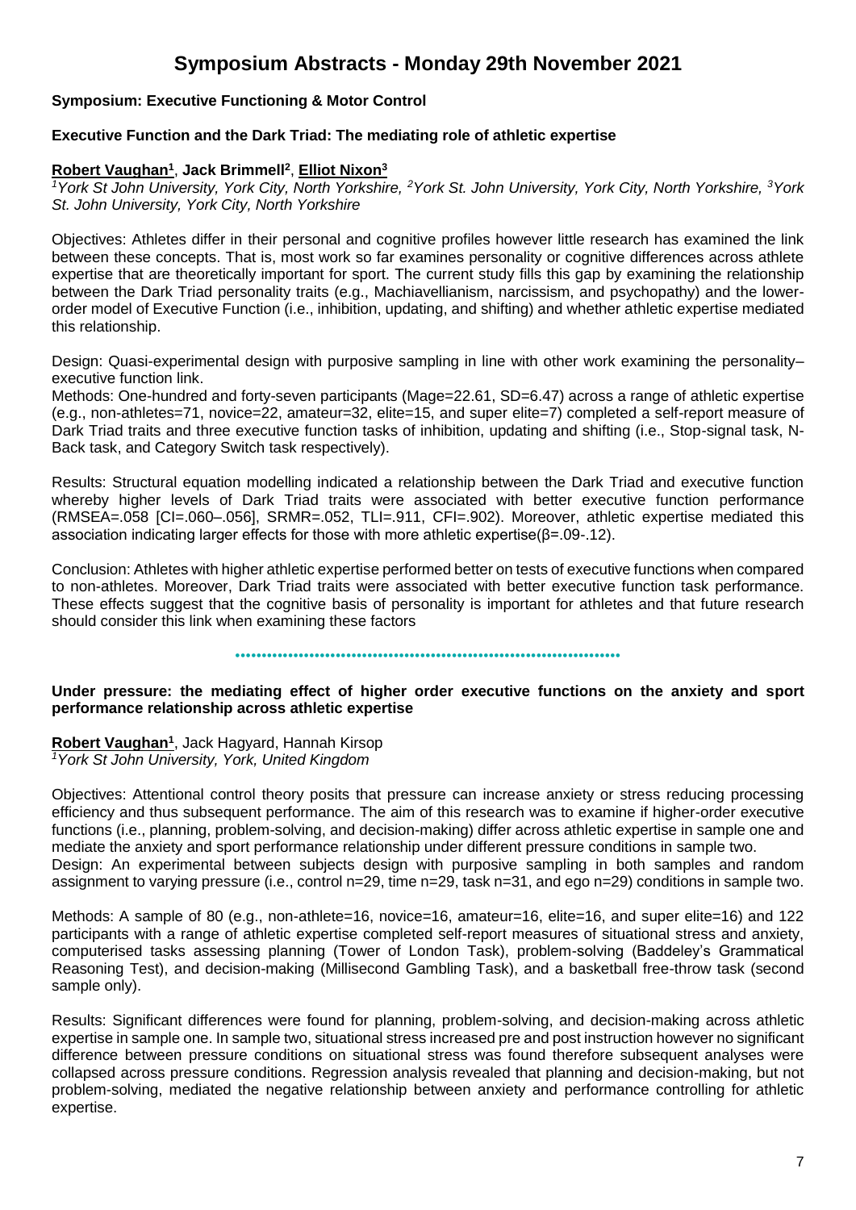# Symposium Abstracts - Monday 29th November 2021

**Symposium: Executive Functioning & Motor Control**

**Executive Function and the Dark Triad: The mediating role of athletic expertise**

**Robert Vaughan[1]**, **Jack Brimmell[2]**, **Elliot Nixon[3]**

*[1]York St John University, York City, North Yorkshire, [2]York St. John University, York City, North Yorkshire, [3]York St. John University, York City, North Yorkshire*

Objectives: Athletes differ in their personal and cognitive profiles however little research has examined the link between these concepts. That is, most work so far examines personality or cognitive differences across athlete expertise that are theoretically important for sport. The current study fills this gap by examining the relationship between the Dark Triad personality traits (e.g., Machiavellianism, narcissism, and psychopathy) and the lower-order model of Executive Function (i.e., inhibition, updating, and shifting) and whether athletic expertise mediated this relationship.

Design: Quasi-experimental design with purposive sampling in line with other work examining the personality–executive function link.

Methods: One-hundred and forty-seven participants (Mage=22.61, SD=6.47) across a range of athletic expertise (e.g., non-athletes=71, novice=22, amateur=32, elite=15, and super elite=7) completed a self-report measure of Dark Triad traits and three executive function tasks of inhibition, updating and shifting (i.e., Stop-signal task, N-Back task, and Category Switch task respectively).

Results: Structural equation modelling indicated a relationship between the Dark Triad and executive function whereby higher levels of Dark Triad traits were associated with better executive function performance (RMSEA=.058 [CI=.060–.056], SRMR=.052, TLI=.911, CFI=.902). Moreover, athletic expertise mediated this association indicating larger effects for those with more athletic expertise($\beta$=.09-.12).

Conclusion: Athletes with higher athletic expertise performed better on tests of executive functions when compared to non-athletes. Moreover, Dark Triad traits were associated with better executive function task performance. These effects suggest that the cognitive basis of personality is important for athletes and that future research should consider this link when examining these factors

---

**Under pressure: the mediating effect of higher order executive functions on the anxiety and sport performance relationship across athletic expertise**

**Robert Vaughan[1]**, Jack Hagyard, Hannah Kirsop

*[1]York St John University, York, United Kingdom*

Objectives: Attentional control theory posits that pressure can increase anxiety or stress reducing processing efficiency and thus subsequent performance. The aim of this research was to examine if higher-order executive functions (i.e., planning, problem-solving, and decision-making) differ across athletic expertise in sample one and mediate the anxiety and sport performance relationship under different pressure conditions in sample two.

Design: An experimental between subjects design with purposive sampling in both samples and random assignment to varying pressure (i.e., control n=29, time n=29, task n=31, and ego n=29) conditions in sample two.

Methods: A sample of 80 (e.g., non-athlete=16, novice=16, amateur=16, elite=16, and super elite=16) and 122 participants with a range of athletic expertise completed self-report measures of situational stress and anxiety, computerised tasks assessing planning (Tower of London Task), problem-solving (Baddeley's Grammatical Reasoning Test), and decision-making (Millisecond Gambling Task), and a basketball free-throw task (second sample only).

Results: Significant differences were found for planning, problem-solving, and decision-making across athletic expertise in sample one. In sample two, situational stress increased pre and post instruction however no significant difference between pressure conditions on situational stress was found therefore subsequent analyses were collapsed across pressure conditions. Regression analysis revealed that planning and decision-making, but not problem-solving, mediated the negative relationship between anxiety and performance controlling for athletic expertise.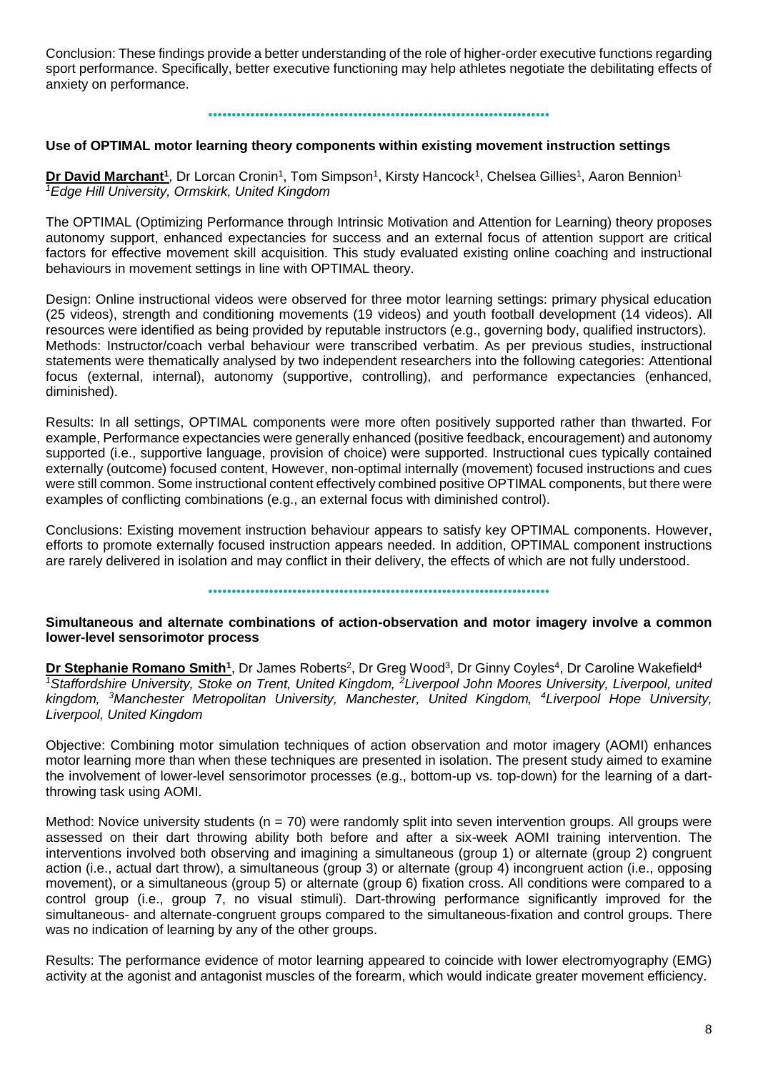Conclusion: These findings provide a better understanding of the role of higher-order executive functions regarding sport performance. Specifically, better executive functioning may help athletes negotiate the debilitating effects of anxiety on performance.

### Use of OPTIMAL motor learning theory components within existing movement instruction settings

**Dr David Marchant[1]**, Dr Lorcan Cronin[1], Tom Simpson[1], Kirsty Hancock[1], Chelsea Gillies[1], Aaron Bennion[1]
*[1]Edge Hill University, Ormskirk, United Kingdom*

The OPTIMAL (Optimizing Performance through Intrinsic Motivation and Attention for Learning) theory proposes autonomy support, enhanced expectancies for success and an external focus of attention support are critical factors for effective movement skill acquisition. This study evaluated existing online coaching and instructional behaviours in movement settings in line with OPTIMAL theory.

Design: Online instructional videos were observed for three motor learning settings: primary physical education (25 videos), strength and conditioning movements (19 videos) and youth football development (14 videos). All resources were identified as being provided by reputable instructors (e.g., governing body, qualified instructors).
Methods: Instructor/coach verbal behaviour were transcribed verbatim. As per previous studies, instructional statements were thematically analysed by two independent researchers into the following categories: Attentional focus (external, internal), autonomy (supportive, controlling), and performance expectancies (enhanced, diminished).

Results: In all settings, OPTIMAL components were more often positively supported rather than thwarted. For example, Performance expectancies were generally enhanced (positive feedback, encouragement) and autonomy supported (i.e., supportive language, provision of choice) were supported. Instructional cues typically contained externally (outcome) focused content, However, non-optimal internally (movement) focused instructions and cues were still common. Some instructional content effectively combined positive OPTIMAL components, but there were examples of conflicting combinations (e.g., an external focus with diminished control).

Conclusions: Existing movement instruction behaviour appears to satisfy key OPTIMAL components. However, efforts to promote externally focused instruction appears needed. In addition, OPTIMAL component instructions are rarely delivered in isolation and may conflict in their delivery, the effects of which are not fully understood.

### Simultaneous and alternate combinations of action-observation and motor imagery involve a common lower-level sensorimotor process

**Dr Stephanie Romano Smith[1]**, Dr James Roberts[2], Dr Greg Wood[3], Dr Ginny Coyles[4], Dr Caroline Wakefield[4]
*[1]Staffordshire University, Stoke on Trent, United Kingdom, [2]Liverpool John Moores University, Liverpool, united kingdom, [3]Manchester Metropolitan University, Manchester, United Kingdom, [4]Liverpool Hope University, Liverpool, United Kingdom*

Objective: Combining motor simulation techniques of action observation and motor imagery (AOMI) enhances motor learning more than when these techniques are presented in isolation. The present study aimed to examine the involvement of lower-level sensorimotor processes (e.g., bottom-up vs. top-down) for the learning of a dart-throwing task using AOMI.

Method: Novice university students ($n = 70$) were randomly split into seven intervention groups. All groups were assessed on their dart throwing ability both before and after a six-week AOMI training intervention. The interventions involved both observing and imagining a simultaneous (group 1) or alternate (group 2) congruent action (i.e., actual dart throw), a simultaneous (group 3) or alternate (group 4) incongruent action (i.e., opposing movement), or a simultaneous (group 5) or alternate (group 6) fixation cross. All conditions were compared to a control group (i.e., group 7, no visual stimuli). Dart-throwing performance significantly improved for the simultaneous- and alternate-congruent groups compared to the simultaneous-fixation and control groups. There was no indication of learning by any of the other groups.

Results: The performance evidence of motor learning appeared to coincide with lower electromyography (EMG) activity at the agonist and antagonist muscles of the forearm, which would indicate greater movement efficiency.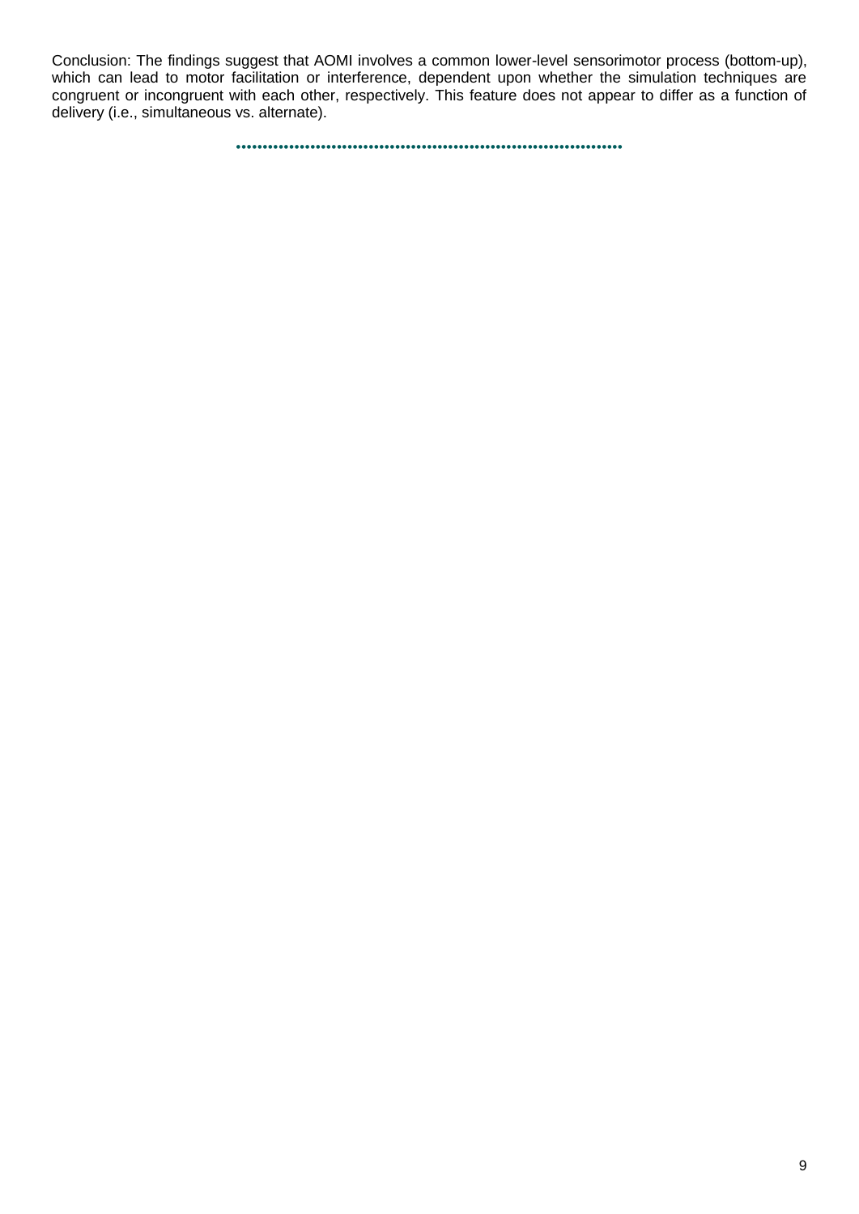Conclusion: The findings suggest that AOMI involves a common lower-level sensorimotor process (bottom-up), which can lead to motor facilitation or interference, dependent upon whether the simulation techniques are congruent or incongruent with each other, respectively. This feature does not appear to differ as a function of delivery (i.e., simultaneous vs. alternate).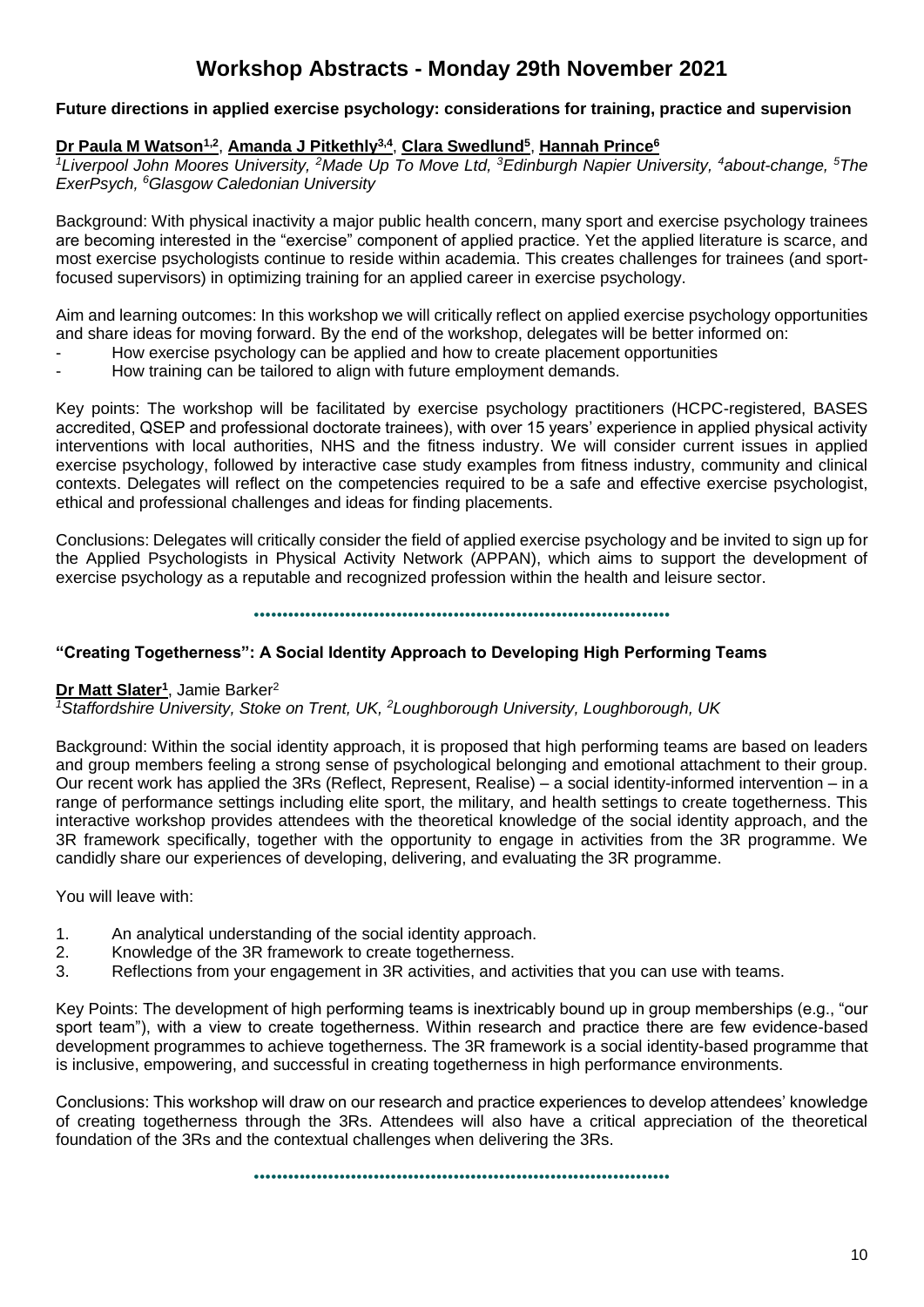# Workshop Abstracts - Monday 29th November 2021

### Future directions in applied exercise psychology: considerations for training, practice and supervision

**Dr Paula M Watson**[1,2], **Amanda J Pitkethly**[3,4], **Clara Swedlund**[5], **Hannah Prince**[6]

*[1]Liverpool John Moores University, [2]Made Up To Move Ltd, [3]Edinburgh Napier University, [4]about-change, [5]The ExerPsych, [6]Glasgow Caledonian University*

Background: With physical inactivity a major public health concern, many sport and exercise psychology trainees are becoming interested in the "exercise" component of applied practice. Yet the applied literature is scarce, and most exercise psychologists continue to reside within academia. This creates challenges for trainees (and sport-focused supervisors) in optimizing training for an applied career in exercise psychology.

Aim and learning outcomes: In this workshop we will critically reflect on applied exercise psychology opportunities and share ideas for moving forward. By the end of the workshop, delegates will be better informed on:

- How exercise psychology can be applied and how to create placement opportunities
- How training can be tailored to align with future employment demands.

Key points: The workshop will be facilitated by exercise psychology practitioners (HCPC-registered, BASES accredited, QSEP and professional doctorate trainees), with over 15 years' experience in applied physical activity interventions with local authorities, NHS and the fitness industry. We will consider current issues in applied exercise psychology, followed by interactive case study examples from fitness industry, community and clinical contexts. Delegates will reflect on the competencies required to be a safe and effective exercise psychologist, ethical and professional challenges and ideas for finding placements.

Conclusions: Delegates will critically consider the field of applied exercise psychology and be invited to sign up for the Applied Psychologists in Physical Activity Network (APPAN), which aims to support the development of exercise psychology as a reputable and recognized profession within the health and leisure sector.

---

### "Creating Togetherness": A Social Identity Approach to Developing High Performing Teams

**Dr Matt Slater**[1], Jamie Barker[2]

*[1]Staffordshire University, Stoke on Trent, UK, [2]Loughborough University, Loughborough, UK*

Background: Within the social identity approach, it is proposed that high performing teams are based on leaders and group members feeling a strong sense of psychological belonging and emotional attachment to their group. Our recent work has applied the 3Rs (Reflect, Represent, Realise) – a social identity-informed intervention – in a range of performance settings including elite sport, the military, and health settings to create togetherness. This interactive workshop provides attendees with the theoretical knowledge of the social identity approach, and the 3R framework specifically, together with the opportunity to engage in activities from the 3R programme. We candidly share our experiences of developing, delivering, and evaluating the 3R programme.

You will leave with:

1. An analytical understanding of the social identity approach.
2. Knowledge of the 3R framework to create togetherness.
3. Reflections from your engagement in 3R activities, and activities that you can use with teams.

Key Points: The development of high performing teams is inextricably bound up in group memberships (e.g., "our sport team"), with a view to create togetherness. Within research and practice there are few evidence-based development programmes to achieve togetherness. The 3R framework is a social identity-based programme that is inclusive, empowering, and successful in creating togetherness in high performance environments.

Conclusions: This workshop will draw on our research and practice experiences to develop attendees' knowledge of creating togetherness through the 3Rs. Attendees will also have a critical appreciation of the theoretical foundation of the 3Rs and the contextual challenges when delivering the 3Rs.

---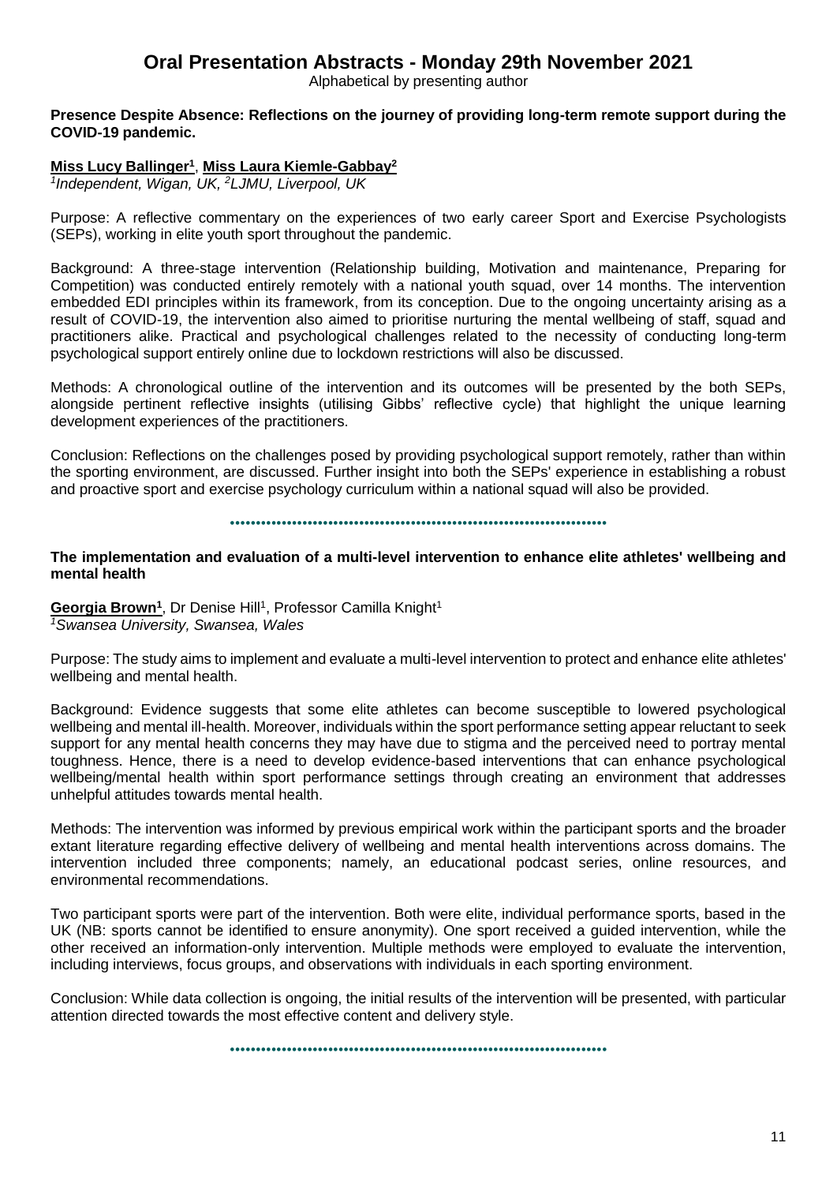# Oral Presentation Abstracts - Monday 29th November 2021

Alphabetical by presenting author

**Presence Despite Absence: Reflections on the journey of providing long-term remote support during the COVID-19 pandemic.**

**Miss Lucy Ballinger[1]**, **Miss Laura Kiemle-Gabbay[2]**

*[1]Independent, Wigan, UK, [2]LJMU, Liverpool, UK*

Purpose: A reflective commentary on the experiences of two early career Sport and Exercise Psychologists (SEPs), working in elite youth sport throughout the pandemic.

Background: A three-stage intervention (Relationship building, Motivation and maintenance, Preparing for Competition) was conducted entirely remotely with a national youth squad, over 14 months. The intervention embedded EDI principles within its framework, from its conception. Due to the ongoing uncertainty arising as a result of COVID-19, the intervention also aimed to prioritise nurturing the mental wellbeing of staff, squad and practitioners alike. Practical and psychological challenges related to the necessity of conducting long-term psychological support entirely online due to lockdown restrictions will also be discussed.

Methods: A chronological outline of the intervention and its outcomes will be presented by the both SEPs, alongside pertinent reflective insights (utilising Gibbs' reflective cycle) that highlight the unique learning development experiences of the practitioners.

Conclusion: Reflections on the challenges posed by providing psychological support remotely, rather than within the sporting environment, are discussed. Further insight into both the SEPs' experience in establishing a robust and proactive sport and exercise psychology curriculum within a national squad will also be provided.

---

**The implementation and evaluation of a multi-level intervention to enhance elite athletes' wellbeing and mental health**

**Georgia Brown[1]**, Dr Denise Hill[1], Professor Camilla Knight[1]

*[1]Swansea University, Swansea, Wales*

Purpose: The study aims to implement and evaluate a multi-level intervention to protect and enhance elite athletes' wellbeing and mental health.

Background: Evidence suggests that some elite athletes can become susceptible to lowered psychological wellbeing and mental ill-health. Moreover, individuals within the sport performance setting appear reluctant to seek support for any mental health concerns they may have due to stigma and the perceived need to portray mental toughness. Hence, there is a need to develop evidence-based interventions that can enhance psychological wellbeing/mental health within sport performance settings through creating an environment that addresses unhelpful attitudes towards mental health.

Methods: The intervention was informed by previous empirical work within the participant sports and the broader extant literature regarding effective delivery of wellbeing and mental health interventions across domains. The intervention included three components; namely, an educational podcast series, online resources, and environmental recommendations.

Two participant sports were part of the intervention. Both were elite, individual performance sports, based in the UK (NB: sports cannot be identified to ensure anonymity). One sport received a guided intervention, while the other received an information-only intervention. Multiple methods were employed to evaluate the intervention, including interviews, focus groups, and observations with individuals in each sporting environment.

Conclusion: While data collection is ongoing, the initial results of the intervention will be presented, with particular attention directed towards the most effective content and delivery style.

---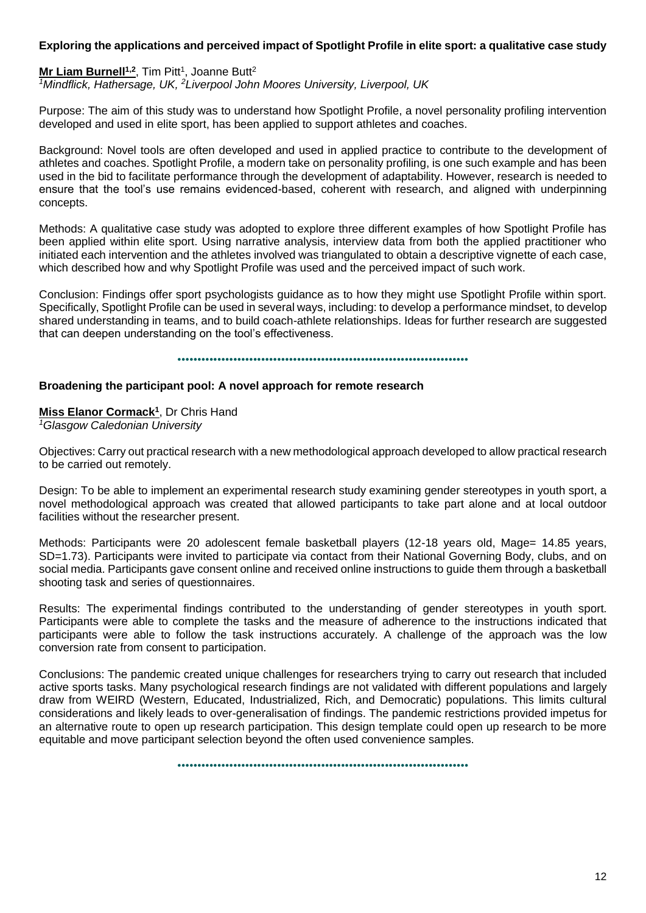### Exploring the applications and perceived impact of Spotlight Profile in elite sport: a qualitative case study

**Mr Liam Burnell[1,2]**, Tim Pitt[1], Joanne Butt[2]

*[1]Mindflick, Hathersage, UK, [2]Liverpool John Moores University, Liverpool, UK*

Purpose: The aim of this study was to understand how Spotlight Profile, a novel personality profiling intervention developed and used in elite sport, has been applied to support athletes and coaches.

Background: Novel tools are often developed and used in applied practice to contribute to the development of athletes and coaches. Spotlight Profile, a modern take on personality profiling, is one such example and has been used in the bid to facilitate performance through the development of adaptability. However, research is needed to ensure that the tool's use remains evidenced-based, coherent with research, and aligned with underpinning concepts.

Methods: A qualitative case study was adopted to explore three different examples of how Spotlight Profile has been applied within elite sport. Using narrative analysis, interview data from both the applied practitioner who initiated each intervention and the athletes involved was triangulated to obtain a descriptive vignette of each case, which described how and why Spotlight Profile was used and the perceived impact of such work.

Conclusion: Findings offer sport psychologists guidance as to how they might use Spotlight Profile within sport. Specifically, Spotlight Profile can be used in several ways, including: to develop a performance mindset, to develop shared understanding in teams, and to build coach-athlete relationships. Ideas for further research are suggested that can deepen understanding on the tool's effectiveness.

---

### Broadening the participant pool: A novel approach for remote research

**Miss Elanor Cormack[1]**, Dr Chris Hand

*[1]Glasgow Caledonian University*

Objectives: Carry out practical research with a new methodological approach developed to allow practical research to be carried out remotely.

Design: To be able to implement an experimental research study examining gender stereotypes in youth sport, a novel methodological approach was created that allowed participants to take part alone and at local outdoor facilities without the researcher present.

Methods: Participants were 20 adolescent female basketball players (12-18 years old, Mage= 14.85 years, SD=1.73). Participants were invited to participate via contact from their National Governing Body, clubs, and on social media. Participants gave consent online and received online instructions to guide them through a basketball shooting task and series of questionnaires.

Results: The experimental findings contributed to the understanding of gender stereotypes in youth sport. Participants were able to complete the tasks and the measure of adherence to the instructions indicated that participants were able to follow the task instructions accurately. A challenge of the approach was the low conversion rate from consent to participation.

Conclusions: The pandemic created unique challenges for researchers trying to carry out research that included active sports tasks. Many psychological research findings are not validated with different populations and largely draw from WEIRD (Western, Educated, Industrialized, Rich, and Democratic) populations. This limits cultural considerations and likely leads to over-generalisation of findings. The pandemic restrictions provided impetus for an alternative route to open up research participation. This design template could open up research to be more equitable and move participant selection beyond the often used convenience samples.

---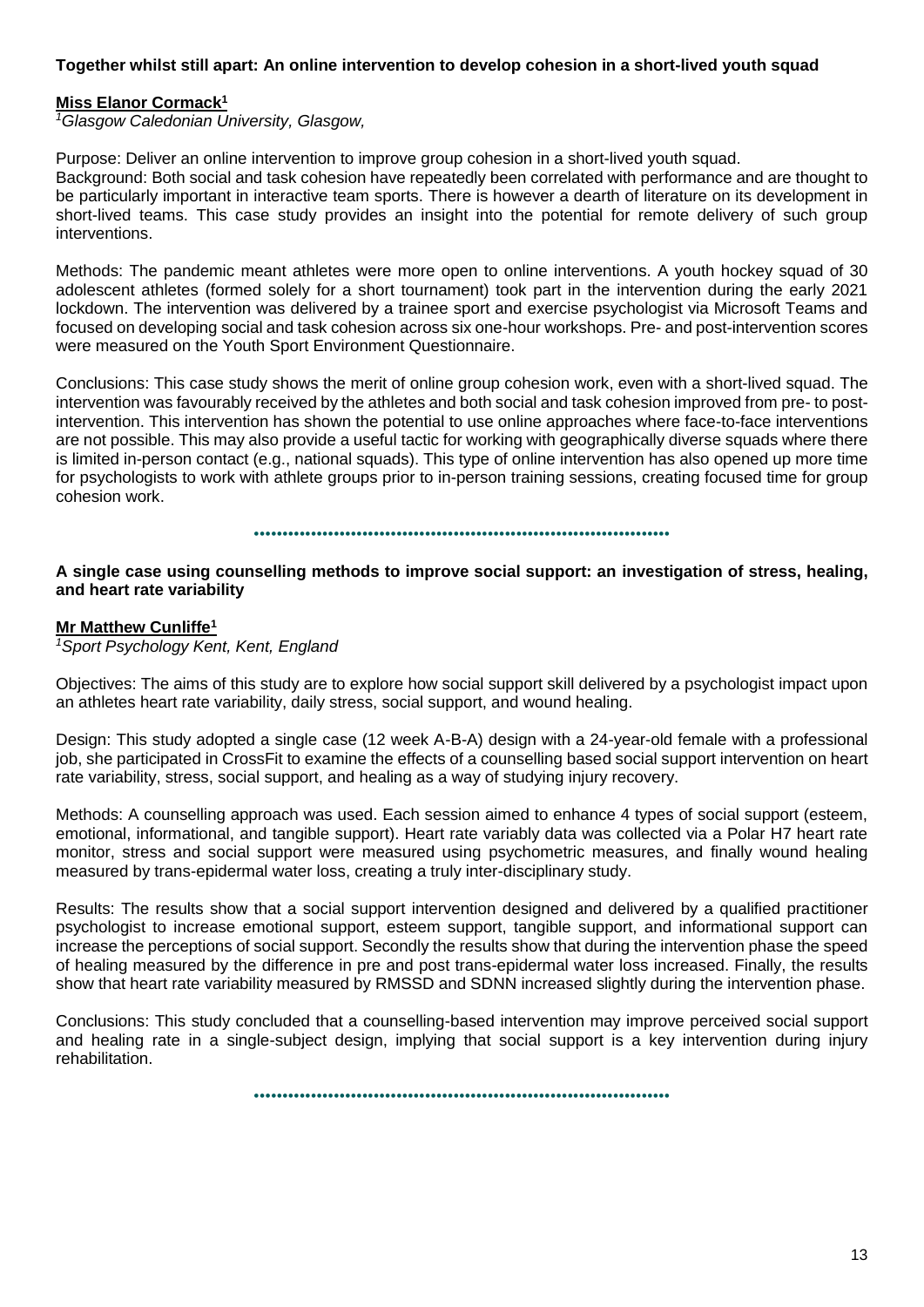### Together whilst still apart: An online intervention to develop cohesion in a short-lived youth squad

**Miss Elanor Cormack[1]**

[1]*Glasgow Caledonian University, Glasgow,*

Purpose: Deliver an online intervention to improve group cohesion in a short-lived youth squad.
Background: Both social and task cohesion have repeatedly been correlated with performance and are thought to be particularly important in interactive team sports. There is however a dearth of literature on its development in short-lived teams. This case study provides an insight into the potential for remote delivery of such group interventions.

Methods: The pandemic meant athletes were more open to online interventions. A youth hockey squad of 30 adolescent athletes (formed solely for a short tournament) took part in the intervention during the early 2021 lockdown. The intervention was delivered by a trainee sport and exercise psychologist via Microsoft Teams and focused on developing social and task cohesion across six one-hour workshops. Pre- and post-intervention scores were measured on the Youth Sport Environment Questionnaire.

Conclusions: This case study shows the merit of online group cohesion work, even with a short-lived squad. The intervention was favourably received by the athletes and both social and task cohesion improved from pre- to post-intervention. This intervention has shown the potential to use online approaches where face-to-face interventions are not possible. This may also provide a useful tactic for working with geographically diverse squads where there is limited in-person contact (e.g., national squads). This type of online intervention has also opened up more time for psychologists to work with athlete groups prior to in-person training sessions, creating focused time for group cohesion work.

### A single case using counselling methods to improve social support: an investigation of stress, healing, and heart rate variability

**Mr Matthew Cunliffe[1]**

[1]*Sport Psychology Kent, Kent, England*

Objectives: The aims of this study are to explore how social support skill delivered by a psychologist impact upon an athletes heart rate variability, daily stress, social support, and wound healing.

Design: This study adopted a single case (12 week A-B-A) design with a 24-year-old female with a professional job, she participated in CrossFit to examine the effects of a counselling based social support intervention on heart rate variability, stress, social support, and healing as a way of studying injury recovery.

Methods: A counselling approach was used. Each session aimed to enhance 4 types of social support (esteem, emotional, informational, and tangible support). Heart rate variably data was collected via a Polar H7 heart rate monitor, stress and social support were measured using psychometric measures, and finally wound healing measured by trans-epidermal water loss, creating a truly inter-disciplinary study.

Results: The results show that a social support intervention designed and delivered by a qualified practitioner psychologist to increase emotional support, esteem support, tangible support, and informational support can increase the perceptions of social support. Secondly the results show that during the intervention phase the speed of healing measured by the difference in pre and post trans-epidermal water loss increased. Finally, the results show that heart rate variability measured by RMSSD and SDNN increased slightly during the intervention phase.

Conclusions: This study concluded that a counselling-based intervention may improve perceived social support and healing rate in a single-subject design, implying that social support is a key intervention during injury rehabilitation.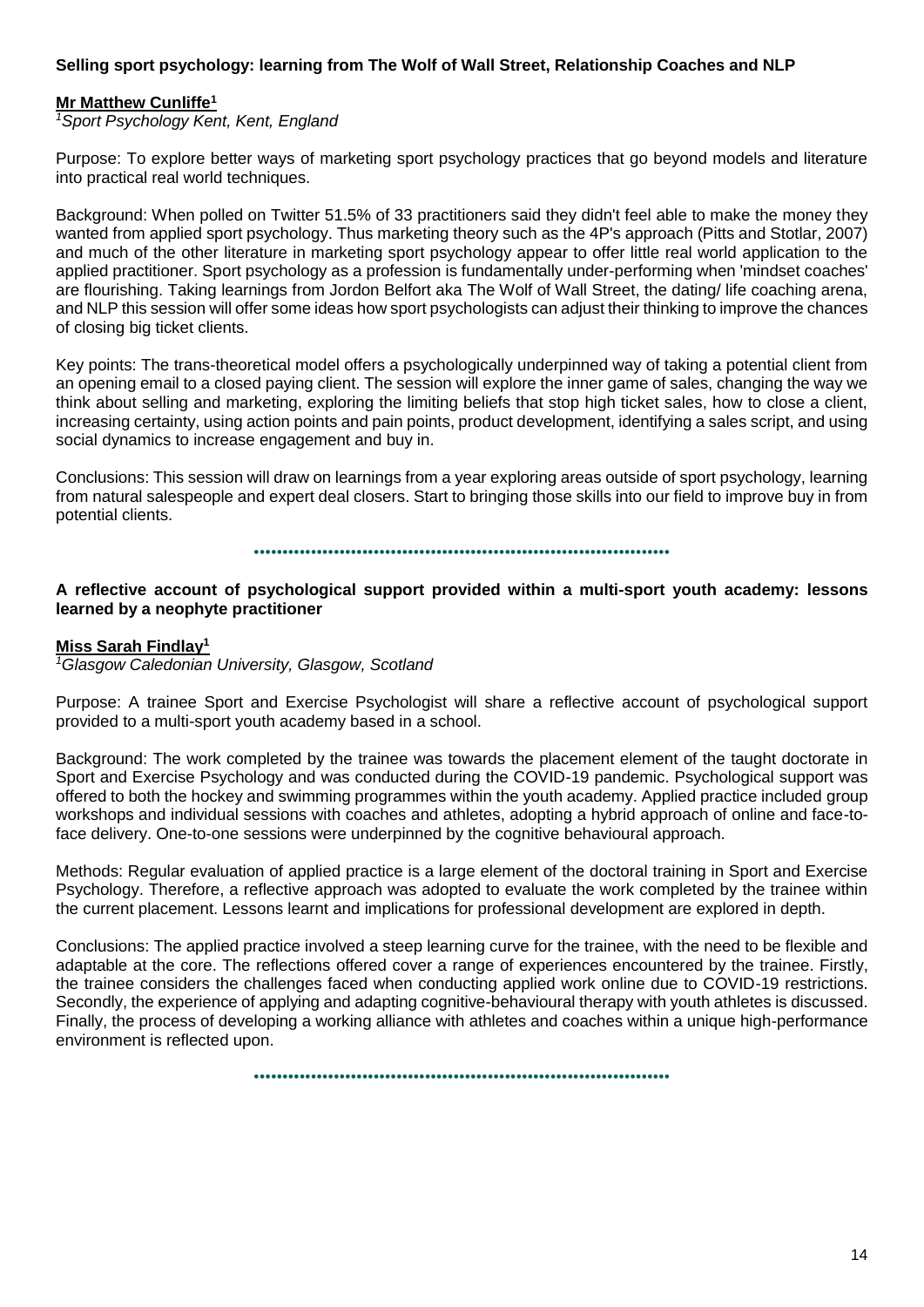**Selling sport psychology: learning from The Wolf of Wall Street, Relationship Coaches and NLP**

**Mr Matthew Cunliffe[1]**

*[1]Sport Psychology Kent, Kent, England*

Purpose: To explore better ways of marketing sport psychology practices that go beyond models and literature into practical real world techniques.

Background: When polled on Twitter 51.5% of 33 practitioners said they didn't feel able to make the money they wanted from applied sport psychology. Thus marketing theory such as the 4P's approach (Pitts and Stotlar, 2007) and much of the other literature in marketing sport psychology appear to offer little real world application to the applied practitioner. Sport psychology as a profession is fundamentally under-performing when 'mindset coaches' are flourishing. Taking learnings from Jordon Belfort aka The Wolf of Wall Street, the dating/ life coaching arena, and NLP this session will offer some ideas how sport psychologists can adjust their thinking to improve the chances of closing big ticket clients.

Key points: The trans-theoretical model offers a psychologically underpinned way of taking a potential client from an opening email to a closed paying client. The session will explore the inner game of sales, changing the way we think about selling and marketing, exploring the limiting beliefs that stop high ticket sales, how to close a client, increasing certainty, using action points and pain points, product development, identifying a sales script, and using social dynamics to increase engagement and buy in.

Conclusions: This session will draw on learnings from a year exploring areas outside of sport psychology, learning from natural salespeople and expert deal closers. Start to bringing those skills into our field to improve buy in from potential clients.

---

**A reflective account of psychological support provided within a multi-sport youth academy: lessons learned by a neophyte practitioner**

**Miss Sarah Findlay[1]**

*[1]Glasgow Caledonian University, Glasgow, Scotland*

Purpose: A trainee Sport and Exercise Psychologist will share a reflective account of psychological support provided to a multi-sport youth academy based in a school.

Background: The work completed by the trainee was towards the placement element of the taught doctorate in Sport and Exercise Psychology and was conducted during the COVID-19 pandemic. Psychological support was offered to both the hockey and swimming programmes within the youth academy. Applied practice included group workshops and individual sessions with coaches and athletes, adopting a hybrid approach of online and face-to-face delivery. One-to-one sessions were underpinned by the cognitive behavioural approach.

Methods: Regular evaluation of applied practice is a large element of the doctoral training in Sport and Exercise Psychology. Therefore, a reflective approach was adopted to evaluate the work completed by the trainee within the current placement. Lessons learnt and implications for professional development are explored in depth.

Conclusions: The applied practice involved a steep learning curve for the trainee, with the need to be flexible and adaptable at the core. The reflections offered cover a range of experiences encountered by the trainee. Firstly, the trainee considers the challenges faced when conducting applied work online due to COVID-19 restrictions. Secondly, the experience of applying and adapting cognitive-behavioural therapy with youth athletes is discussed. Finally, the process of developing a working alliance with athletes and coaches within a unique high-performance environment is reflected upon.

---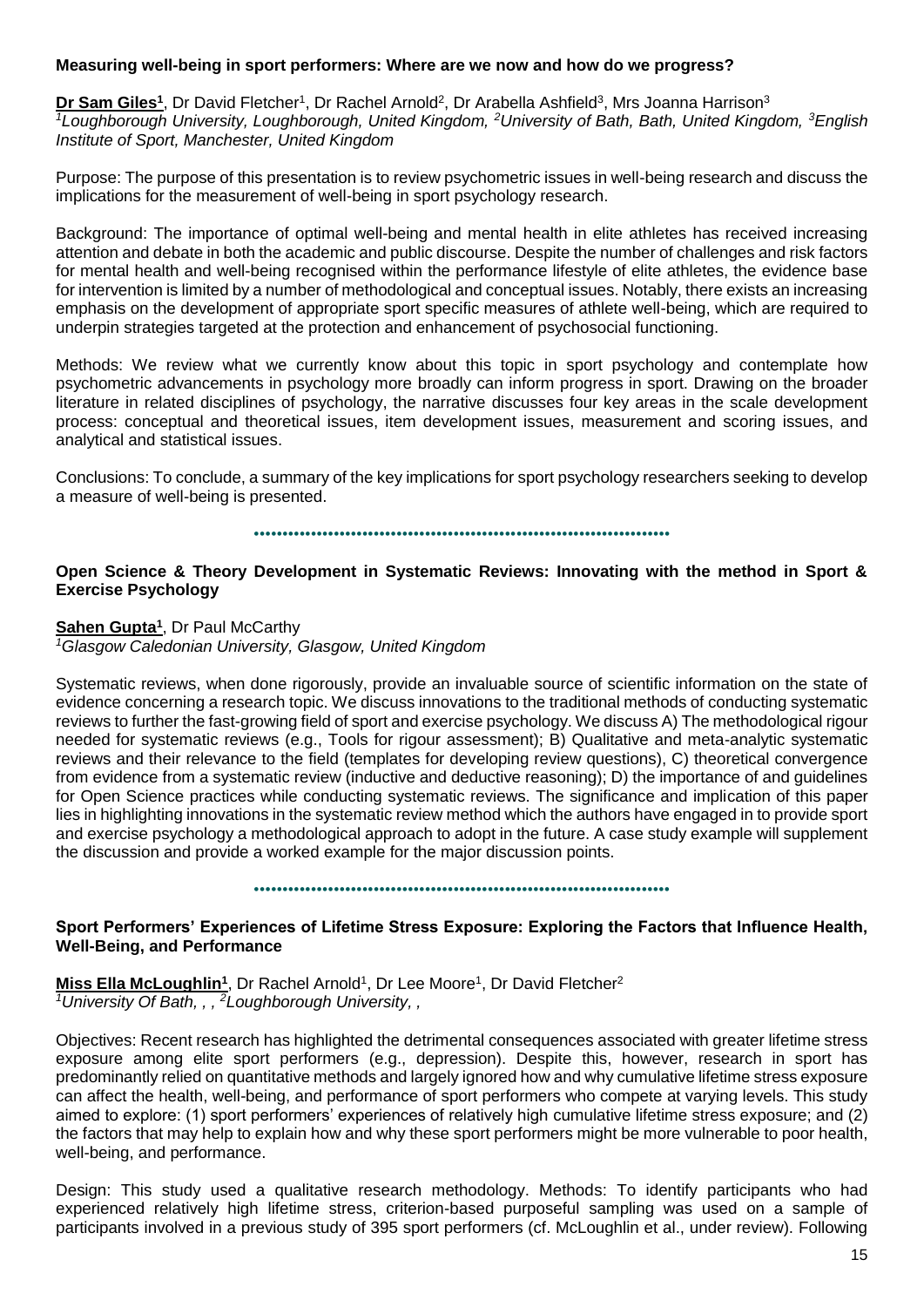### Measuring well-being in sport performers: Where are we now and how do we progress?

**Dr Sam Giles[1]**, Dr David Fletcher[1], Dr Rachel Arnold[2], Dr Arabella Ashfield[3], Mrs Joanna Harrison[3]
*[1]Loughborough University, Loughborough, United Kingdom, [2]University of Bath, Bath, United Kingdom, [3]English Institute of Sport, Manchester, United Kingdom*

Purpose: The purpose of this presentation is to review psychometric issues in well-being research and discuss the implications for the measurement of well-being in sport psychology research.

Background: The importance of optimal well-being and mental health in elite athletes has received increasing attention and debate in both the academic and public discourse. Despite the number of challenges and risk factors for mental health and well-being recognised within the performance lifestyle of elite athletes, the evidence base for intervention is limited by a number of methodological and conceptual issues. Notably, there exists an increasing emphasis on the development of appropriate sport specific measures of athlete well-being, which are required to underpin strategies targeted at the protection and enhancement of psychosocial functioning.

Methods: We review what we currently know about this topic in sport psychology and contemplate how psychometric advancements in psychology more broadly can inform progress in sport. Drawing on the broader literature in related disciplines of psychology, the narrative discusses four key areas in the scale development process: conceptual and theoretical issues, item development issues, measurement and scoring issues, and analytical and statistical issues.

Conclusions: To conclude, a summary of the key implications for sport psychology researchers seeking to develop a measure of well-being is presented.

---

### Open Science & Theory Development in Systematic Reviews: Innovating with the method in Sport & Exercise Psychology

**Sahen Gupta[1]**, Dr Paul McCarthy
*[1]Glasgow Caledonian University, Glasgow, United Kingdom*

Systematic reviews, when done rigorously, provide an invaluable source of scientific information on the state of evidence concerning a research topic. We discuss innovations to the traditional methods of conducting systematic reviews to further the fast-growing field of sport and exercise psychology. We discuss A) The methodological rigour needed for systematic reviews (e.g., Tools for rigour assessment); B) Qualitative and meta-analytic systematic reviews and their relevance to the field (templates for developing review questions), C) theoretical convergence from evidence from a systematic review (inductive and deductive reasoning); D) the importance of and guidelines for Open Science practices while conducting systematic reviews. The significance and implication of this paper lies in highlighting innovations in the systematic review method which the authors have engaged in to provide sport and exercise psychology a methodological approach to adopt in the future. A case study example will supplement the discussion and provide a worked example for the major discussion points.

---

### Sport Performers' Experiences of Lifetime Stress Exposure: Exploring the Factors that Influence Health, Well-Being, and Performance

**Miss Ella McLoughlin[1]**, Dr Rachel Arnold[1], Dr Lee Moore[1], Dr David Fletcher[2]
*[1]University Of Bath, , , [2]Loughborough University, ,*

Objectives: Recent research has highlighted the detrimental consequences associated with greater lifetime stress exposure among elite sport performers (e.g., depression). Despite this, however, research in sport has predominantly relied on quantitative methods and largely ignored how and why cumulative lifetime stress exposure can affect the health, well-being, and performance of sport performers who compete at varying levels. This study aimed to explore: (1) sport performers' experiences of relatively high cumulative lifetime stress exposure; and (2) the factors that may help to explain how and why these sport performers might be more vulnerable to poor health, well-being, and performance.

Design: This study used a qualitative research methodology. Methods: To identify participants who had experienced relatively high lifetime stress, criterion-based purposeful sampling was used on a sample of participants involved in a previous study of 395 sport performers (cf. McLoughlin et al., under review). Following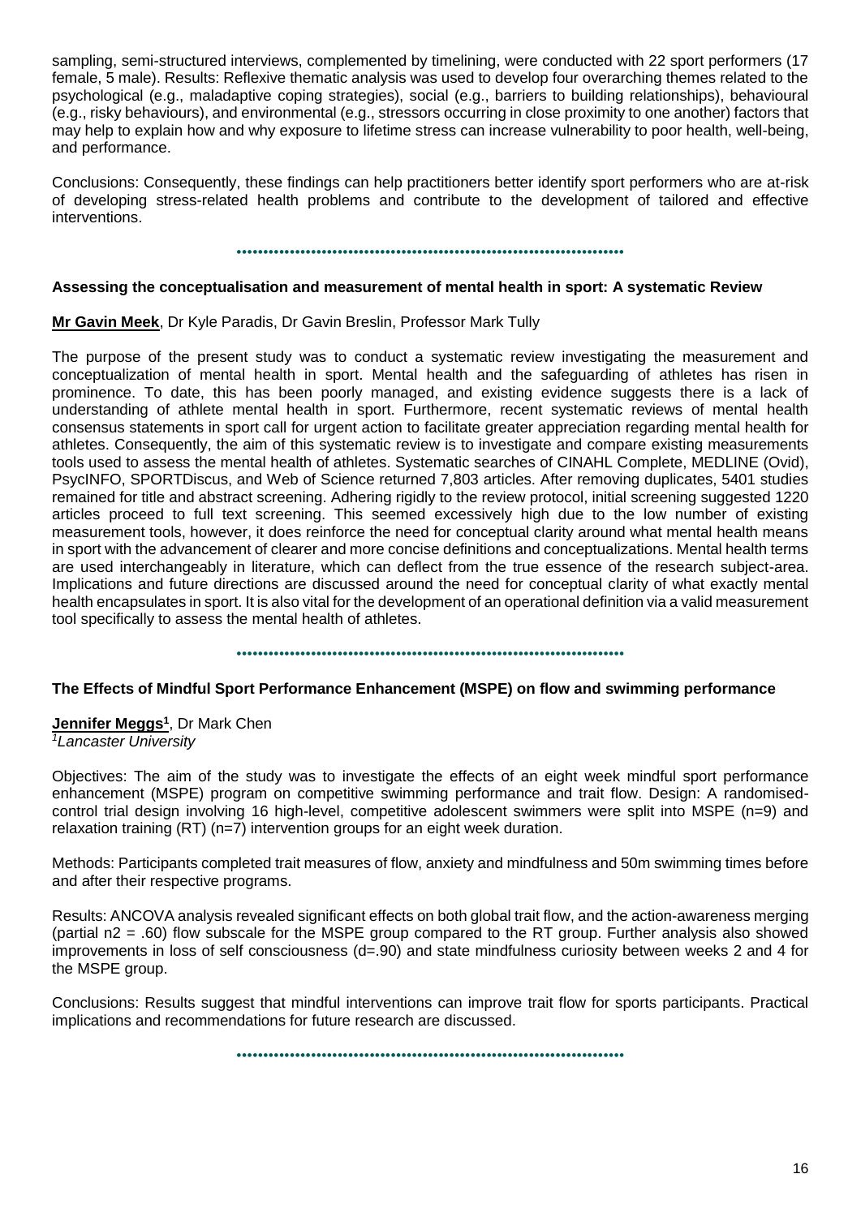sampling, semi-structured interviews, complemented by timelining, were conducted with 22 sport performers (17 female, 5 male). Results: Reflexive thematic analysis was used to develop four overarching themes related to the psychological (e.g., maladaptive coping strategies), social (e.g., barriers to building relationships), behavioural (e.g., risky behaviours), and environmental (e.g., stressors occurring in close proximity to one another) factors that may help to explain how and why exposure to lifetime stress can increase vulnerability to poor health, well-being, and performance.

Conclusions: Consequently, these findings can help practitioners better identify sport performers who are at-risk of developing stress-related health problems and contribute to the development of tailored and effective interventions.

---

### Assessing the conceptualisation and measurement of mental health in sport: A systematic Review

**Mr Gavin Meek**, Dr Kyle Paradis, Dr Gavin Breslin, Professor Mark Tully

The purpose of the present study was to conduct a systematic review investigating the measurement and conceptualization of mental health in sport. Mental health and the safeguarding of athletes has risen in prominence. To date, this has been poorly managed, and existing evidence suggests there is a lack of understanding of athlete mental health in sport. Furthermore, recent systematic reviews of mental health consensus statements in sport call for urgent action to facilitate greater appreciation regarding mental health for athletes. Consequently, the aim of this systematic review is to investigate and compare existing measurements tools used to assess the mental health of athletes. Systematic searches of CINAHL Complete, MEDLINE (Ovid), PsycINFO, SPORTDiscus, and Web of Science returned 7,803 articles. After removing duplicates, 5401 studies remained for title and abstract screening. Adhering rigidly to the review protocol, initial screening suggested 1220 articles proceed to full text screening. This seemed excessively high due to the low number of existing measurement tools, however, it does reinforce the need for conceptual clarity around what mental health means in sport with the advancement of clearer and more concise definitions and conceptualizations. Mental health terms are used interchangeably in literature, which can deflect from the true essence of the research subject-area. Implications and future directions are discussed around the need for conceptual clarity of what exactly mental health encapsulates in sport. It is also vital for the development of an operational definition via a valid measurement tool specifically to assess the mental health of athletes.

---

### The Effects of Mindful Sport Performance Enhancement (MSPE) on flow and swimming performance

**Jennifer Meggs**[1], Dr Mark Chen
*[1]Lancaster University*

Objectives: The aim of the study was to investigate the effects of an eight week mindful sport performance enhancement (MSPE) program on competitive swimming performance and trait flow. Design: A randomised-control trial design involving 16 high-level, competitive adolescent swimmers were split into MSPE (n=9) and relaxation training (RT) (n=7) intervention groups for an eight week duration.

Methods: Participants completed trait measures of flow, anxiety and mindfulness and 50m swimming times before and after their respective programs.

Results: ANCOVA analysis revealed significant effects on both global trait flow, and the action-awareness merging (partial n2 = .60) flow subscale for the MSPE group compared to the RT group. Further analysis also showed improvements in loss of self consciousness (d=.90) and state mindfulness curiosity between weeks 2 and 4 for the MSPE group.

Conclusions: Results suggest that mindful interventions can improve trait flow for sports participants. Practical implications and recommendations for future research are discussed.

---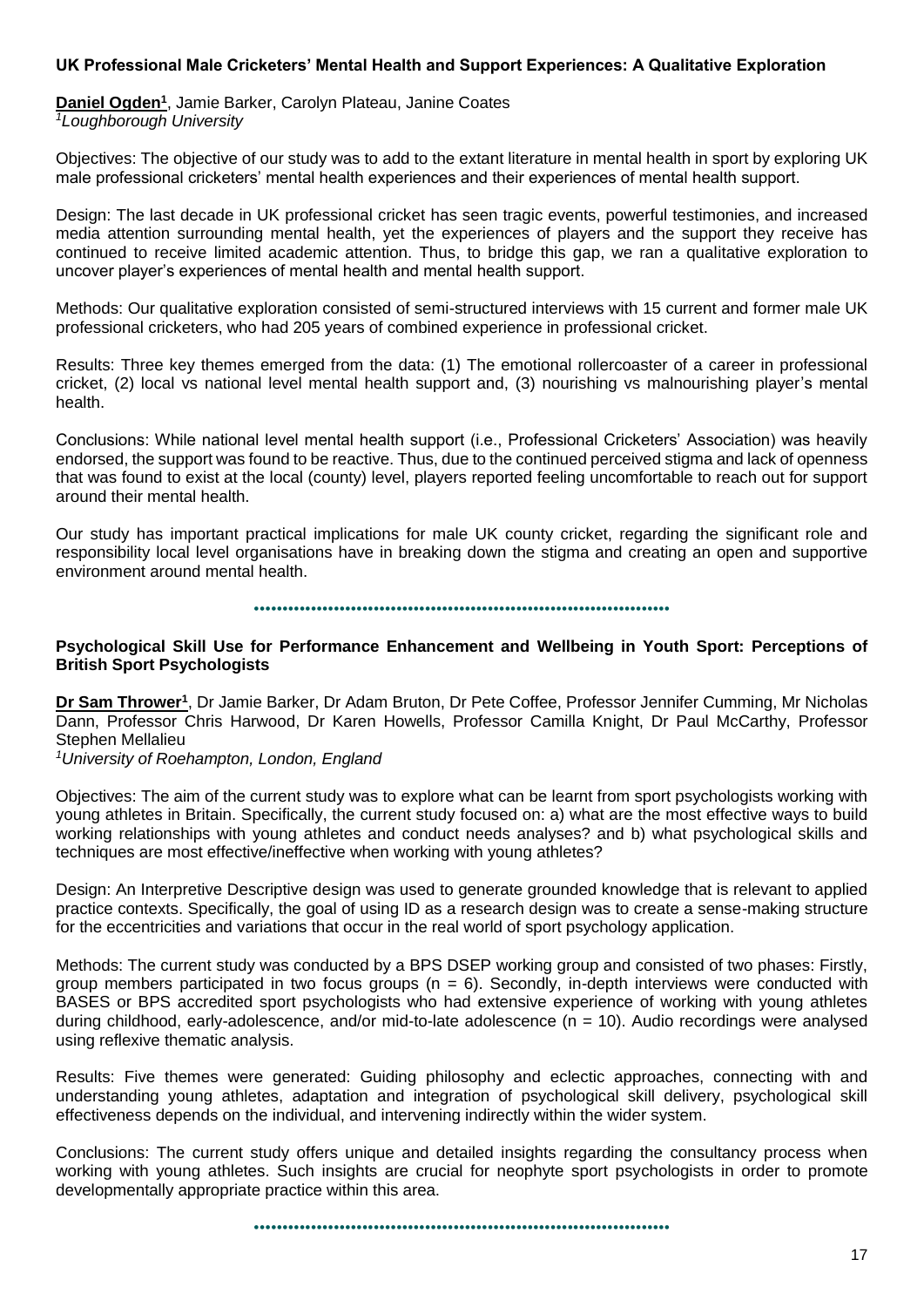### UK Professional Male Cricketers' Mental Health and Support Experiences: A Qualitative Exploration

**Daniel Ogden[1]**, Jamie Barker, Carolyn Plateau, Janine Coates
*[1]Loughborough University*

Objectives: The objective of our study was to add to the extant literature in mental health in sport by exploring UK male professional cricketers' mental health experiences and their experiences of mental health support.

Design: The last decade in UK professional cricket has seen tragic events, powerful testimonies, and increased media attention surrounding mental health, yet the experiences of players and the support they receive has continued to receive limited academic attention. Thus, to bridge this gap, we ran a qualitative exploration to uncover player's experiences of mental health and mental health support.

Methods: Our qualitative exploration consisted of semi-structured interviews with 15 current and former male UK professional cricketers, who had 205 years of combined experience in professional cricket.

Results: Three key themes emerged from the data: (1) The emotional rollercoaster of a career in professional cricket, (2) local vs national level mental health support and, (3) nourishing vs malnourishing player's mental health.

Conclusions: While national level mental health support (i.e., Professional Cricketers' Association) was heavily endorsed, the support was found to be reactive. Thus, due to the continued perceived stigma and lack of openness that was found to exist at the local (county) level, players reported feeling uncomfortable to reach out for support around their mental health.

Our study has important practical implications for male UK county cricket, regarding the significant role and responsibility local level organisations have in breaking down the stigma and creating an open and supportive environment around mental health.

---

### Psychological Skill Use for Performance Enhancement and Wellbeing in Youth Sport: Perceptions of British Sport Psychologists

**Dr Sam Thrower[1]**, Dr Jamie Barker, Dr Adam Bruton, Dr Pete Coffee, Professor Jennifer Cumming, Mr Nicholas Dann, Professor Chris Harwood, Dr Karen Howells, Professor Camilla Knight, Dr Paul McCarthy, Professor Stephen Mellalieu
*[1]University of Roehampton, London, England*

Objectives: The aim of the current study was to explore what can be learnt from sport psychologists working with young athletes in Britain. Specifically, the current study focused on: a) what are the most effective ways to build working relationships with young athletes and conduct needs analyses? and b) what psychological skills and techniques are most effective/ineffective when working with young athletes?

Design: An Interpretive Descriptive design was used to generate grounded knowledge that is relevant to applied practice contexts. Specifically, the goal of using ID as a research design was to create a sense-making structure for the eccentricities and variations that occur in the real world of sport psychology application.

Methods: The current study was conducted by a BPS DSEP working group and consisted of two phases: Firstly, group members participated in two focus groups ($n = 6$). Secondly, in-depth interviews were conducted with BASES or BPS accredited sport psychologists who had extensive experience of working with young athletes during childhood, early-adolescence, and/or mid-to-late adolescence ($n = 10$). Audio recordings were analysed using reflexive thematic analysis.

Results: Five themes were generated: Guiding philosophy and eclectic approaches, connecting with and understanding young athletes, adaptation and integration of psychological skill delivery, psychological skill effectiveness depends on the individual, and intervening indirectly within the wider system.

Conclusions: The current study offers unique and detailed insights regarding the consultancy process when working with young athletes. Such insights are crucial for neophyte sport psychologists in order to promote developmentally appropriate practice within this area.

---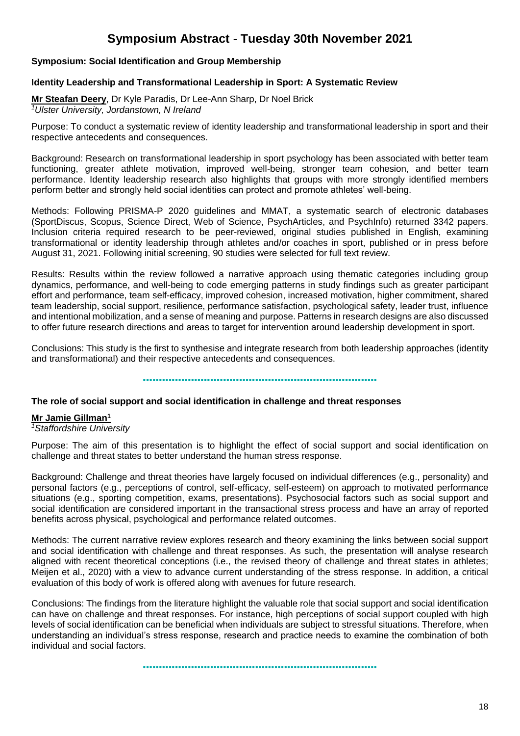# Symposium Abstract - Tuesday 30th November 2021

**Symposium: Social Identification and Group Membership**

**Identity Leadership and Transformational Leadership in Sport: A Systematic Review**

**Mr Steafan Deery**, Dr Kyle Paradis, Dr Lee-Ann Sharp, Dr Noel Brick
*[1]Ulster University, Jordanstown, N Ireland*

Purpose: To conduct a systematic review of identity leadership and transformational leadership in sport and their respective antecedents and consequences.

Background: Research on transformational leadership in sport psychology has been associated with better team functioning, greater athlete motivation, improved well-being, stronger team cohesion, and better team performance. Identity leadership research also highlights that groups with more strongly identified members perform better and strongly held social identities can protect and promote athletes' well-being.

Methods: Following PRISMA-P 2020 guidelines and MMAT, a systematic search of electronic databases (SportDiscus, Scopus, Science Direct, Web of Science, PsychArticles, and PsychInfo) returned 3342 papers. Inclusion criteria required research to be peer-reviewed, original studies published in English, examining transformational or identity leadership through athletes and/or coaches in sport, published or in press before August 31, 2021. Following initial screening, 90 studies were selected for full text review.

Results: Results within the review followed a narrative approach using thematic categories including group dynamics, performance, and well-being to code emerging patterns in study findings such as greater participant effort and performance, team self-efficacy, improved cohesion, increased motivation, higher commitment, shared team leadership, social support, resilience, performance satisfaction, psychological safety, leader trust, influence and intentional mobilization, and a sense of meaning and purpose. Patterns in research designs are also discussed to offer future research directions and areas to target for intervention around leadership development in sport.

Conclusions: This study is the first to synthesise and integrate research from both leadership approaches (identity and transformational) and their respective antecedents and consequences.

---

**The role of social support and social identification in challenge and threat responses**

**Mr Jamie Gillman[1]**
*[1]Staffordshire University*

Purpose: The aim of this presentation is to highlight the effect of social support and social identification on challenge and threat states to better understand the human stress response.

Background: Challenge and threat theories have largely focused on individual differences (e.g., personality) and personal factors (e.g., perceptions of control, self-efficacy, self-esteem) on approach to motivated performance situations (e.g., sporting competition, exams, presentations). Psychosocial factors such as social support and social identification are considered important in the transactional stress process and have an array of reported benefits across physical, psychological and performance related outcomes.

Methods: The current narrative review explores research and theory examining the links between social support and social identification with challenge and threat responses. As such, the presentation will analyse research aligned with recent theoretical conceptions (i.e., the revised theory of challenge and threat states in athletes; Meijen et al., 2020) with a view to advance current understanding of the stress response. In addition, a critical evaluation of this body of work is offered along with avenues for future research.

Conclusions: The findings from the literature highlight the valuable role that social support and social identification can have on challenge and threat responses. For instance, high perceptions of social support coupled with high levels of social identification can be beneficial when individuals are subject to stressful situations. Therefore, when understanding an individual's stress response, research and practice needs to examine the combination of both individual and social factors.

---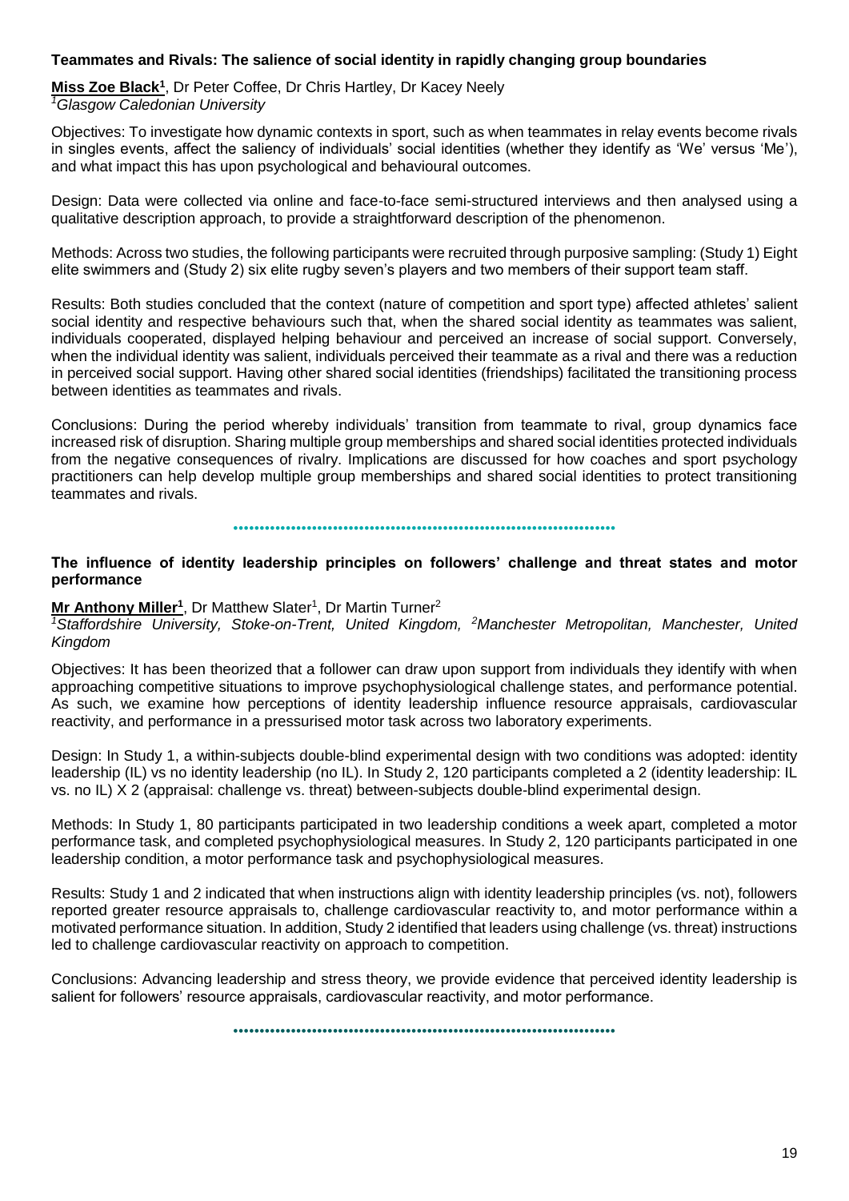### Teammates and Rivals: The salience of social identity in rapidly changing group boundaries

**Miss Zoe Black[1]**, Dr Peter Coffee, Dr Chris Hartley, Dr Kacey Neely
*[1]Glasgow Caledonian University*

Objectives: To investigate how dynamic contexts in sport, such as when teammates in relay events become rivals in singles events, affect the saliency of individuals' social identities (whether they identify as 'We' versus 'Me'), and what impact this has upon psychological and behavioural outcomes.

Design: Data were collected via online and face-to-face semi-structured interviews and then analysed using a qualitative description approach, to provide a straightforward description of the phenomenon.

Methods: Across two studies, the following participants were recruited through purposive sampling: (Study 1) Eight elite swimmers and (Study 2) six elite rugby seven's players and two members of their support team staff.

Results: Both studies concluded that the context (nature of competition and sport type) affected athletes' salient social identity and respective behaviours such that, when the shared social identity as teammates was salient, individuals cooperated, displayed helping behaviour and perceived an increase of social support. Conversely, when the individual identity was salient, individuals perceived their teammate as a rival and there was a reduction in perceived social support. Having other shared social identities (friendships) facilitated the transitioning process between identities as teammates and rivals.

Conclusions: During the period whereby individuals' transition from teammate to rival, group dynamics face increased risk of disruption. Sharing multiple group memberships and shared social identities protected individuals from the negative consequences of rivalry. Implications are discussed for how coaches and sport psychology practitioners can help develop multiple group memberships and shared social identities to protect transitioning teammates and rivals.

### The influence of identity leadership principles on followers' challenge and threat states and motor performance

**Mr Anthony Miller[1]**, Dr Matthew Slater[1], Dr Martin Turner[2]
*[1]Staffordshire University, Stoke-on-Trent, United Kingdom, [2]Manchester Metropolitan, Manchester, United Kingdom*

Objectives: It has been theorized that a follower can draw upon support from individuals they identify with when approaching competitive situations to improve psychophysiological challenge states, and performance potential. As such, we examine how perceptions of identity leadership influence resource appraisals, cardiovascular reactivity, and performance in a pressurised motor task across two laboratory experiments.

Design: In Study 1, a within-subjects double-blind experimental design with two conditions was adopted: identity leadership (IL) vs no identity leadership (no IL). In Study 2, 120 participants completed a 2 (identity leadership: IL vs. no IL) X 2 (appraisal: challenge vs. threat) between-subjects double-blind experimental design.

Methods: In Study 1, 80 participants participated in two leadership conditions a week apart, completed a motor performance task, and completed psychophysiological measures. In Study 2, 120 participants participated in one leadership condition, a motor performance task and psychophysiological measures.

Results: Study 1 and 2 indicated that when instructions align with identity leadership principles (vs. not), followers reported greater resource appraisals to, challenge cardiovascular reactivity to, and motor performance within a motivated performance situation. In addition, Study 2 identified that leaders using challenge (vs. threat) instructions led to challenge cardiovascular reactivity on approach to competition.

Conclusions: Advancing leadership and stress theory, we provide evidence that perceived identity leadership is salient for followers' resource appraisals, cardiovascular reactivity, and motor performance.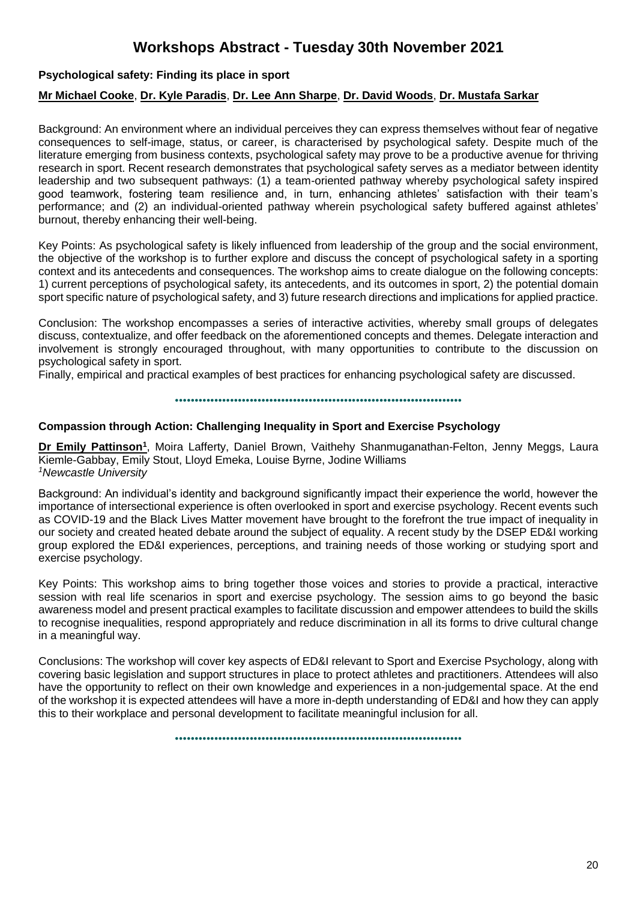# Workshops Abstract - Tuesday 30th November 2021

### Psychological safety: Finding its place in sport

**Mr Michael Cooke**, **Dr. Kyle Paradis**, **Dr. Lee Ann Sharpe**, **Dr. David Woods**, **Dr. Mustafa Sarkar**

Background: An environment where an individual perceives they can express themselves without fear of negative consequences to self-image, status, or career, is characterised by psychological safety. Despite much of the literature emerging from business contexts, psychological safety may prove to be a productive avenue for thriving research in sport. Recent research demonstrates that psychological safety serves as a mediator between identity leadership and two subsequent pathways: (1) a team-oriented pathway whereby psychological safety inspired good teamwork, fostering team resilience and, in turn, enhancing athletes' satisfaction with their team's performance; and (2) an individual-oriented pathway wherein psychological safety buffered against athletes' burnout, thereby enhancing their well-being.

Key Points: As psychological safety is likely influenced from leadership of the group and the social environment, the objective of the workshop is to further explore and discuss the concept of psychological safety in a sporting context and its antecedents and consequences. The workshop aims to create dialogue on the following concepts: 1) current perceptions of psychological safety, its antecedents, and its outcomes in sport, 2) the potential domain sport specific nature of psychological safety, and 3) future research directions and implications for applied practice.

Conclusion: The workshop encompasses a series of interactive activities, whereby small groups of delegates discuss, contextualize, and offer feedback on the aforementioned concepts and themes. Delegate interaction and involvement is strongly encouraged throughout, with many opportunities to contribute to the discussion on psychological safety in sport.
Finally, empirical and practical examples of best practices for enhancing psychological safety are discussed.

---

### Compassion through Action: Challenging Inequality in Sport and Exercise Psychology

**Dr Emily Pattinson**[1], Moira Lafferty, Daniel Brown, Vaithehy Shanmuganathan-Felton, Jenny Meggs, Laura Kiemle-Gabbay, Emily Stout, Lloyd Emeka, Louise Byrne, Jodine Williams
[1]*Newcastle University*

Background: An individual's identity and background significantly impact their experience the world, however the importance of intersectional experience is often overlooked in sport and exercise psychology. Recent events such as COVID-19 and the Black Lives Matter movement have brought to the forefront the true impact of inequality in our society and created heated debate around the subject of equality. A recent study by the DSEP ED&I working group explored the ED&I experiences, perceptions, and training needs of those working or studying sport and exercise psychology.

Key Points: This workshop aims to bring together those voices and stories to provide a practical, interactive session with real life scenarios in sport and exercise psychology. The session aims to go beyond the basic awareness model and present practical examples to facilitate discussion and empower attendees to build the skills to recognise inequalities, respond appropriately and reduce discrimination in all its forms to drive cultural change in a meaningful way.

Conclusions: The workshop will cover key aspects of ED&I relevant to Sport and Exercise Psychology, along with covering basic legislation and support structures in place to protect athletes and practitioners. Attendees will also have the opportunity to reflect on their own knowledge and experiences in a non-judgemental space. At the end of the workshop it is expected attendees will have a more in-depth understanding of ED&I and how they can apply this to their workplace and personal development to facilitate meaningful inclusion for all.

---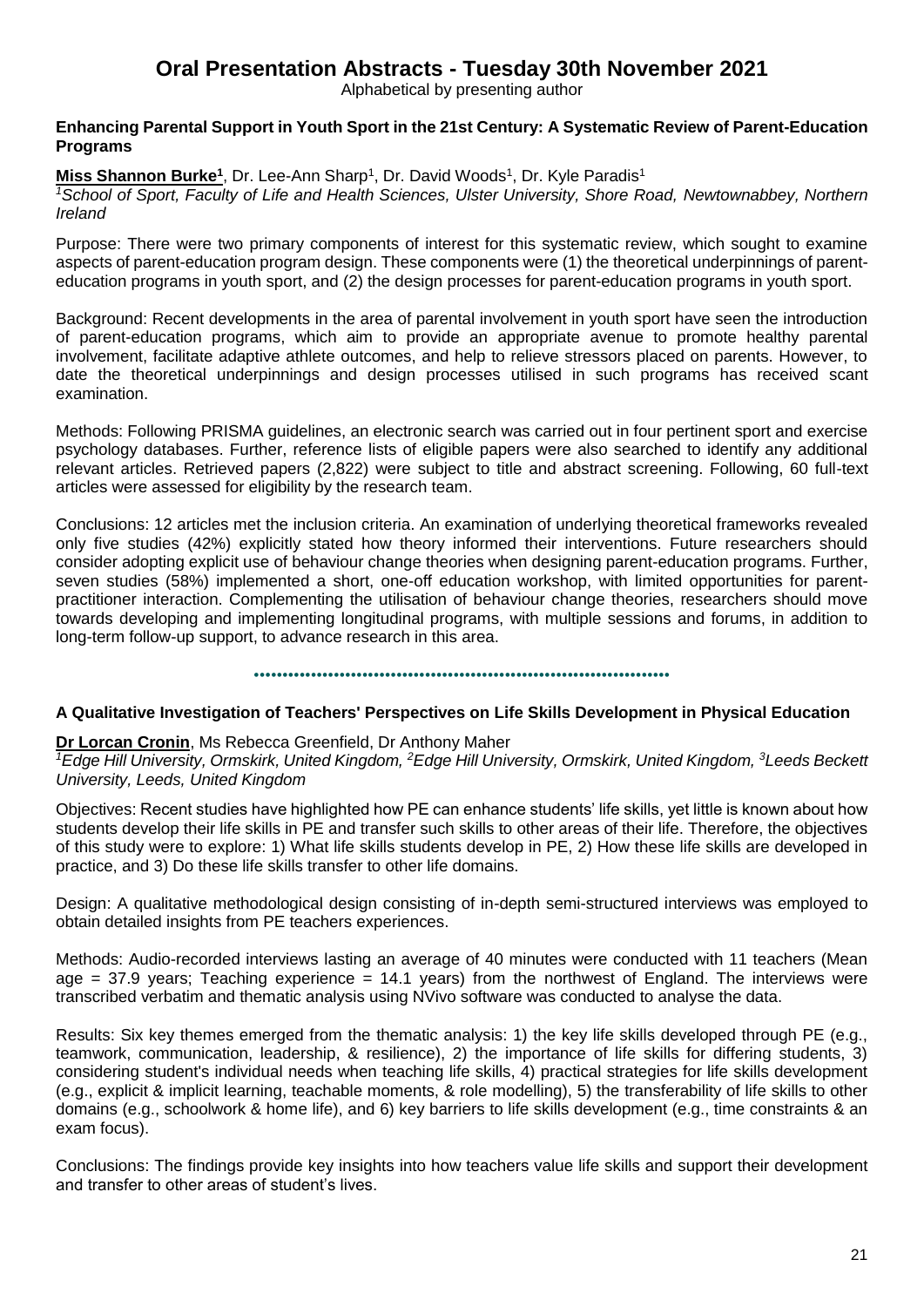# Oral Presentation Abstracts - Tuesday 30th November 2021

Alphabetical by presenting author

### Enhancing Parental Support in Youth Sport in the 21st Century: A Systematic Review of Parent-Education Programs

**Miss Shannon Burke[1]**, Dr. Lee-Ann Sharp[1], Dr. David Woods[1], Dr. Kyle Paradis[1]

*[1]School of Sport, Faculty of Life and Health Sciences, Ulster University, Shore Road, Newtownabbey, Northern Ireland*

Purpose: There were two primary components of interest for this systematic review, which sought to examine aspects of parent-education program design. These components were (1) the theoretical underpinnings of parent-education programs in youth sport, and (2) the design processes for parent-education programs in youth sport.

Background: Recent developments in the area of parental involvement in youth sport have seen the introduction of parent-education programs, which aim to provide an appropriate avenue to promote healthy parental involvement, facilitate adaptive athlete outcomes, and help to relieve stressors placed on parents. However, to date the theoretical underpinnings and design processes utilised in such programs has received scant examination.

Methods: Following PRISMA guidelines, an electronic search was carried out in four pertinent sport and exercise psychology databases. Further, reference lists of eligible papers were also searched to identify any additional relevant articles. Retrieved papers (2,822) were subject to title and abstract screening. Following, 60 full-text articles were assessed for eligibility by the research team.

Conclusions: 12 articles met the inclusion criteria. An examination of underlying theoretical frameworks revealed only five studies (42%) explicitly stated how theory informed their interventions. Future researchers should consider adopting explicit use of behaviour change theories when designing parent-education programs. Further, seven studies (58%) implemented a short, one-off education workshop, with limited opportunities for parent-practitioner interaction. Complementing the utilisation of behaviour change theories, researchers should move towards developing and implementing longitudinal programs, with multiple sessions and forums, in addition to long-term follow-up support, to advance research in this area.

---

### A Qualitative Investigation of Teachers' Perspectives on Life Skills Development in Physical Education

**Dr Lorcan Cronin**, Ms Rebecca Greenfield, Dr Anthony Maher

*[1]Edge Hill University, Ormskirk, United Kingdom, [2]Edge Hill University, Ormskirk, United Kingdom, [3]Leeds Beckett University, Leeds, United Kingdom*

Objectives: Recent studies have highlighted how PE can enhance students' life skills, yet little is known about how students develop their life skills in PE and transfer such skills to other areas of their life. Therefore, the objectives of this study were to explore: 1) What life skills students develop in PE, 2) How these life skills are developed in practice, and 3) Do these life skills transfer to other life domains.

Design: A qualitative methodological design consisting of in-depth semi-structured interviews was employed to obtain detailed insights from PE teachers experiences.

Methods: Audio-recorded interviews lasting an average of 40 minutes were conducted with 11 teachers (Mean age = 37.9 years; Teaching experience = 14.1 years) from the northwest of England. The interviews were transcribed verbatim and thematic analysis using NVivo software was conducted to analyse the data.

Results: Six key themes emerged from the thematic analysis: 1) the key life skills developed through PE (e.g., teamwork, communication, leadership, & resilience), 2) the importance of life skills for differing students, 3) considering student's individual needs when teaching life skills, 4) practical strategies for life skills development (e.g., explicit & implicit learning, teachable moments, & role modelling), 5) the transferability of life skills to other domains (e.g., schoolwork & home life), and 6) key barriers to life skills development (e.g., time constraints & an exam focus).

Conclusions: The findings provide key insights into how teachers value life skills and support their development and transfer to other areas of student's lives.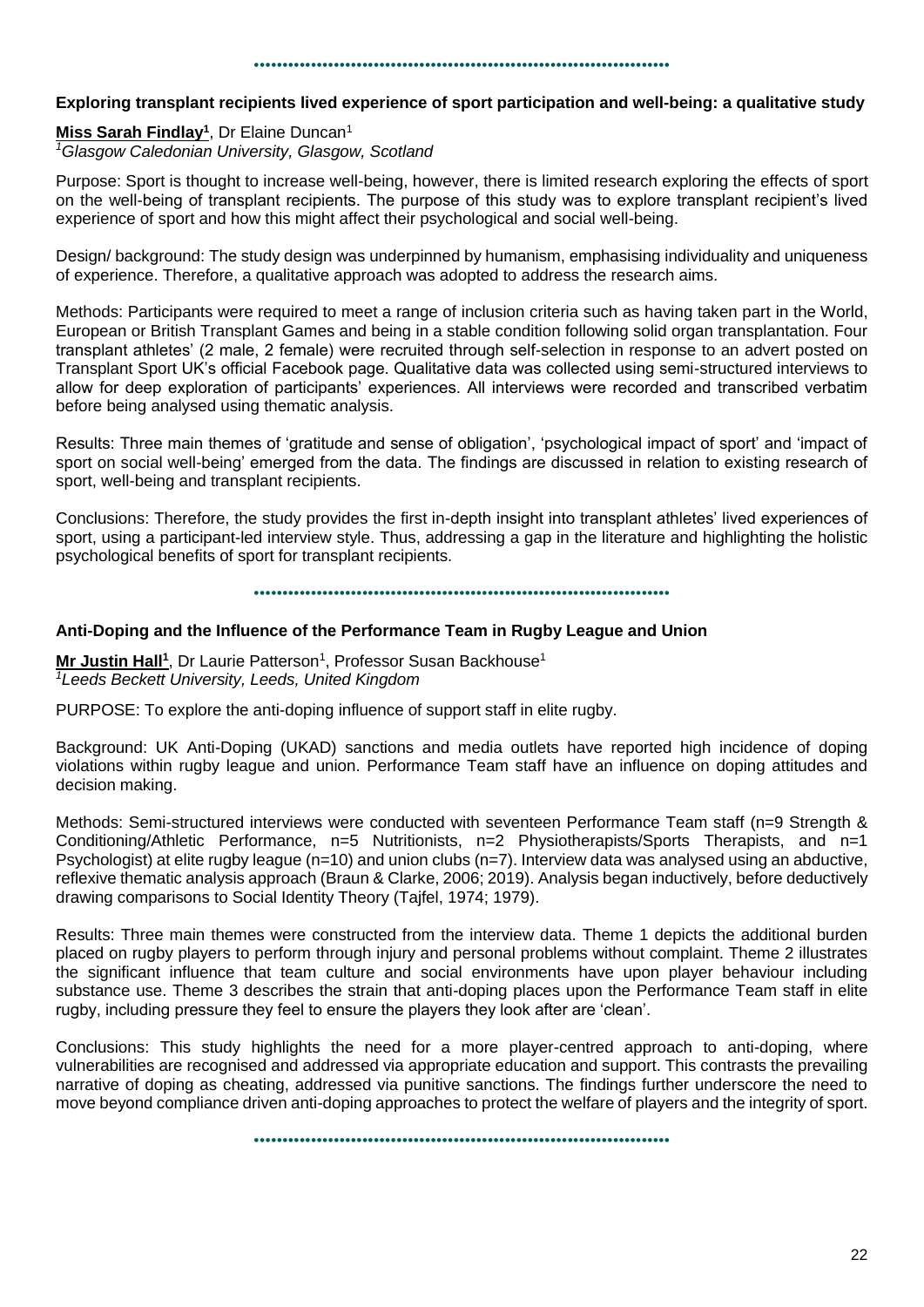### Exploring transplant recipients lived experience of sport participation and well-being: a qualitative study

**Miss Sarah Findlay[1]**, Dr Elaine Duncan[1]
*[1]Glasgow Caledonian University, Glasgow, Scotland*

Purpose: Sport is thought to increase well-being, however, there is limited research exploring the effects of sport on the well-being of transplant recipients. The purpose of this study was to explore transplant recipient's lived experience of sport and how this might affect their psychological and social well-being.

Design/ background: The study design was underpinned by humanism, emphasising individuality and uniqueness of experience. Therefore, a qualitative approach was adopted to address the research aims.

Methods: Participants were required to meet a range of inclusion criteria such as having taken part in the World, European or British Transplant Games and being in a stable condition following solid organ transplantation. Four transplant athletes' (2 male, 2 female) were recruited through self-selection in response to an advert posted on Transplant Sport UK's official Facebook page. Qualitative data was collected using semi-structured interviews to allow for deep exploration of participants' experiences. All interviews were recorded and transcribed verbatim before being analysed using thematic analysis.

Results: Three main themes of 'gratitude and sense of obligation', 'psychological impact of sport' and 'impact of sport on social well-being' emerged from the data. The findings are discussed in relation to existing research of sport, well-being and transplant recipients.

Conclusions: Therefore, the study provides the first in-depth insight into transplant athletes' lived experiences of sport, using a participant-led interview style. Thus, addressing a gap in the literature and highlighting the holistic psychological benefits of sport for transplant recipients.

### Anti-Doping and the Influence of the Performance Team in Rugby League and Union

**Mr Justin Hall[1]**, Dr Laurie Patterson[1], Professor Susan Backhouse[1]
*[1]Leeds Beckett University, Leeds, United Kingdom*

PURPOSE: To explore the anti-doping influence of support staff in elite rugby.

Background: UK Anti-Doping (UKAD) sanctions and media outlets have reported high incidence of doping violations within rugby league and union. Performance Team staff have an influence on doping attitudes and decision making.

Methods: Semi-structured interviews were conducted with seventeen Performance Team staff (n=9 Strength & Conditioning/Athletic Performance, n=5 Nutritionists, n=2 Physiotherapists/Sports Therapists, and n=1 Psychologist) at elite rugby league (n=10) and union clubs (n=7). Interview data was analysed using an abductive, reflexive thematic analysis approach (Braun & Clarke, 2006; 2019). Analysis began inductively, before deductively drawing comparisons to Social Identity Theory (Tajfel, 1974; 1979).

Results: Three main themes were constructed from the interview data. Theme 1 depicts the additional burden placed on rugby players to perform through injury and personal problems without complaint. Theme 2 illustrates the significant influence that team culture and social environments have upon player behaviour including substance use. Theme 3 describes the strain that anti-doping places upon the Performance Team staff in elite rugby, including pressure they feel to ensure the players they look after are 'clean'.

Conclusions: This study highlights the need for a more player-centred approach to anti-doping, where vulnerabilities are recognised and addressed via appropriate education and support. This contrasts the prevailing narrative of doping as cheating, addressed via punitive sanctions. The findings further underscore the need to move beyond compliance driven anti-doping approaches to protect the welfare of players and the integrity of sport.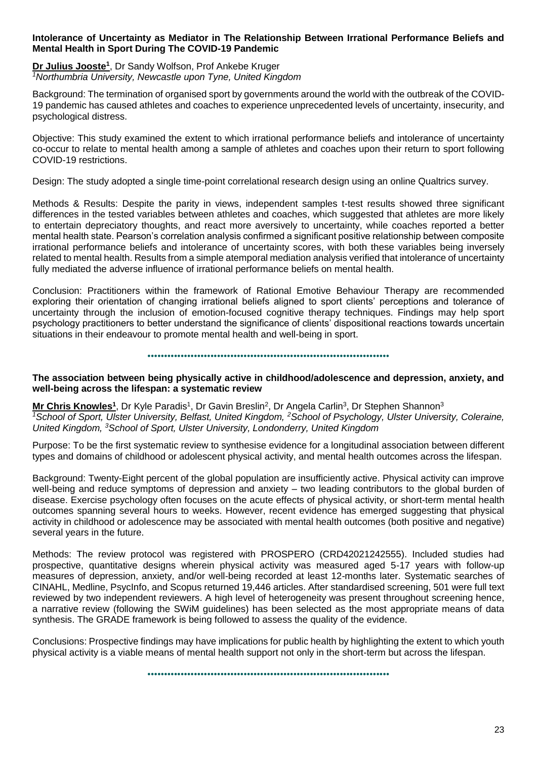## Intolerance of Uncertainty as Mediator in The Relationship Between Irrational Performance Beliefs and Mental Health in Sport During The COVID-19 Pandemic

**Dr Julius Jooste[1]**, Dr Sandy Wolfson, Prof Ankebe Kruger
*[1]Northumbria University, Newcastle upon Tyne, United Kingdom*

Background: The termination of organised sport by governments around the world with the outbreak of the COVID-19 pandemic has caused athletes and coaches to experience unprecedented levels of uncertainty, insecurity, and psychological distress.

Objective: This study examined the extent to which irrational performance beliefs and intolerance of uncertainty co-occur to relate to mental health among a sample of athletes and coaches upon their return to sport following COVID-19 restrictions.

Design: The study adopted a single time-point correlational research design using an online Qualtrics survey.

Methods & Results: Despite the parity in views, independent samples t-test results showed three significant differences in the tested variables between athletes and coaches, which suggested that athletes are more likely to entertain depreciatory thoughts, and react more aversively to uncertainty, while coaches reported a better mental health state. Pearson's correlation analysis confirmed a significant positive relationship between composite irrational performance beliefs and intolerance of uncertainty scores, with both these variables being inversely related to mental health. Results from a simple atemporal mediation analysis verified that intolerance of uncertainty fully mediated the adverse influence of irrational performance beliefs on mental health.

Conclusion: Practitioners within the framework of Rational Emotive Behaviour Therapy are recommended exploring their orientation of changing irrational beliefs aligned to sport clients' perceptions and tolerance of uncertainty through the inclusion of emotion-focused cognitive therapy techniques. Findings may help sport psychology practitioners to better understand the significance of clients' dispositional reactions towards uncertain situations in their endeavour to promote mental health and well-being in sport.

## The association between being physically active in childhood/adolescence and depression, anxiety, and well-being across the lifespan: a systematic review

**Mr Chris Knowles[1]**, Dr Kyle Paradis[1], Dr Gavin Breslin[2], Dr Angela Carlin[3], Dr Stephen Shannon[3]
*[1]School of Sport, Ulster University, Belfast, United Kingdom, [2]School of Psychology, Ulster University, Coleraine, United Kingdom, [3]School of Sport, Ulster University, Londonderry, United Kingdom*

Purpose: To be the first systematic review to synthesise evidence for a longitudinal association between different types and domains of childhood or adolescent physical activity, and mental health outcomes across the lifespan.

Background: Twenty-Eight percent of the global population are insufficiently active. Physical activity can improve well-being and reduce symptoms of depression and anxiety – two leading contributors to the global burden of disease. Exercise psychology often focuses on the acute effects of physical activity, or short-term mental health outcomes spanning several hours to weeks. However, recent evidence has emerged suggesting that physical activity in childhood or adolescence may be associated with mental health outcomes (both positive and negative) several years in the future.

Methods: The review protocol was registered with PROSPERO (CRD42021242555). Included studies had prospective, quantitative designs wherein physical activity was measured aged 5-17 years with follow-up measures of depression, anxiety, and/or well-being recorded at least 12-months later. Systematic searches of CINAHL, Medline, PsycInfo, and Scopus returned 19,446 articles. After standardised screening, 501 were full text reviewed by two independent reviewers. A high level of heterogeneity was present throughout screening hence, a narrative review (following the SWiM guidelines) has been selected as the most appropriate means of data synthesis. The GRADE framework is being followed to assess the quality of the evidence.

Conclusions: Prospective findings may have implications for public health by highlighting the extent to which youth physical activity is a viable means of mental health support not only in the short-term but across the lifespan.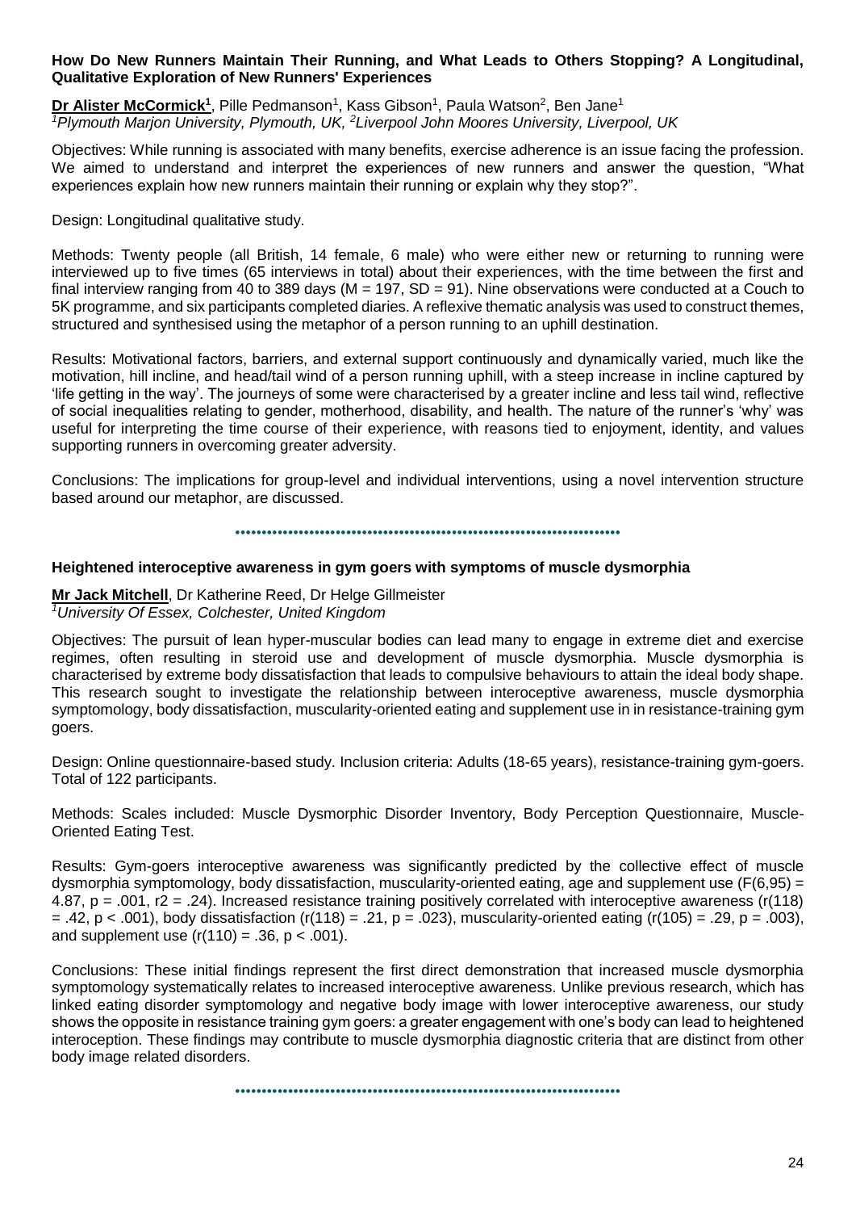### How Do New Runners Maintain Their Running, and What Leads to Others Stopping? A Longitudinal, Qualitative Exploration of New Runners' Experiences

**Dr Alister McCormick[1]**, Pille Pedmanson[1], Kass Gibson[1], Paula Watson[2], Ben Jane[1]

*[1]Plymouth Marjon University, Plymouth, UK, [2]Liverpool John Moores University, Liverpool, UK*

Objectives: While running is associated with many benefits, exercise adherence is an issue facing the profession. We aimed to understand and interpret the experiences of new runners and answer the question, "What experiences explain how new runners maintain their running or explain why they stop?".

Design: Longitudinal qualitative study.

Methods: Twenty people (all British, 14 female, 6 male) who were either new or returning to running were interviewed up to five times (65 interviews in total) about their experiences, with the time between the first and final interview ranging from 40 to 389 days ($M = 197$, $SD = 91$). Nine observations were conducted at a Couch to 5K programme, and six participants completed diaries. A reflexive thematic analysis was used to construct themes, structured and synthesised using the metaphor of a person running to an uphill destination.

Results: Motivational factors, barriers, and external support continuously and dynamically varied, much like the motivation, hill incline, and head/tail wind of a person running uphill, with a steep increase in incline captured by 'life getting in the way'. The journeys of some were characterised by a greater incline and less tail wind, reflective of social inequalities relating to gender, motherhood, disability, and health. The nature of the runner's 'why' was useful for interpreting the time course of their experience, with reasons tied to enjoyment, identity, and values supporting runners in overcoming greater adversity.

Conclusions: The implications for group-level and individual interventions, using a novel intervention structure based around our metaphor, are discussed.

---

### Heightened interoceptive awareness in gym goers with symptoms of muscle dysmorphia

**Mr Jack Mitchell**, Dr Katherine Reed, Dr Helge Gillmeister

*[1]University Of Essex, Colchester, United Kingdom*

Objectives: The pursuit of lean hyper-muscular bodies can lead many to engage in extreme diet and exercise regimes, often resulting in steroid use and development of muscle dysmorphia. Muscle dysmorphia is characterised by extreme body dissatisfaction that leads to compulsive behaviours to attain the ideal body shape. This research sought to investigate the relationship between interoceptive awareness, muscle dysmorphia symptomology, body dissatisfaction, muscularity-oriented eating and supplement use in in resistance-training gym goers.

Design: Online questionnaire-based study. Inclusion criteria: Adults (18-65 years), resistance-training gym-goers. Total of 122 participants.

Methods: Scales included: Muscle Dysmorphic Disorder Inventory, Body Perception Questionnaire, Muscle-Oriented Eating Test.

Results: Gym-goers interoceptive awareness was significantly predicted by the collective effect of muscle dysmorphia symptomology, body dissatisfaction, muscularity-oriented eating, age and supplement use ($F(6,95) = 4.87$, $p = .001$, $r2 = .24$). Increased resistance training positively correlated with interoceptive awareness ($r(118) = .42$, $p < .001$), body dissatisfaction ($r(118) = .21$, $p = .023$), muscularity-oriented eating ($r(105) = .29$, $p = .003$), and supplement use ($r(110) = .36$, $p < .001$).

Conclusions: These initial findings represent the first direct demonstration that increased muscle dysmorphia symptomology systematically relates to increased interoceptive awareness. Unlike previous research, which has linked eating disorder symptomology and negative body image with lower interoceptive awareness, our study shows the opposite in resistance training gym goers: a greater engagement with one's body can lead to heightened interoception. These findings may contribute to muscle dysmorphia diagnostic criteria that are distinct from other body image related disorders.

---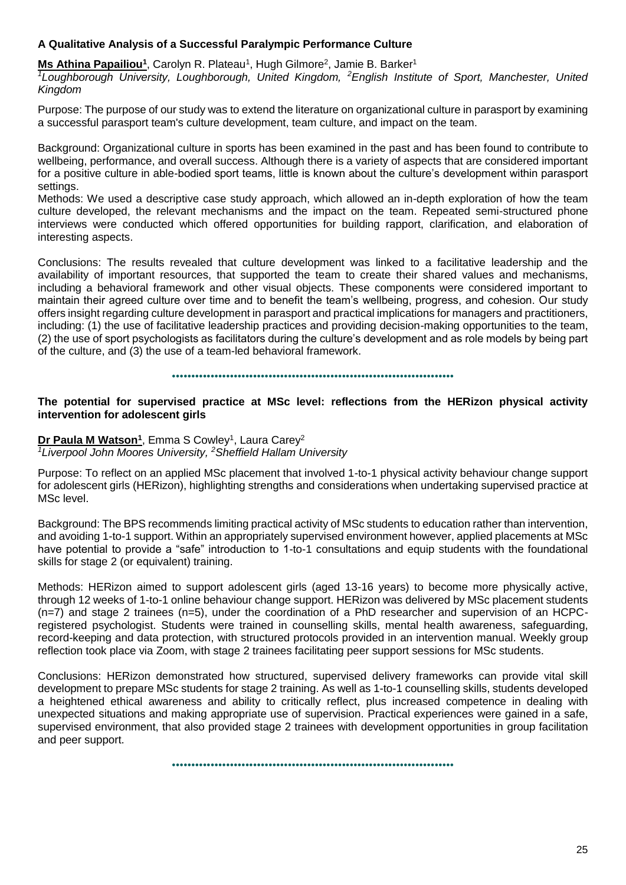### A Qualitative Analysis of a Successful Paralympic Performance Culture

**Ms Athina Papailiou[1]**, Carolyn R. Plateau[1], Hugh Gilmore[2], Jamie B. Barker[1]

*[1]Loughborough University, Loughborough, United Kingdom, [2]English Institute of Sport, Manchester, United Kingdom*

Purpose: The purpose of our study was to extend the literature on organizational culture in parasport by examining a successful parasport team's culture development, team culture, and impact on the team.

Background: Organizational culture in sports has been examined in the past and has been found to contribute to wellbeing, performance, and overall success. Although there is a variety of aspects that are considered important for a positive culture in able-bodied sport teams, little is known about the culture's development within parasport settings.

Methods: We used a descriptive case study approach, which allowed an in-depth exploration of how the team culture developed, the relevant mechanisms and the impact on the team. Repeated semi-structured phone interviews were conducted which offered opportunities for building rapport, clarification, and elaboration of interesting aspects.

Conclusions: The results revealed that culture development was linked to a facilitative leadership and the availability of important resources, that supported the team to create their shared values and mechanisms, including a behavioral framework and other visual objects. These components were considered important to maintain their agreed culture over time and to benefit the team's wellbeing, progress, and cohesion. Our study offers insight regarding culture development in parasport and practical implications for managers and practitioners, including: (1) the use of facilitative leadership practices and providing decision-making opportunities to the team, (2) the use of sport psychologists as facilitators during the culture's development and as role models by being part of the culture, and (3) the use of a team-led behavioral framework.

---

### The potential for supervised practice at MSc level: reflections from the HERizon physical activity intervention for adolescent girls

**Dr Paula M Watson[1]**, Emma S Cowley[1], Laura Carey[2]

*[1]Liverpool John Moores University, [2]Sheffield Hallam University*

Purpose: To reflect on an applied MSc placement that involved 1-to-1 physical activity behaviour change support for adolescent girls (HERizon), highlighting strengths and considerations when undertaking supervised practice at MSc level.

Background: The BPS recommends limiting practical activity of MSc students to education rather than intervention, and avoiding 1-to-1 support. Within an appropriately supervised environment however, applied placements at MSc have potential to provide a "safe" introduction to 1-to-1 consultations and equip students with the foundational skills for stage 2 (or equivalent) training.

Methods: HERizon aimed to support adolescent girls (aged 13-16 years) to become more physically active, through 12 weeks of 1-to-1 online behaviour change support. HERizon was delivered by MSc placement students (n=7) and stage 2 trainees (n=5), under the coordination of a PhD researcher and supervision of an HCPC-registered psychologist. Students were trained in counselling skills, mental health awareness, safeguarding, record-keeping and data protection, with structured protocols provided in an intervention manual. Weekly group reflection took place via Zoom, with stage 2 trainees facilitating peer support sessions for MSc students.

Conclusions: HERizon demonstrated how structured, supervised delivery frameworks can provide vital skill development to prepare MSc students for stage 2 training. As well as 1-to-1 counselling skills, students developed a heightened ethical awareness and ability to critically reflect, plus increased competence in dealing with unexpected situations and making appropriate use of supervision. Practical experiences were gained in a safe, supervised environment, that also provided stage 2 trainees with development opportunities in group facilitation and peer support.

---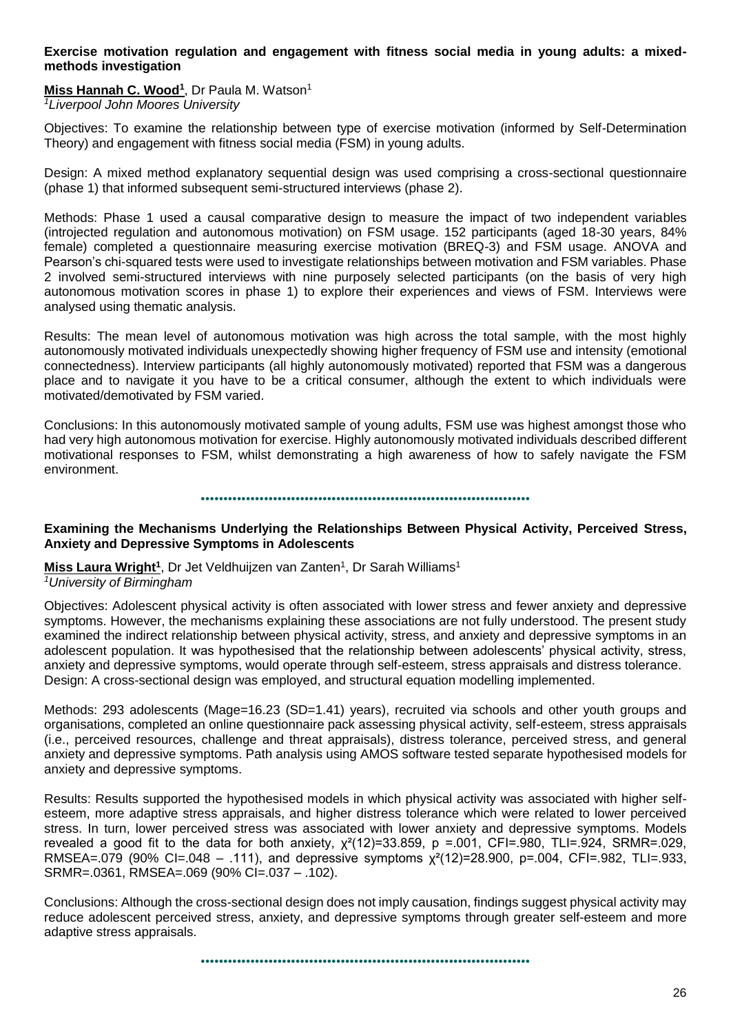### Exercise motivation regulation and engagement with fitness social media in young adults: a mixed-methods investigation

**Miss Hannah C. Wood[1]**, Dr Paula M. Watson[1]
*[1]Liverpool John Moores University*

Objectives: To examine the relationship between type of exercise motivation (informed by Self-Determination Theory) and engagement with fitness social media (FSM) in young adults.

Design: A mixed method explanatory sequential design was used comprising a cross-sectional questionnaire (phase 1) that informed subsequent semi-structured interviews (phase 2).

Methods: Phase 1 used a causal comparative design to measure the impact of two independent variables (introjected regulation and autonomous motivation) on FSM usage. 152 participants (aged 18-30 years, 84% female) completed a questionnaire measuring exercise motivation (BREQ-3) and FSM usage. ANOVA and Pearson's chi-squared tests were used to investigate relationships between motivation and FSM variables. Phase 2 involved semi-structured interviews with nine purposely selected participants (on the basis of very high autonomous motivation scores in phase 1) to explore their experiences and views of FSM. Interviews were analysed using thematic analysis.

Results: The mean level of autonomous motivation was high across the total sample, with the most highly autonomously motivated individuals unexpectedly showing higher frequency of FSM use and intensity (emotional connectedness). Interview participants (all highly autonomously motivated) reported that FSM was a dangerous place and to navigate it you have to be a critical consumer, although the extent to which individuals were motivated/demotivated by FSM varied.

Conclusions: In this autonomously motivated sample of young adults, FSM use was highest amongst those who had very high autonomous motivation for exercise. Highly autonomously motivated individuals described different motivational responses to FSM, whilst demonstrating a high awareness of how to safely navigate the FSM environment.

---

### Examining the Mechanisms Underlying the Relationships Between Physical Activity, Perceived Stress, Anxiety and Depressive Symptoms in Adolescents

**Miss Laura Wright[1]**, Dr Jet Veldhuijzen van Zanten[1], Dr Sarah Williams[1]
*[1]University of Birmingham*

Objectives: Adolescent physical activity is often associated with lower stress and fewer anxiety and depressive symptoms. However, the mechanisms explaining these associations are not fully understood. The present study examined the indirect relationship between physical activity, stress, and anxiety and depressive symptoms in an adolescent population. It was hypothesised that the relationship between adolescents' physical activity, stress, anxiety and depressive symptoms, would operate through self-esteem, stress appraisals and distress tolerance.
Design: A cross-sectional design was employed, and structural equation modelling implemented.

Methods: 293 adolescents (Mage=16.23 (SD=1.41) years), recruited via schools and other youth groups and organisations, completed an online questionnaire pack assessing physical activity, self-esteem, stress appraisals (i.e., perceived resources, challenge and threat appraisals), distress tolerance, perceived stress, and general anxiety and depressive symptoms. Path analysis using AMOS software tested separate hypothesised models for anxiety and depressive symptoms.

Results: Results supported the hypothesised models in which physical activity was associated with higher self-esteem, more adaptive stress appraisals, and higher distress tolerance which were related to lower perceived stress. In turn, lower perceived stress was associated with lower anxiety and depressive symptoms. Models revealed a good fit to the data for both anxiety, $\chi^2(12)=33.859$, $p=.001$, CFI=.980, TLI=.924, SRMR=.029, RMSEA=.079 (90% CI=.048 – .111), and depressive symptoms $\chi^2(12)=28.900$, $p=.004$, CFI=.982, TLI=.933, SRMR=.0361, RMSEA=.069 (90% CI=.037 – .102).

Conclusions: Although the cross-sectional design does not imply causation, findings suggest physical activity may reduce adolescent perceived stress, anxiety, and depressive symptoms through greater self-esteem and more adaptive stress appraisals.

---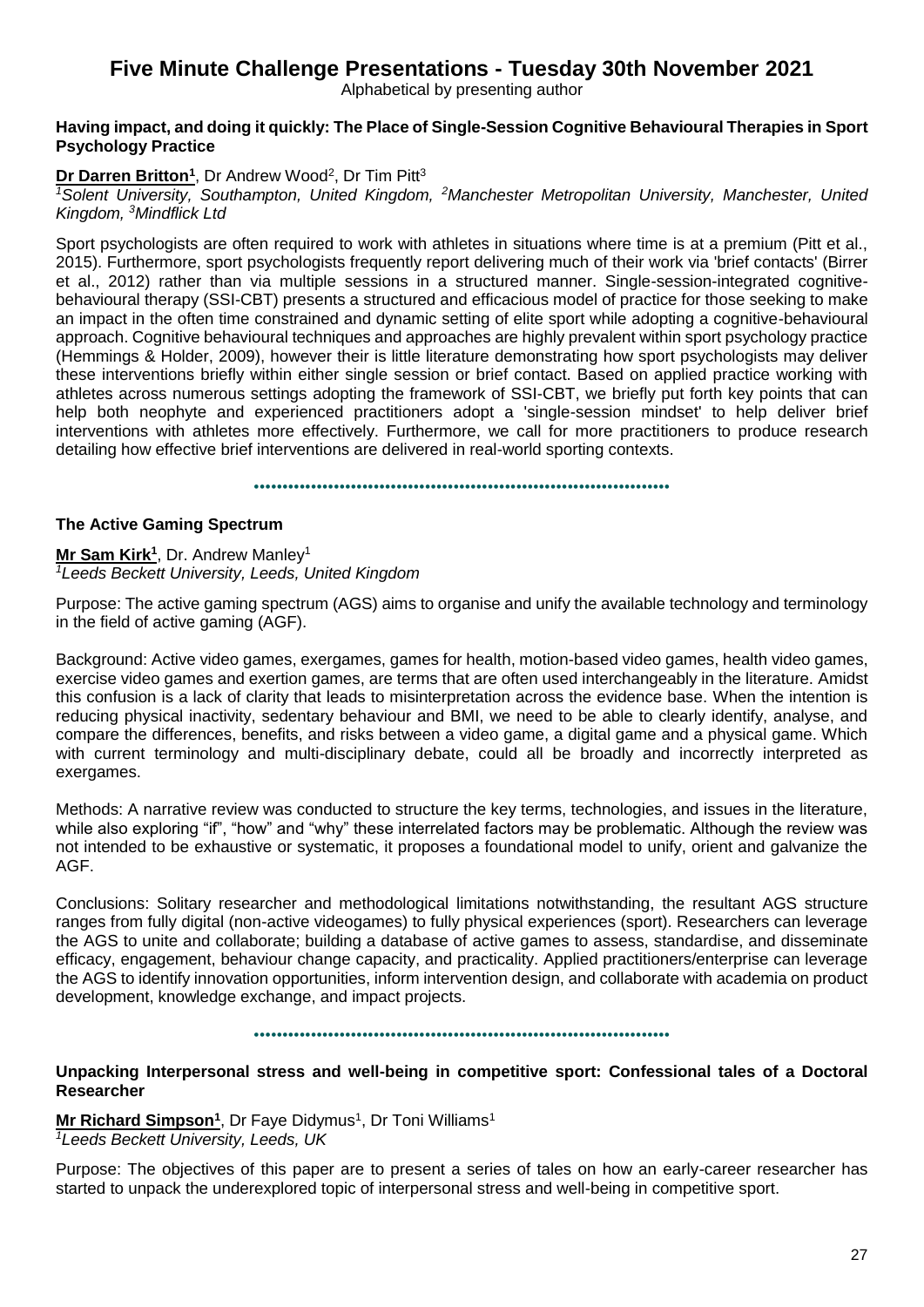# Five Minute Challenge Presentations - Tuesday 30th November 2021

Alphabetical by presenting author

### Having impact, and doing it quickly: The Place of Single-Session Cognitive Behavioural Therapies in Sport Psychology Practice

**Dr Darren Britton[1]**, Dr Andrew Wood[2], Dr Tim Pitt[3]

*[1]Solent University, Southampton, United Kingdom, [2]Manchester Metropolitan University, Manchester, United Kingdom, [3]Mindflick Ltd*

Sport psychologists are often required to work with athletes in situations where time is at a premium (Pitt et al., 2015). Furthermore, sport psychologists frequently report delivering much of their work via 'brief contacts' (Birrer et al., 2012) rather than via multiple sessions in a structured manner. Single-session-integrated cognitive-behavioural therapy (SSI-CBT) presents a structured and efficacious model of practice for those seeking to make an impact in the often time constrained and dynamic setting of elite sport while adopting a cognitive-behavioural approach. Cognitive behavioural techniques and approaches are highly prevalent within sport psychology practice (Hemmings & Holder, 2009), however their is little literature demonstrating how sport psychologists may deliver these interventions briefly within either single session or brief contact. Based on applied practice working with athletes across numerous settings adopting the framework of SSI-CBT, we briefly put forth key points that can help both neophyte and experienced practitioners adopt a 'single-session mindset' to help deliver brief interventions with athletes more effectively. Furthermore, we call for more practitioners to produce research detailing how effective brief interventions are delivered in real-world sporting contexts.

---

### The Active Gaming Spectrum

**Mr Sam Kirk[1]**, Dr. Andrew Manley[1]

*[1]Leeds Beckett University, Leeds, United Kingdom*

Purpose: The active gaming spectrum (AGS) aims to organise and unify the available technology and terminology in the field of active gaming (AGF).

Background: Active video games, exergames, games for health, motion-based video games, health video games, exercise video games and exertion games, are terms that are often used interchangeably in the literature. Amidst this confusion is a lack of clarity that leads to misinterpretation across the evidence base. When the intention is reducing physical inactivity, sedentary behaviour and BMI, we need to be able to clearly identify, analyse, and compare the differences, benefits, and risks between a video game, a digital game and a physical game. Which with current terminology and multi-disciplinary debate, could all be broadly and incorrectly interpreted as exergames.

Methods: A narrative review was conducted to structure the key terms, technologies, and issues in the literature, while also exploring "if", "how" and "why" these interrelated factors may be problematic. Although the review was not intended to be exhaustive or systematic, it proposes a foundational model to unify, orient and galvanize the AGF.

Conclusions: Solitary researcher and methodological limitations notwithstanding, the resultant AGS structure ranges from fully digital (non-active videogames) to fully physical experiences (sport). Researchers can leverage the AGS to unite and collaborate; building a database of active games to assess, standardise, and disseminate efficacy, engagement, behaviour change capacity, and practicality. Applied practitioners/enterprise can leverage the AGS to identify innovation opportunities, inform intervention design, and collaborate with academia on product development, knowledge exchange, and impact projects.

---

### Unpacking Interpersonal stress and well-being in competitive sport: Confessional tales of a Doctoral Researcher

**Mr Richard Simpson[1]**, Dr Faye Didymus[1], Dr Toni Williams[1]

*[1]Leeds Beckett University, Leeds, UK*

Purpose: The objectives of this paper are to present a series of tales on how an early-career researcher has started to unpack the underexplored topic of interpersonal stress and well-being in competitive sport.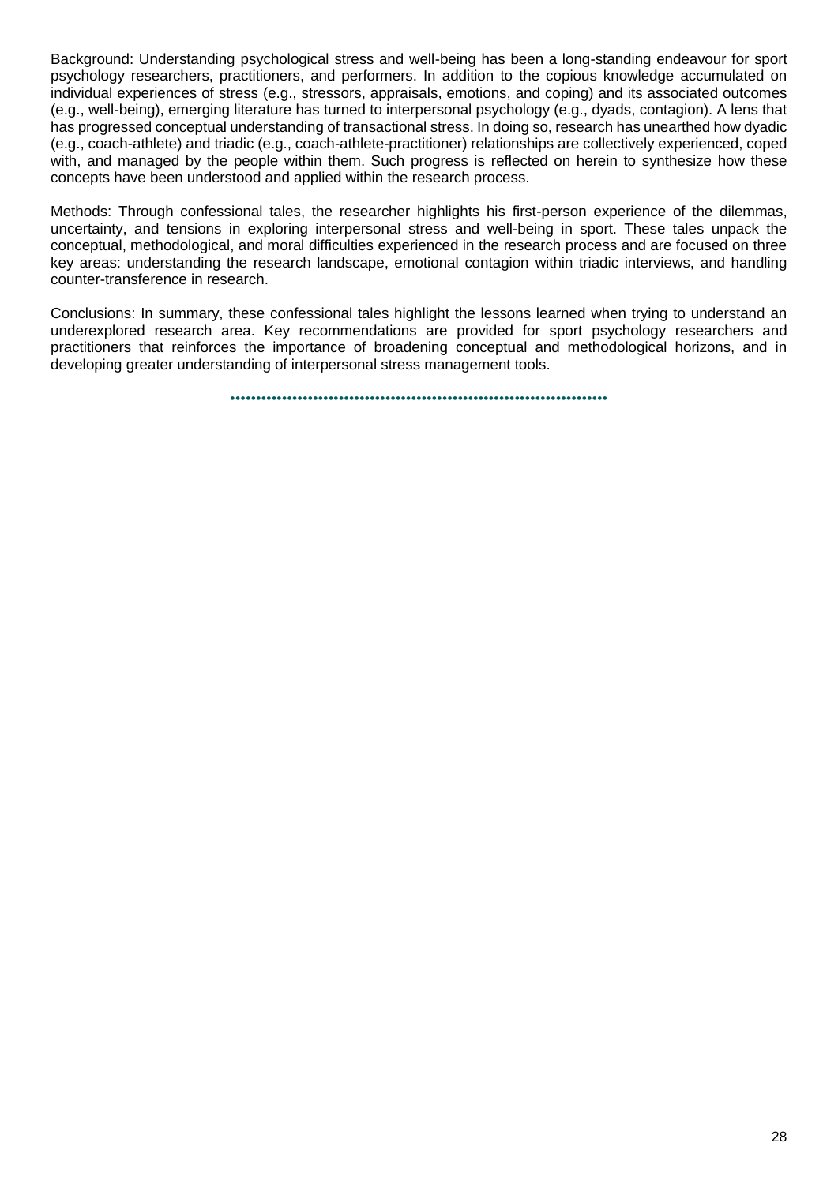Background: Understanding psychological stress and well-being has been a long-standing endeavour for sport psychology researchers, practitioners, and performers. In addition to the copious knowledge accumulated on individual experiences of stress (e.g., stressors, appraisals, emotions, and coping) and its associated outcomes (e.g., well-being), emerging literature has turned to interpersonal psychology (e.g., dyads, contagion). A lens that has progressed conceptual understanding of transactional stress. In doing so, research has unearthed how dyadic (e.g., coach-athlete) and triadic (e.g., coach-athlete-practitioner) relationships are collectively experienced, coped with, and managed by the people within them. Such progress is reflected on herein to synthesize how these concepts have been understood and applied within the research process.

Methods: Through confessional tales, the researcher highlights his first-person experience of the dilemmas, uncertainty, and tensions in exploring interpersonal stress and well-being in sport. These tales unpack the conceptual, methodological, and moral difficulties experienced in the research process and are focused on three key areas: understanding the research landscape, emotional contagion within triadic interviews, and handling counter-transference in research.

Conclusions: In summary, these confessional tales highlight the lessons learned when trying to understand an underexplored research area. Key recommendations are provided for sport psychology researchers and practitioners that reinforces the importance of broadening conceptual and methodological horizons, and in developing greater understanding of interpersonal stress management tools.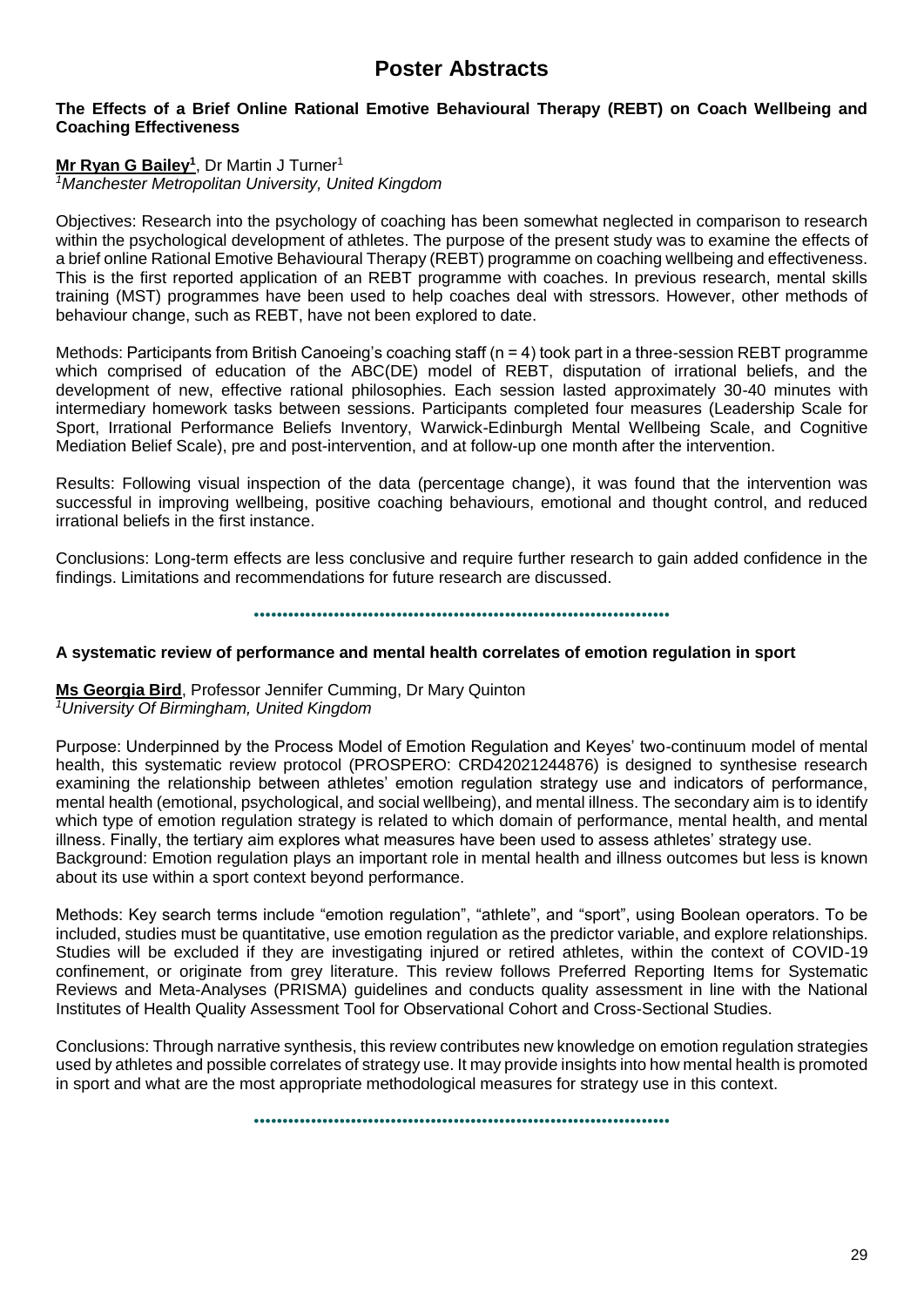# Poster Abstracts

### The Effects of a Brief Online Rational Emotive Behavioural Therapy (REBT) on Coach Wellbeing and Coaching Effectiveness

**Mr Ryan G Bailey[1]**, Dr Martin J Turner[1]

*[1]Manchester Metropolitan University, United Kingdom*

Objectives: Research into the psychology of coaching has been somewhat neglected in comparison to research within the psychological development of athletes. The purpose of the present study was to examine the effects of a brief online Rational Emotive Behavioural Therapy (REBT) programme on coaching wellbeing and effectiveness. This is the first reported application of an REBT programme with coaches. In previous research, mental skills training (MST) programmes have been used to help coaches deal with stressors. However, other methods of behaviour change, such as REBT, have not been explored to date.

Methods: Participants from British Canoeing's coaching staff (n = 4) took part in a three-session REBT programme which comprised of education of the ABC(DE) model of REBT, disputation of irrational beliefs, and the development of new, effective rational philosophies. Each session lasted approximately 30-40 minutes with intermediary homework tasks between sessions. Participants completed four measures (Leadership Scale for Sport, Irrational Performance Beliefs Inventory, Warwick-Edinburgh Mental Wellbeing Scale, and Cognitive Mediation Belief Scale), pre and post-intervention, and at follow-up one month after the intervention.

Results: Following visual inspection of the data (percentage change), it was found that the intervention was successful in improving wellbeing, positive coaching behaviours, emotional and thought control, and reduced irrational beliefs in the first instance.

Conclusions: Long-term effects are less conclusive and require further research to gain added confidence in the findings. Limitations and recommendations for future research are discussed.

### A systematic review of performance and mental health correlates of emotion regulation in sport

**Ms Georgia Bird**, Professor Jennifer Cumming, Dr Mary Quinton

*[1]University Of Birmingham, United Kingdom*

Purpose: Underpinned by the Process Model of Emotion Regulation and Keyes' two-continuum model of mental health, this systematic review protocol (PROSPERO: CRD42021244876) is designed to synthesise research examining the relationship between athletes' emotion regulation strategy use and indicators of performance, mental health (emotional, psychological, and social wellbeing), and mental illness. The secondary aim is to identify which type of emotion regulation strategy is related to which domain of performance, mental health, and mental illness. Finally, the tertiary aim explores what measures have been used to assess athletes' strategy use.
Background: Emotion regulation plays an important role in mental health and illness outcomes but less is known about its use within a sport context beyond performance.

Methods: Key search terms include "emotion regulation", "athlete", and "sport", using Boolean operators. To be included, studies must be quantitative, use emotion regulation as the predictor variable, and explore relationships. Studies will be excluded if they are investigating injured or retired athletes, within the context of COVID-19 confinement, or originate from grey literature. This review follows Preferred Reporting Items for Systematic Reviews and Meta-Analyses (PRISMA) guidelines and conducts quality assessment in line with the National Institutes of Health Quality Assessment Tool for Observational Cohort and Cross-Sectional Studies.

Conclusions: Through narrative synthesis, this review contributes new knowledge on emotion regulation strategies used by athletes and possible correlates of strategy use. It may provide insights into how mental health is promoted in sport and what are the most appropriate methodological measures for strategy use in this context.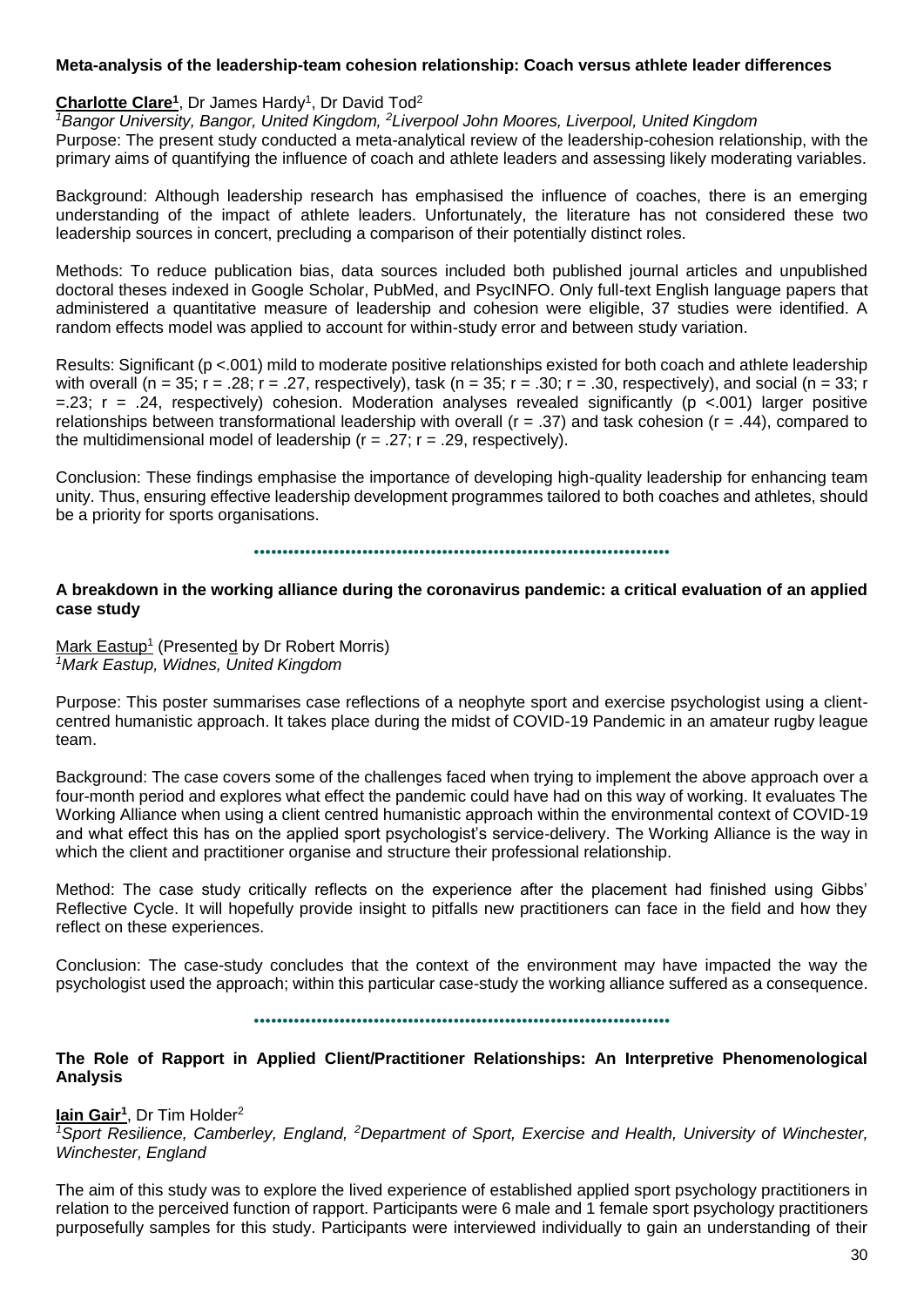**Meta-analysis of the leadership-team cohesion relationship: Coach versus athlete leader differences**

**Charlotte Clare[1]**, Dr James Hardy[1], Dr David Tod[2]

*[1]Bangor University, Bangor, United Kingdom, [2]Liverpool John Moores, Liverpool, United Kingdom*

Purpose: The present study conducted a meta-analytical review of the leadership-cohesion relationship, with the primary aims of quantifying the influence of coach and athlete leaders and assessing likely moderating variables.

Background: Although leadership research has emphasised the influence of coaches, there is an emerging understanding of the impact of athlete leaders. Unfortunately, the literature has not considered these two leadership sources in concert, precluding a comparison of their potentially distinct roles.

Methods: To reduce publication bias, data sources included both published journal articles and unpublished doctoral theses indexed in Google Scholar, PubMed, and PsycINFO. Only full-text English language papers that administered a quantitative measure of leadership and cohesion were eligible, 37 studies were identified. A random effects model was applied to account for within-study error and between study variation.

Results: Significant ($p < .001$) mild to moderate positive relationships existed for both coach and athlete leadership with overall ($n = 35$; $r = .28$; $r = .27$, respectively), task ($n = 35$; $r = .30$; $r = .30$, respectively), and social ($n = 33$; $r = .23$; $r = .24$, respectively) cohesion. Moderation analyses revealed significantly ($p < .001$) larger positive relationships between transformational leadership with overall ($r = .37$) and task cohesion ($r = .44$), compared to the multidimensional model of leadership ($r = .27$; $r = .29$, respectively).

Conclusion: These findings emphasise the importance of developing high-quality leadership for enhancing team unity. Thus, ensuring effective leadership development programmes tailored to both coaches and athletes, should be a priority for sports organisations.

---

**A breakdown in the working alliance during the coronavirus pandemic: a critical evaluation of an applied case study**

Mark Eastup[1] (Presented by Dr Robert Morris)

*[1]Mark Eastup, Widnes, United Kingdom*

Purpose: This poster summarises case reflections of a neophyte sport and exercise psychologist using a client-centred humanistic approach. It takes place during the midst of COVID-19 Pandemic in an amateur rugby league team.

Background: The case covers some of the challenges faced when trying to implement the above approach over a four-month period and explores what effect the pandemic could have had on this way of working. It evaluates The Working Alliance when using a client centred humanistic approach within the environmental context of COVID-19 and what effect this has on the applied sport psychologist's service-delivery. The Working Alliance is the way in which the client and practitioner organise and structure their professional relationship.

Method: The case study critically reflects on the experience after the placement had finished using Gibbs' Reflective Cycle. It will hopefully provide insight to pitfalls new practitioners can face in the field and how they reflect on these experiences.

Conclusion: The case-study concludes that the context of the environment may have impacted the way the psychologist used the approach; within this particular case-study the working alliance suffered as a consequence.

---

**The Role of Rapport in Applied Client/Practitioner Relationships: An Interpretive Phenomenological Analysis**

**Iain Gair[1]**, Dr Tim Holder[2]

*[1]Sport Resilience, Camberley, England, [2]Department of Sport, Exercise and Health, University of Winchester, Winchester, England*

The aim of this study was to explore the lived experience of established applied sport psychology practitioners in relation to the perceived function of rapport. Participants were 6 male and 1 female sport psychology practitioners purposefully samples for this study. Participants were interviewed individually to gain an understanding of their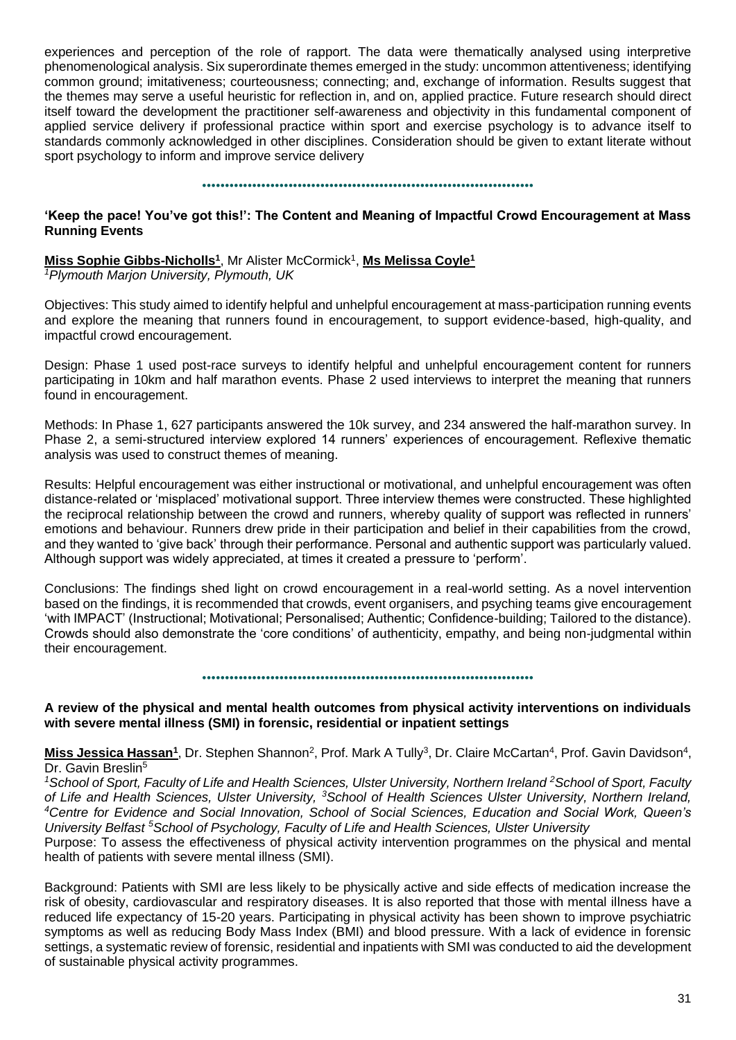experiences and perception of the role of rapport. The data were thematically analysed using interpretive phenomenological analysis. Six superordinate themes emerged in the study: uncommon attentiveness; identifying common ground; imitativeness; courteousness; connecting; and, exchange of information. Results suggest that the themes may serve a useful heuristic for reflection in, and on, applied practice. Future research should direct itself toward the development the practitioner self-awareness and objectivity in this fundamental component of applied service delivery if professional practice within sport and exercise psychology is to advance itself to standards commonly acknowledged in other disciplines. Consideration should be given to extant literate without sport psychology to inform and improve service delivery

---

### 'Keep the pace! You've got this!': The Content and Meaning of Impactful Crowd Encouragement at Mass Running Events

**Miss Sophie Gibbs-Nicholls[1]**, Mr Alister McCormick[1], **Ms Melissa Coyle[1]**
*[1]Plymouth Marjon University, Plymouth, UK*

Objectives: This study aimed to identify helpful and unhelpful encouragement at mass-participation running events and explore the meaning that runners found in encouragement, to support evidence-based, high-quality, and impactful crowd encouragement.

Design: Phase 1 used post-race surveys to identify helpful and unhelpful encouragement content for runners participating in 10km and half marathon events. Phase 2 used interviews to interpret the meaning that runners found in encouragement.

Methods: In Phase 1, 627 participants answered the 10k survey, and 234 answered the half-marathon survey. In Phase 2, a semi-structured interview explored 14 runners' experiences of encouragement. Reflexive thematic analysis was used to construct themes of meaning.

Results: Helpful encouragement was either instructional or motivational, and unhelpful encouragement was often distance-related or 'misplaced' motivational support. Three interview themes were constructed. These highlighted the reciprocal relationship between the crowd and runners, whereby quality of support was reflected in runners' emotions and behaviour. Runners drew pride in their participation and belief in their capabilities from the crowd, and they wanted to 'give back' through their performance. Personal and authentic support was particularly valued. Although support was widely appreciated, at times it created a pressure to 'perform'.

Conclusions: The findings shed light on crowd encouragement in a real-world setting. As a novel intervention based on the findings, it is recommended that crowds, event organisers, and psyching teams give encouragement 'with IMPACT' (Instructional; Motivational; Personalised; Authentic; Confidence-building; Tailored to the distance). Crowds should also demonstrate the 'core conditions' of authenticity, empathy, and being non-judgmental within their encouragement.

---

### A review of the physical and mental health outcomes from physical activity interventions on individuals with severe mental illness (SMI) in forensic, residential or inpatient settings

**Miss Jessica Hassan[1]**, Dr. Stephen Shannon[2], Prof. Mark A Tully[3], Dr. Claire McCartan[4], Prof. Gavin Davidson[4], Dr. Gavin Breslin[5]
*[1]School of Sport, Faculty of Life and Health Sciences, Ulster University, Northern Ireland [2]School of Sport, Faculty of Life and Health Sciences, Ulster University, [3]School of Health Sciences Ulster University, Northern Ireland, [4]Centre for Evidence and Social Innovation, School of Social Sciences, Education and Social Work, Queen's University Belfast [5]School of Psychology, Faculty of Life and Health Sciences, Ulster University*

Purpose: To assess the effectiveness of physical activity intervention programmes on the physical and mental health of patients with severe mental illness (SMI).

Background: Patients with SMI are less likely to be physically active and side effects of medication increase the risk of obesity, cardiovascular and respiratory diseases. It is also reported that those with mental illness have a reduced life expectancy of 15-20 years. Participating in physical activity has been shown to improve psychiatric symptoms as well as reducing Body Mass Index (BMI) and blood pressure. With a lack of evidence in forensic settings, a systematic review of forensic, residential and inpatients with SMI was conducted to aid the development of sustainable physical activity programmes.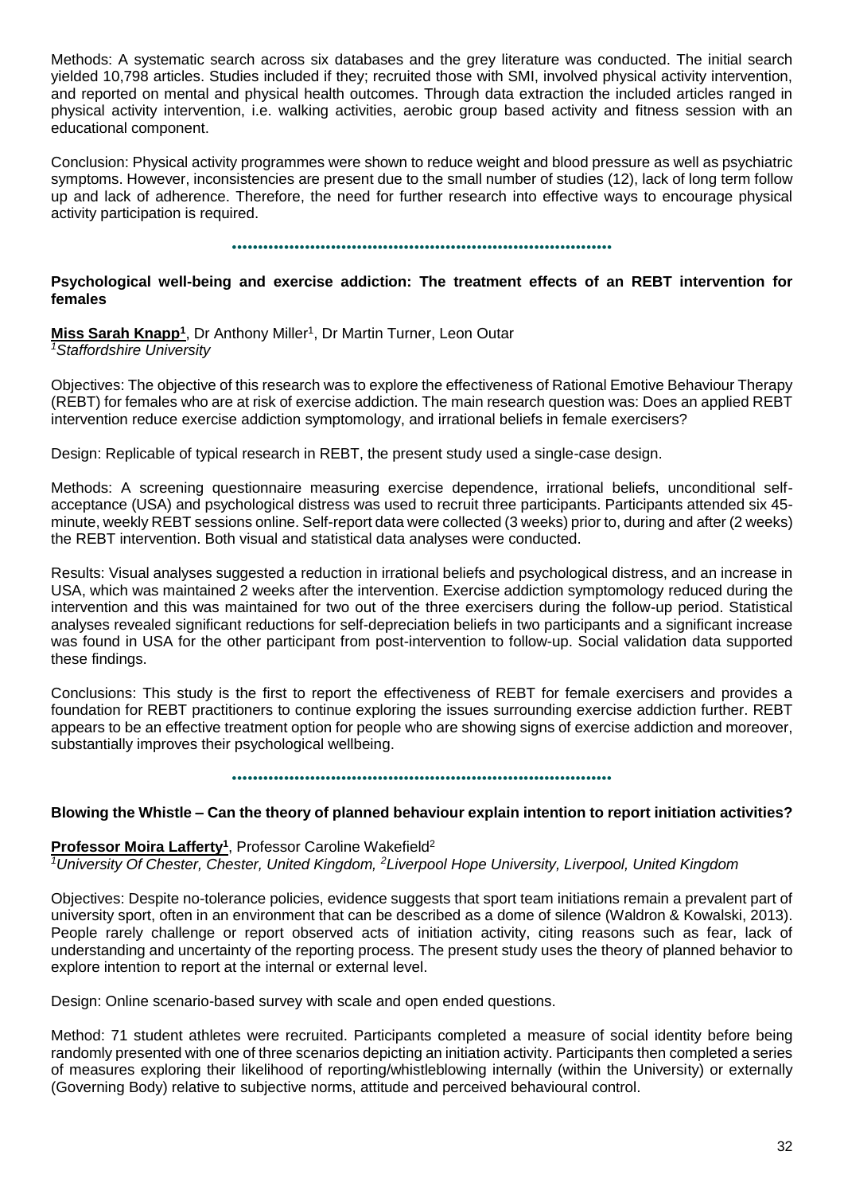Methods: A systematic search across six databases and the grey literature was conducted. The initial search yielded 10,798 articles. Studies included if they; recruited those with SMI, involved physical activity intervention, and reported on mental and physical health outcomes. Through data extraction the included articles ranged in physical activity intervention, i.e. walking activities, aerobic group based activity and fitness session with an educational component.

Conclusion: Physical activity programmes were shown to reduce weight and blood pressure as well as psychiatric symptoms. However, inconsistencies are present due to the small number of studies (12), lack of long term follow up and lack of adherence. Therefore, the need for further research into effective ways to encourage physical activity participation is required.

---

### Psychological well-being and exercise addiction: The treatment effects of an REBT intervention for females

**Miss Sarah Knapp[1]**, Dr Anthony Miller[1], Dr Martin Turner, Leon Outar

*[1]Staffordshire University*

Objectives: The objective of this research was to explore the effectiveness of Rational Emotive Behaviour Therapy (REBT) for females who are at risk of exercise addiction. The main research question was: Does an applied REBT intervention reduce exercise addiction symptomology, and irrational beliefs in female exercisers?

Design: Replicable of typical research in REBT, the present study used a single-case design.

Methods: A screening questionnaire measuring exercise dependence, irrational beliefs, unconditional self-acceptance (USA) and psychological distress was used to recruit three participants. Participants attended six 45-minute, weekly REBT sessions online. Self-report data were collected (3 weeks) prior to, during and after (2 weeks) the REBT intervention. Both visual and statistical data analyses were conducted.

Results: Visual analyses suggested a reduction in irrational beliefs and psychological distress, and an increase in USA, which was maintained 2 weeks after the intervention. Exercise addiction symptomology reduced during the intervention and this was maintained for two out of the three exercisers during the follow-up period. Statistical analyses revealed significant reductions for self-depreciation beliefs in two participants and a significant increase was found in USA for the other participant from post-intervention to follow-up. Social validation data supported these findings.

Conclusions: This study is the first to report the effectiveness of REBT for female exercisers and provides a foundation for REBT practitioners to continue exploring the issues surrounding exercise addiction further. REBT appears to be an effective treatment option for people who are showing signs of exercise addiction and moreover, substantially improves their psychological wellbeing.

---

### Blowing the Whistle – Can the theory of planned behaviour explain intention to report initiation activities?

**Professor Moira Lafferty[1]**, Professor Caroline Wakefield[2]

*[1]University Of Chester, Chester, United Kingdom, [2]Liverpool Hope University, Liverpool, United Kingdom*

Objectives: Despite no-tolerance policies, evidence suggests that sport team initiations remain a prevalent part of university sport, often in an environment that can be described as a dome of silence (Waldron & Kowalski, 2013). People rarely challenge or report observed acts of initiation activity, citing reasons such as fear, lack of understanding and uncertainty of the reporting process. The present study uses the theory of planned behavior to explore intention to report at the internal or external level.

Design: Online scenario-based survey with scale and open ended questions.

Method: 71 student athletes were recruited. Participants completed a measure of social identity before being randomly presented with one of three scenarios depicting an initiation activity. Participants then completed a series of measures exploring their likelihood of reporting/whistleblowing internally (within the University) or externally (Governing Body) relative to subjective norms, attitude and perceived behavioural control.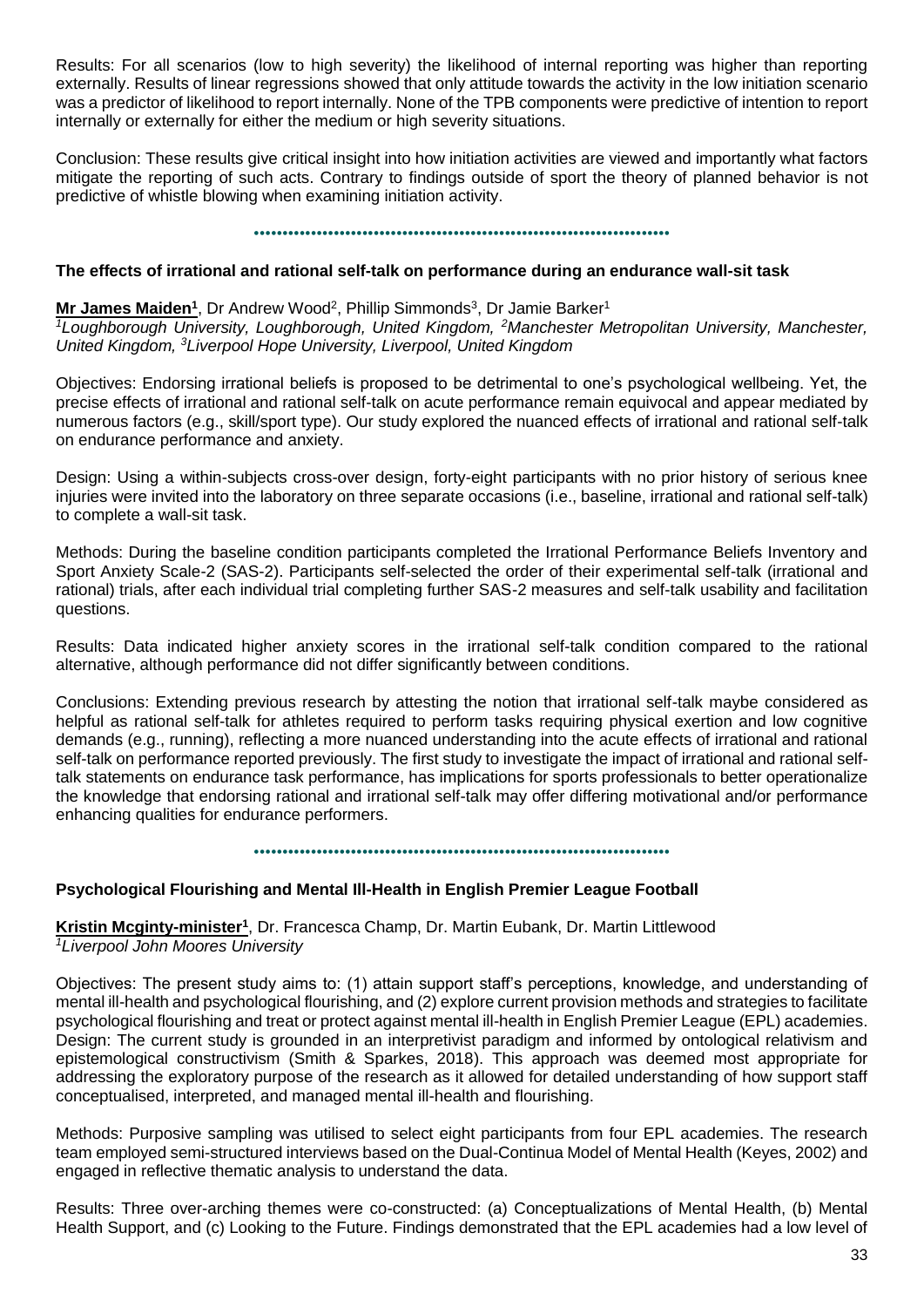Results: For all scenarios (low to high severity) the likelihood of internal reporting was higher than reporting externally. Results of linear regressions showed that only attitude towards the activity in the low initiation scenario was a predictor of likelihood to report internally. None of the TPB components were predictive of intention to report internally or externally for either the medium or high severity situations.

Conclusion: These results give critical insight into how initiation activities are viewed and importantly what factors mitigate the reporting of such acts. Contrary to findings outside of sport the theory of planned behavior is not predictive of whistle blowing when examining initiation activity.

••••••••••••••••••••••••••••••••••••••••••••••••••••••••••••••••••••••••

### The effects of irrational and rational self-talk on performance during an endurance wall-sit task

**Mr James Maiden[1]**, Dr Andrew Wood[2], Phillip Simmonds[3], Dr Jamie Barker[1]
*[1]Loughborough University, Loughborough, United Kingdom, [2]Manchester Metropolitan University, Manchester, United Kingdom, [3]Liverpool Hope University, Liverpool, United Kingdom*

Objectives: Endorsing irrational beliefs is proposed to be detrimental to one's psychological wellbeing. Yet, the precise effects of irrational and rational self-talk on acute performance remain equivocal and appear mediated by numerous factors (e.g., skill/sport type). Our study explored the nuanced effects of irrational and rational self-talk on endurance performance and anxiety.

Design: Using a within-subjects cross-over design, forty-eight participants with no prior history of serious knee injuries were invited into the laboratory on three separate occasions (i.e., baseline, irrational and rational self-talk) to complete a wall-sit task.

Methods: During the baseline condition participants completed the Irrational Performance Beliefs Inventory and Sport Anxiety Scale-2 (SAS-2). Participants self-selected the order of their experimental self-talk (irrational and rational) trials, after each individual trial completing further SAS-2 measures and self-talk usability and facilitation questions.

Results: Data indicated higher anxiety scores in the irrational self-talk condition compared to the rational alternative, although performance did not differ significantly between conditions.

Conclusions: Extending previous research by attesting the notion that irrational self-talk maybe considered as helpful as rational self-talk for athletes required to perform tasks requiring physical exertion and low cognitive demands (e.g., running), reflecting a more nuanced understanding into the acute effects of irrational and rational self-talk on performance reported previously. The first study to investigate the impact of irrational and rational self-talk statements on endurance task performance, has implications for sports professionals to better operationalize the knowledge that endorsing rational and irrational self-talk may offer differing motivational and/or performance enhancing qualities for endurance performers.

••••••••••••••••••••••••••••••••••••••••••••••••••••••••••••••••••••••••

### Psychological Flourishing and Mental Ill-Health in English Premier League Football

**Kristin Mcginty-minister[1]**, Dr. Francesca Champ, Dr. Martin Eubank, Dr. Martin Littlewood
*[1]Liverpool John Moores University*

Objectives: The present study aims to: (1) attain support staff's perceptions, knowledge, and understanding of mental ill-health and psychological flourishing, and (2) explore current provision methods and strategies to facilitate psychological flourishing and treat or protect against mental ill-health in English Premier League (EPL) academies.
Design: The current study is grounded in an interpretivist paradigm and informed by ontological relativism and epistemological constructivism (Smith & Sparkes, 2018). This approach was deemed most appropriate for addressing the exploratory purpose of the research as it allowed for detailed understanding of how support staff conceptualised, interpreted, and managed mental ill-health and flourishing.

Methods: Purposive sampling was utilised to select eight participants from four EPL academies. The research team employed semi-structured interviews based on the Dual-Continua Model of Mental Health (Keyes, 2002) and engaged in reflective thematic analysis to understand the data.

Results: Three over-arching themes were co-constructed: (a) Conceptualizations of Mental Health, (b) Mental Health Support, and (c) Looking to the Future. Findings demonstrated that the EPL academies had a low level of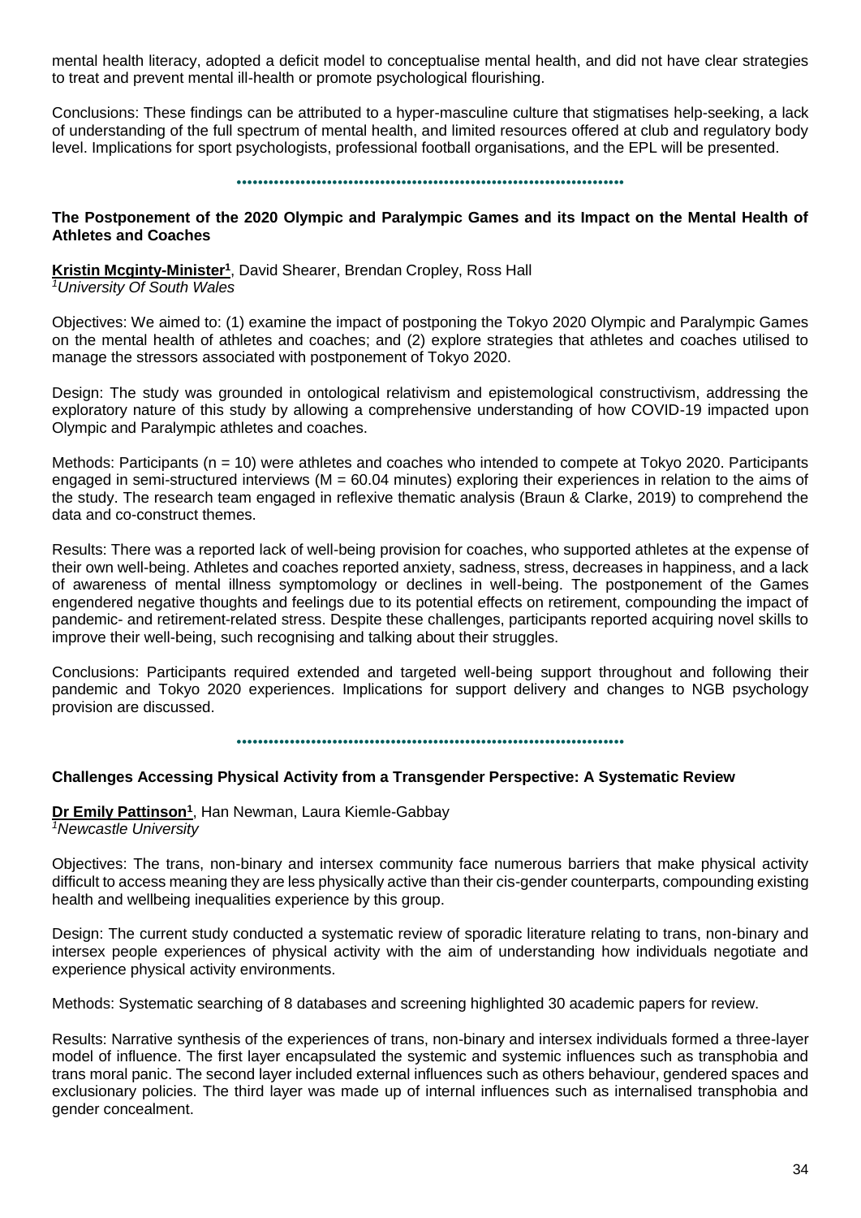mental health literacy, adopted a deficit model to conceptualise mental health, and did not have clear strategies to treat and prevent mental ill-health or promote psychological flourishing.

Conclusions: These findings can be attributed to a hyper-masculine culture that stigmatises help-seeking, a lack of understanding of the full spectrum of mental health, and limited resources offered at club and regulatory body level. Implications for sport psychologists, professional football organisations, and the EPL will be presented.

---

### The Postponement of the 2020 Olympic and Paralympic Games and its Impact on the Mental Health of Athletes and Coaches

**Kristin Mcginty-Minister[1]**, David Shearer, Brendan Cropley, Ross Hall
*[1]University Of South Wales*

Objectives: We aimed to: (1) examine the impact of postponing the Tokyo 2020 Olympic and Paralympic Games on the mental health of athletes and coaches; and (2) explore strategies that athletes and coaches utilised to manage the stressors associated with postponement of Tokyo 2020.

Design: The study was grounded in ontological relativism and epistemological constructivism, addressing the exploratory nature of this study by allowing a comprehensive understanding of how COVID-19 impacted upon Olympic and Paralympic athletes and coaches.

Methods: Participants (n = 10) were athletes and coaches who intended to compete at Tokyo 2020. Participants engaged in semi-structured interviews (M = 60.04 minutes) exploring their experiences in relation to the aims of the study. The research team engaged in reflexive thematic analysis (Braun & Clarke, 2019) to comprehend the data and co-construct themes.

Results: There was a reported lack of well-being provision for coaches, who supported athletes at the expense of their own well-being. Athletes and coaches reported anxiety, sadness, stress, decreases in happiness, and a lack of awareness of mental illness symptomology or declines in well-being. The postponement of the Games engendered negative thoughts and feelings due to its potential effects on retirement, compounding the impact of pandemic- and retirement-related stress. Despite these challenges, participants reported acquiring novel skills to improve their well-being, such recognising and talking about their struggles.

Conclusions: Participants required extended and targeted well-being support throughout and following their pandemic and Tokyo 2020 experiences. Implications for support delivery and changes to NGB psychology provision are discussed.

---

### Challenges Accessing Physical Activity from a Transgender Perspective: A Systematic Review

**Dr Emily Pattinson[1]**, Han Newman, Laura Kiemle-Gabbay
*[1]Newcastle University*

Objectives: The trans, non-binary and intersex community face numerous barriers that make physical activity difficult to access meaning they are less physically active than their cis-gender counterparts, compounding existing health and wellbeing inequalities experience by this group.

Design: The current study conducted a systematic review of sporadic literature relating to trans, non-binary and intersex people experiences of physical activity with the aim of understanding how individuals negotiate and experience physical activity environments.

Methods: Systematic searching of 8 databases and screening highlighted 30 academic papers for review.

Results: Narrative synthesis of the experiences of trans, non-binary and intersex individuals formed a three-layer model of influence. The first layer encapsulated the systemic and systemic influences such as transphobia and trans moral panic. The second layer included external influences such as others behaviour, gendered spaces and exclusionary policies. The third layer was made up of internal influences such as internalised transphobia and gender concealment.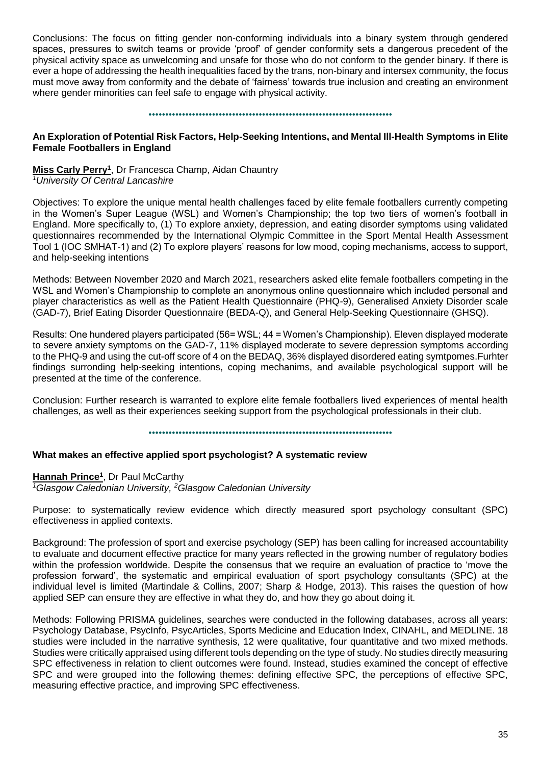Conclusions: The focus on fitting gender non-conforming individuals into a binary system through gendered spaces, pressures to switch teams or provide 'proof' of gender conformity sets a dangerous precedent of the physical activity space as unwelcoming and unsafe for those who do not conform to the gender binary. If there is ever a hope of addressing the health inequalities faced by the trans, non-binary and intersex community, the focus must move away from conformity and the debate of 'fairness' towards true inclusion and creating an environment where gender minorities can feel safe to engage with physical activity.

### An Exploration of Potential Risk Factors, Help-Seeking Intentions, and Mental Ill-Health Symptoms in Elite Female Footballers in England

**Miss Carly Perry[1]**, Dr Francesca Champ, Aidan Chauntry
*[1]University Of Central Lancashire*

Objectives: To explore the unique mental health challenges faced by elite female footballers currently competing in the Women's Super League (WSL) and Women's Championship; the top two tiers of women's football in England. More specifically to, (1) To explore anxiety, depression, and eating disorder symptoms using validated questionnaires recommended by the International Olympic Committee in the Sport Mental Health Assessment Tool 1 (IOC SMHAT-1) and (2) To explore players' reasons for low mood, coping mechanisms, access to support, and help-seeking intentions

Methods: Between November 2020 and March 2021, researchers asked elite female footballers competing in the WSL and Women's Championship to complete an anonymous online questionnaire which included personal and player characteristics as well as the Patient Health Questionnaire (PHQ-9), Generalised Anxiety Disorder scale (GAD-7), Brief Eating Disorder Questionnaire (BEDA-Q), and General Help-Seeking Questionnaire (GHSQ).

Results: One hundered players participated (56= WSL; 44 = Women's Championship). Eleven displayed moderate to severe anxiety symptoms on the GAD-7, 11% displayed moderate to severe depression symptoms according to the PHQ-9 and using the cut-off score of 4 on the BEDAQ, 36% displayed disordered eating symtpomes.Furhter findings surronding help-seeking intentions, coping mechanims, and available psychological support will be presented at the time of the conference.

Conclusion: Further research is warranted to explore elite female footballers lived experiences of mental health challenges, as well as their experiences seeking support from the psychological professionals in their club.

### What makes an effective applied sport psychologist? A systematic review

**Hannah Prince[1]**, Dr Paul McCarthy
*[1]Glasgow Caledonian University, [2]Glasgow Caledonian University*

Purpose: to systematically review evidence which directly measured sport psychology consultant (SPC) effectiveness in applied contexts.

Background: The profession of sport and exercise psychology (SEP) has been calling for increased accountability to evaluate and document effective practice for many years reflected in the growing number of regulatory bodies within the profession worldwide. Despite the consensus that we require an evaluation of practice to 'move the profession forward', the systematic and empirical evaluation of sport psychology consultants (SPC) at the individual level is limited (Martindale & Collins, 2007; Sharp & Hodge, 2013). This raises the question of how applied SEP can ensure they are effective in what they do, and how they go about doing it.

Methods: Following PRISMA guidelines, searches were conducted in the following databases, across all years: Psychology Database, PsycInfo, PsycArticles, Sports Medicine and Education Index, CINAHL, and MEDLINE. 18 studies were included in the narrative synthesis, 12 were qualitative, four quantitative and two mixed methods. Studies were critically appraised using different tools depending on the type of study. No studies directly measuring SPC effectiveness in relation to client outcomes were found. Instead, studies examined the concept of effective SPC and were grouped into the following themes: defining effective SPC, the perceptions of effective SPC, measuring effective practice, and improving SPC effectiveness.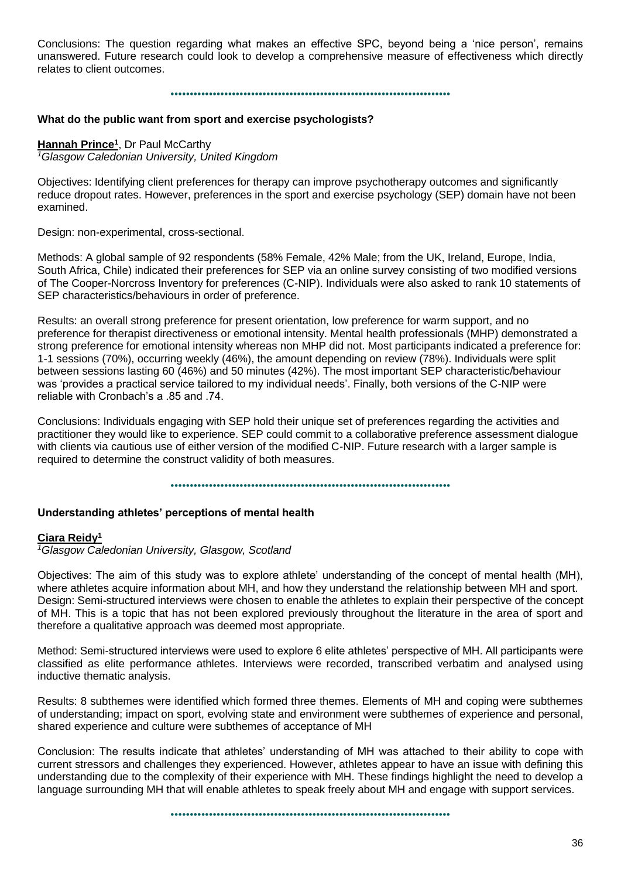Conclusions: The question regarding what makes an effective SPC, beyond being a 'nice person', remains unanswered. Future research could look to develop a comprehensive measure of effectiveness which directly relates to client outcomes.

### What do the public want from sport and exercise psychologists?

**Hannah Prince**[1], Dr Paul McCarthy
*[1]Glasgow Caledonian University, United Kingdom*

Objectives: Identifying client preferences for therapy can improve psychotherapy outcomes and significantly reduce dropout rates. However, preferences in the sport and exercise psychology (SEP) domain have not been examined.

Design: non-experimental, cross-sectional.

Methods: A global sample of 92 respondents (58% Female, 42% Male; from the UK, Ireland, Europe, India, South Africa, Chile) indicated their preferences for SEP via an online survey consisting of two modified versions of The Cooper-Norcross Inventory for preferences (C-NIP). Individuals were also asked to rank 10 statements of SEP characteristics/behaviours in order of preference.

Results: an overall strong preference for present orientation, low preference for warm support, and no preference for therapist directiveness or emotional intensity. Mental health professionals (MHP) demonstrated a strong preference for emotional intensity whereas non MHP did not. Most participants indicated a preference for: 1-1 sessions (70%), occurring weekly (46%), the amount depending on review (78%). Individuals were split between sessions lasting 60 (46%) and 50 minutes (42%). The most important SEP characteristic/behaviour was 'provides a practical service tailored to my individual needs'. Finally, both versions of the C-NIP were reliable with Cronbach's a .85 and .74.

Conclusions: Individuals engaging with SEP hold their unique set of preferences regarding the activities and practitioner they would like to experience. SEP could commit to a collaborative preference assessment dialogue with clients via cautious use of either version of the modified C-NIP. Future research with a larger sample is required to determine the construct validity of both measures.

### Understanding athletes' perceptions of mental health

**Ciara Reidy**[1]
*[1]Glasgow Caledonian University, Glasgow, Scotland*

Objectives: The aim of this study was to explore athlete' understanding of the concept of mental health (MH), where athletes acquire information about MH, and how they understand the relationship between MH and sport.
Design: Semi-structured interviews were chosen to enable the athletes to explain their perspective of the concept of MH. This is a topic that has not been explored previously throughout the literature in the area of sport and therefore a qualitative approach was deemed most appropriate.

Method: Semi-structured interviews were used to explore 6 elite athletes' perspective of MH. All participants were classified as elite performance athletes. Interviews were recorded, transcribed verbatim and analysed using inductive thematic analysis.

Results: 8 subthemes were identified which formed three themes. Elements of MH and coping were subthemes of understanding; impact on sport, evolving state and environment were subthemes of experience and personal, shared experience and culture were subthemes of acceptance of MH

Conclusion: The results indicate that athletes' understanding of MH was attached to their ability to cope with current stressors and challenges they experienced. However, athletes appear to have an issue with defining this understanding due to the complexity of their experience with MH. These findings highlight the need to develop a language surrounding MH that will enable athletes to speak freely about MH and engage with support services.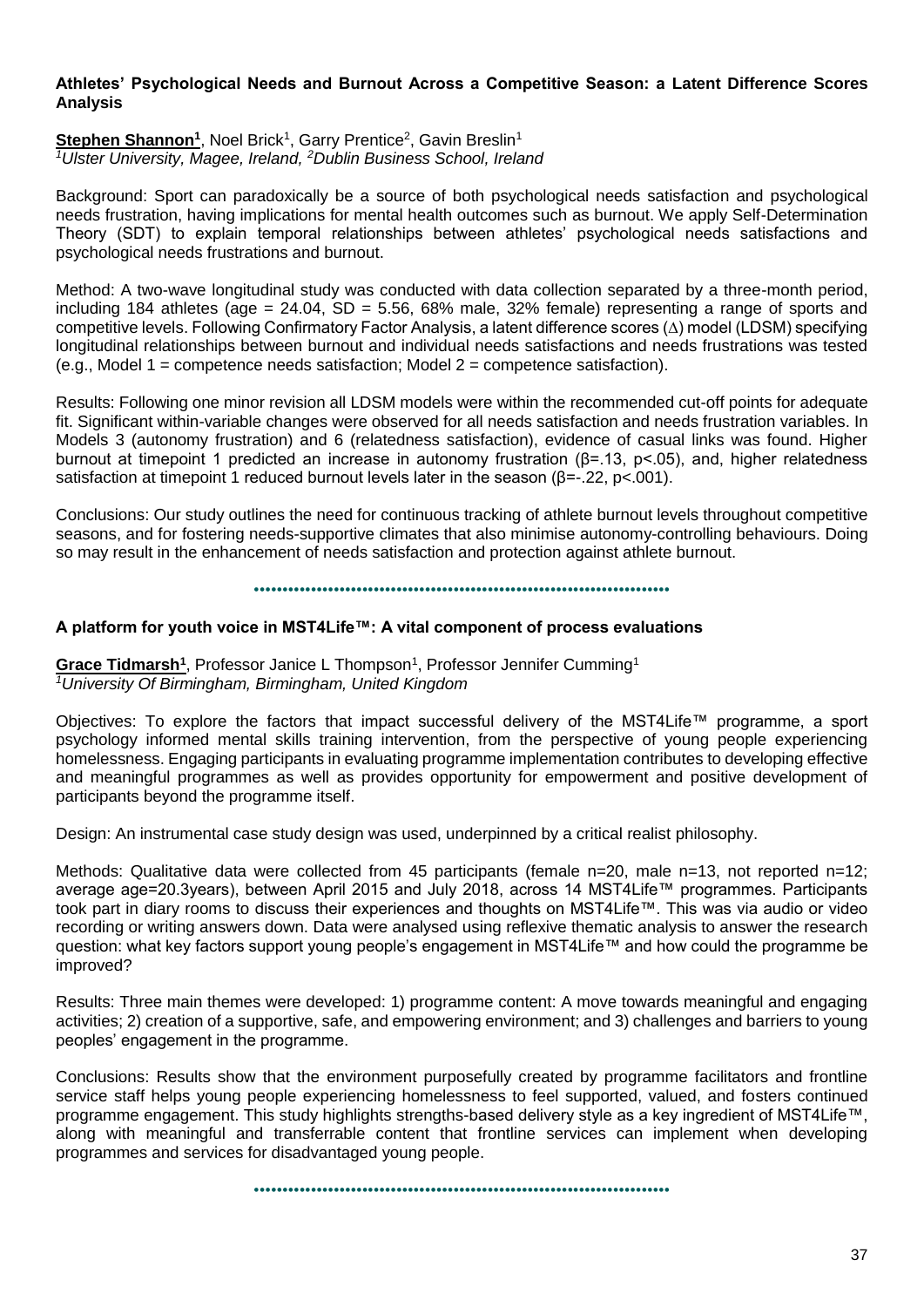### Athletes' Psychological Needs and Burnout Across a Competitive Season: a Latent Difference Scores Analysis

**Stephen Shannon[1]**, Noel Brick[1], Garry Prentice[2], Gavin Breslin[1]
*[1]Ulster University, Magee, Ireland, [2]Dublin Business School, Ireland*

Background: Sport can paradoxically be a source of both psychological needs satisfaction and psychological needs frustration, having implications for mental health outcomes such as burnout. We apply Self-Determination Theory (SDT) to explain temporal relationships between athletes' psychological needs satisfactions and psychological needs frustrations and burnout.

Method: A two-wave longitudinal study was conducted with data collection separated by a three-month period, including 184 athletes (age = 24.04, SD = 5.56, 68% male, 32% female) representing a range of sports and competitive levels. Following Confirmatory Factor Analysis, a latent difference scores ($\Delta$) model (LDSM) specifying longitudinal relationships between burnout and individual needs satisfactions and needs frustrations was tested (e.g., Model 1 = competence needs satisfaction; Model 2 = competence satisfaction).

Results: Following one minor revision all LDSM models were within the recommended cut-off points for adequate fit. Significant within-variable changes were observed for all needs satisfaction and needs frustration variables. In Models 3 (autonomy frustration) and 6 (relatedness satisfaction), evidence of casual links was found. Higher burnout at timepoint 1 predicted an increase in autonomy frustration ($\beta$=.13, $p$<.05), and, higher relatedness satisfaction at timepoint 1 reduced burnout levels later in the season ($\beta$=-.22, $p$<.001).

Conclusions: Our study outlines the need for continuous tracking of athlete burnout levels throughout competitive seasons, and for fostering needs-supportive climates that also minimise autonomy-controlling behaviours. Doing so may result in the enhancement of needs satisfaction and protection against athlete burnout.

---

### A platform for youth voice in MST4Life™: A vital component of process evaluations

**Grace Tidmarsh[1]**, Professor Janice L Thompson[1], Professor Jennifer Cumming[1]
*[1]University Of Birmingham, Birmingham, United Kingdom*

Objectives: To explore the factors that impact successful delivery of the MST4Life™ programme, a sport psychology informed mental skills training intervention, from the perspective of young people experiencing homelessness. Engaging participants in evaluating programme implementation contributes to developing effective and meaningful programmes as well as provides opportunity for empowerment and positive development of participants beyond the programme itself.

Design: An instrumental case study design was used, underpinned by a critical realist philosophy.

Methods: Qualitative data were collected from 45 participants (female n=20, male n=13, not reported n=12; average age=20.3years), between April 2015 and July 2018, across 14 MST4Life™ programmes. Participants took part in diary rooms to discuss their experiences and thoughts on MST4Life™. This was via audio or video recording or writing answers down. Data were analysed using reflexive thematic analysis to answer the research question: what key factors support young people's engagement in MST4Life™ and how could the programme be improved?

Results: Three main themes were developed: 1) programme content: A move towards meaningful and engaging activities; 2) creation of a supportive, safe, and empowering environment; and 3) challenges and barriers to young peoples' engagement in the programme.

Conclusions: Results show that the environment purposefully created by programme facilitators and frontline service staff helps young people experiencing homelessness to feel supported, valued, and fosters continued programme engagement. This study highlights strengths-based delivery style as a key ingredient of MST4Life™, along with meaningful and transferrable content that frontline services can implement when developing programmes and services for disadvantaged young people.

---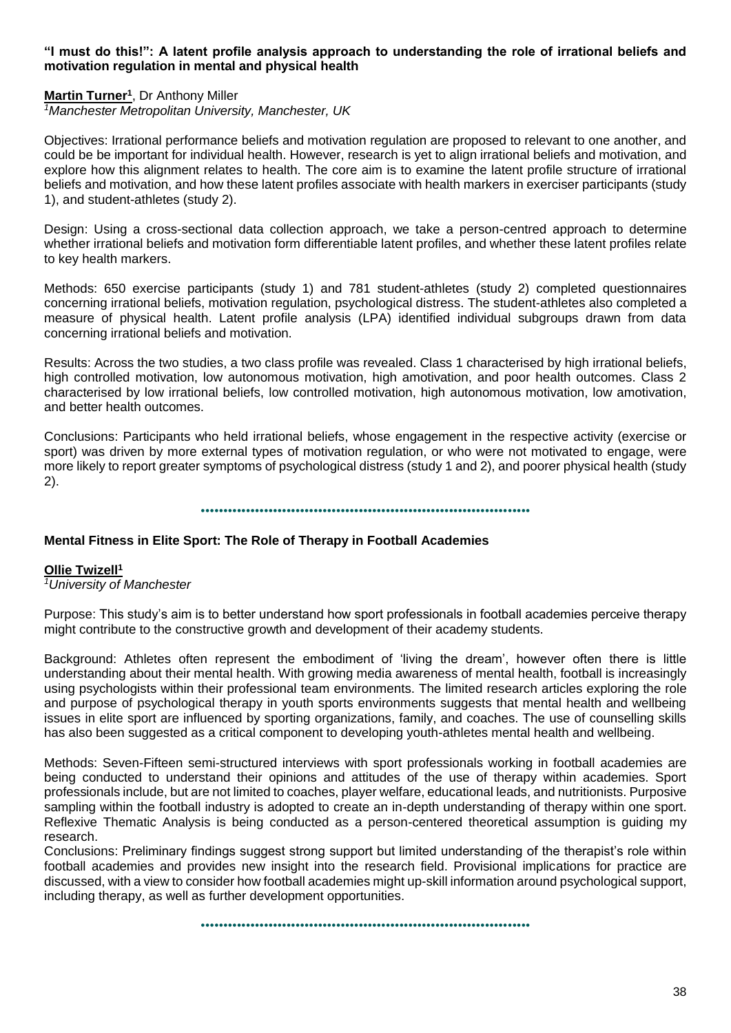**"I must do this!": A latent profile analysis approach to understanding the role of irrational beliefs and motivation regulation in mental and physical health**

**Martin Turner[1]**, Dr Anthony Miller
*[1]Manchester Metropolitan University, Manchester, UK*

Objectives: Irrational performance beliefs and motivation regulation are proposed to relevant to one another, and could be be important for individual health. However, research is yet to align irrational beliefs and motivation, and explore how this alignment relates to health. The core aim is to examine the latent profile structure of irrational beliefs and motivation, and how these latent profiles associate with health markers in exerciser participants (study 1), and student-athletes (study 2).

Design: Using a cross-sectional data collection approach, we take a person-centred approach to determine whether irrational beliefs and motivation form differentiable latent profiles, and whether these latent profiles relate to key health markers.

Methods: 650 exercise participants (study 1) and 781 student-athletes (study 2) completed questionnaires concerning irrational beliefs, motivation regulation, psychological distress. The student-athletes also completed a measure of physical health. Latent profile analysis (LPA) identified individual subgroups drawn from data concerning irrational beliefs and motivation.

Results: Across the two studies, a two class profile was revealed. Class 1 characterised by high irrational beliefs, high controlled motivation, low autonomous motivation, high amotivation, and poor health outcomes. Class 2 characterised by low irrational beliefs, low controlled motivation, high autonomous motivation, low amotivation, and better health outcomes.

Conclusions: Participants who held irrational beliefs, whose engagement in the respective activity (exercise or sport) was driven by more external types of motivation regulation, or who were not motivated to engage, were more likely to report greater symptoms of psychological distress (study 1 and 2), and poorer physical health (study 2).

---

**Mental Fitness in Elite Sport: The Role of Therapy in Football Academies**

**Ollie Twizell[1]**
*[1]University of Manchester*

Purpose: This study's aim is to better understand how sport professionals in football academies perceive therapy might contribute to the constructive growth and development of their academy students.

Background: Athletes often represent the embodiment of 'living the dream', however often there is little understanding about their mental health. With growing media awareness of mental health, football is increasingly using psychologists within their professional team environments. The limited research articles exploring the role and purpose of psychological therapy in youth sports environments suggests that mental health and wellbeing issues in elite sport are influenced by sporting organizations, family, and coaches. The use of counselling skills has also been suggested as a critical component to developing youth-athletes mental health and wellbeing.

Methods: Seven-Fifteen semi-structured interviews with sport professionals working in football academies are being conducted to understand their opinions and attitudes of the use of therapy within academies. Sport professionals include, but are not limited to coaches, player welfare, educational leads, and nutritionists. Purposive sampling within the football industry is adopted to create an in-depth understanding of therapy within one sport. Reflexive Thematic Analysis is being conducted as a person-centered theoretical assumption is guiding my research.

Conclusions: Preliminary findings suggest strong support but limited understanding of the therapist's role within football academies and provides new insight into the research field. Provisional implications for practice are discussed, with a view to consider how football academies might up-skill information around psychological support, including therapy, as well as further development opportunities.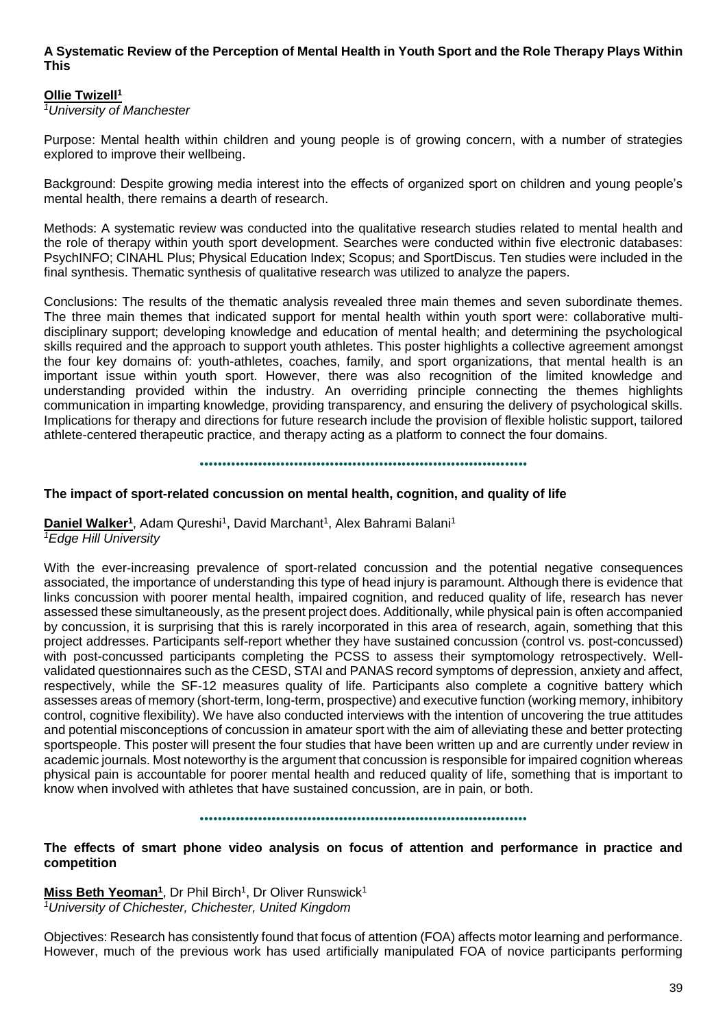### A Systematic Review of the Perception of Mental Health in Youth Sport and the Role Therapy Plays Within This

**Ollie Twizell[1]**
*[1]University of Manchester*

Purpose: Mental health within children and young people is of growing concern, with a number of strategies explored to improve their wellbeing.

Background: Despite growing media interest into the effects of organized sport on children and young people's mental health, there remains a dearth of research.

Methods: A systematic review was conducted into the qualitative research studies related to mental health and the role of therapy within youth sport development. Searches were conducted within five electronic databases: PsychINFO; CINAHL Plus; Physical Education Index; Scopus; and SportDiscus. Ten studies were included in the final synthesis. Thematic synthesis of qualitative research was utilized to analyze the papers.

Conclusions: The results of the thematic analysis revealed three main themes and seven subordinate themes. The three main themes that indicated support for mental health within youth sport were: collaborative multi-disciplinary support; developing knowledge and education of mental health; and determining the psychological skills required and the approach to support youth athletes. This poster highlights a collective agreement amongst the four key domains of: youth-athletes, coaches, family, and sport organizations, that mental health is an important issue within youth sport. However, there was also recognition of the limited knowledge and understanding provided within the industry. An overriding principle connecting the themes highlights communication in imparting knowledge, providing transparency, and ensuring the delivery of psychological skills. Implications for therapy and directions for future research include the provision of flexible holistic support, tailored athlete-centered therapeutic practice, and therapy acting as a platform to connect the four domains.

---

### The impact of sport-related concussion on mental health, cognition, and quality of life

**Daniel Walker[1]**, Adam Qureshi[1], David Marchant[1], Alex Bahrami Balani[1]
*[1]Edge Hill University*

With the ever-increasing prevalence of sport-related concussion and the potential negative consequences associated, the importance of understanding this type of head injury is paramount. Although there is evidence that links concussion with poorer mental health, impaired cognition, and reduced quality of life, research has never assessed these simultaneously, as the present project does. Additionally, while physical pain is often accompanied by concussion, it is surprising that this is rarely incorporated in this area of research, again, something that this project addresses. Participants self-report whether they have sustained concussion (control vs. post-concussed) with post-concussed participants completing the PCSS to assess their symptomology retrospectively. Well-validated questionnaires such as the CESD, STAI and PANAS record symptoms of depression, anxiety and affect, respectively, while the SF-12 measures quality of life. Participants also complete a cognitive battery which assesses areas of memory (short-term, long-term, prospective) and executive function (working memory, inhibitory control, cognitive flexibility). We have also conducted interviews with the intention of uncovering the true attitudes and potential misconceptions of concussion in amateur sport with the aim of alleviating these and better protecting sportspeople. This poster will present the four studies that have been written up and are currently under review in academic journals. Most noteworthy is the argument that concussion is responsible for impaired cognition whereas physical pain is accountable for poorer mental health and reduced quality of life, something that is important to know when involved with athletes that have sustained concussion, are in pain, or both.

---

### The effects of smart phone video analysis on focus of attention and performance in practice and competition

**Miss Beth Yeoman[1]**, Dr Phil Birch[1], Dr Oliver Runswick[1]
*[1]University of Chichester, Chichester, United Kingdom*

Objectives: Research has consistently found that focus of attention (FOA) affects motor learning and performance. However, much of the previous work has used artificially manipulated FOA of novice participants performing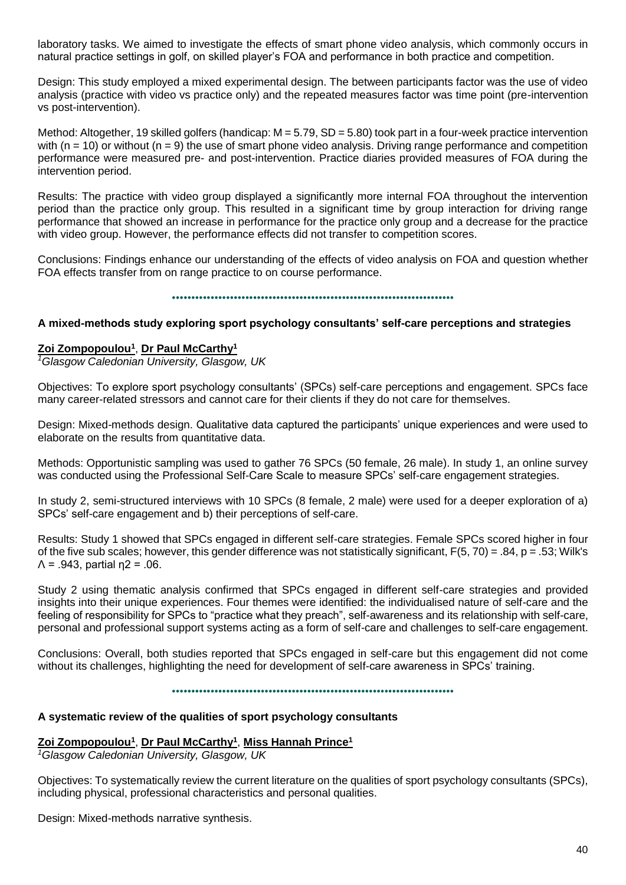laboratory tasks. We aimed to investigate the effects of smart phone video analysis, which commonly occurs in natural practice settings in golf, on skilled player's FOA and performance in both practice and competition.

Design: This study employed a mixed experimental design. The between participants factor was the use of video analysis (practice with video vs practice only) and the repeated measures factor was time point (pre-intervention vs post-intervention).

Method: Altogether, 19 skilled golfers (handicap: M = 5.79, SD = 5.80) took part in a four-week practice intervention with (n = 10) or without (n = 9) the use of smart phone video analysis. Driving range performance and competition performance were measured pre- and post-intervention. Practice diaries provided measures of FOA during the intervention period.

Results: The practice with video group displayed a significantly more internal FOA throughout the intervention period than the practice only group. This resulted in a significant time by group interaction for driving range performance that showed an increase in performance for the practice only group and a decrease for the practice with video group. However, the performance effects did not transfer to competition scores.

Conclusions: Findings enhance our understanding of the effects of video analysis on FOA and question whether FOA effects transfer from on range practice to on course performance.

### A mixed-methods study exploring sport psychology consultants' self-care perceptions and strategies

**Zoi Zompopoulou[1], Dr Paul McCarthy[1]**
*[1]Glasgow Caledonian University, Glasgow, UK*

Objectives: To explore sport psychology consultants' (SPCs) self-care perceptions and engagement. SPCs face many career-related stressors and cannot care for their clients if they do not care for themselves.

Design: Mixed-methods design. Qualitative data captured the participants' unique experiences and were used to elaborate on the results from quantitative data.

Methods: Opportunistic sampling was used to gather 76 SPCs (50 female, 26 male). In study 1, an online survey was conducted using the Professional Self-Care Scale to measure SPCs' self-care engagement strategies.

In study 2, semi-structured interviews with 10 SPCs (8 female, 2 male) were used for a deeper exploration of a) SPCs' self-care engagement and b) their perceptions of self-care.

Results: Study 1 showed that SPCs engaged in different self-care strategies. Female SPCs scored higher in four of the five sub scales; however, this gender difference was not statistically significant, $F(5, 70) = .84$, $p = .53$; Wilk's $\Lambda = .943$, partial $\eta^2 = .06$.

Study 2 using thematic analysis confirmed that SPCs engaged in different self-care strategies and provided insights into their unique experiences. Four themes were identified: the individualised nature of self-care and the feeling of responsibility for SPCs to "practice what they preach", self-awareness and its relationship with self-care, personal and professional support systems acting as a form of self-care and challenges to self-care engagement.

Conclusions: Overall, both studies reported that SPCs engaged in self-care but this engagement did not come without its challenges, highlighting the need for development of self-care awareness in SPCs' training.

### A systematic review of the qualities of sport psychology consultants

**Zoi Zompopoulou[1], Dr Paul McCarthy[1], Miss Hannah Prince[1]**
*[1]Glasgow Caledonian University, Glasgow, UK*

Objectives: To systematically review the current literature on the qualities of sport psychology consultants (SPCs), including physical, professional characteristics and personal qualities.

Design: Mixed-methods narrative synthesis.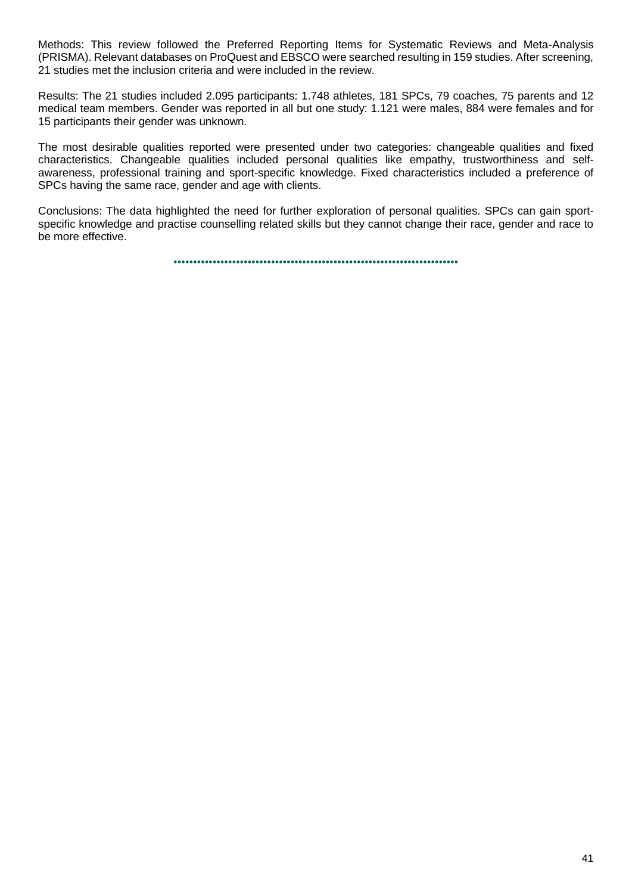Methods: This review followed the Preferred Reporting Items for Systematic Reviews and Meta-Analysis (PRISMA). Relevant databases on ProQuest and EBSCO were searched resulting in 159 studies. After screening, 21 studies met the inclusion criteria and were included in the review.

Results: The 21 studies included 2.095 participants: 1.748 athletes, 181 SPCs, 79 coaches, 75 parents and 12 medical team members. Gender was reported in all but one study: 1.121 were males, 884 were females and for 15 participants their gender was unknown.

The most desirable qualities reported were presented under two categories: changeable qualities and fixed characteristics. Changeable qualities included personal qualities like empathy, trustworthiness and self-awareness, professional training and sport-specific knowledge. Fixed characteristics included a preference of SPCs having the same race, gender and age with clients.

Conclusions: The data highlighted the need for further exploration of personal qualities. SPCs can gain sport-specific knowledge and practise counselling related skills but they cannot change their race, gender and race to be more effective.